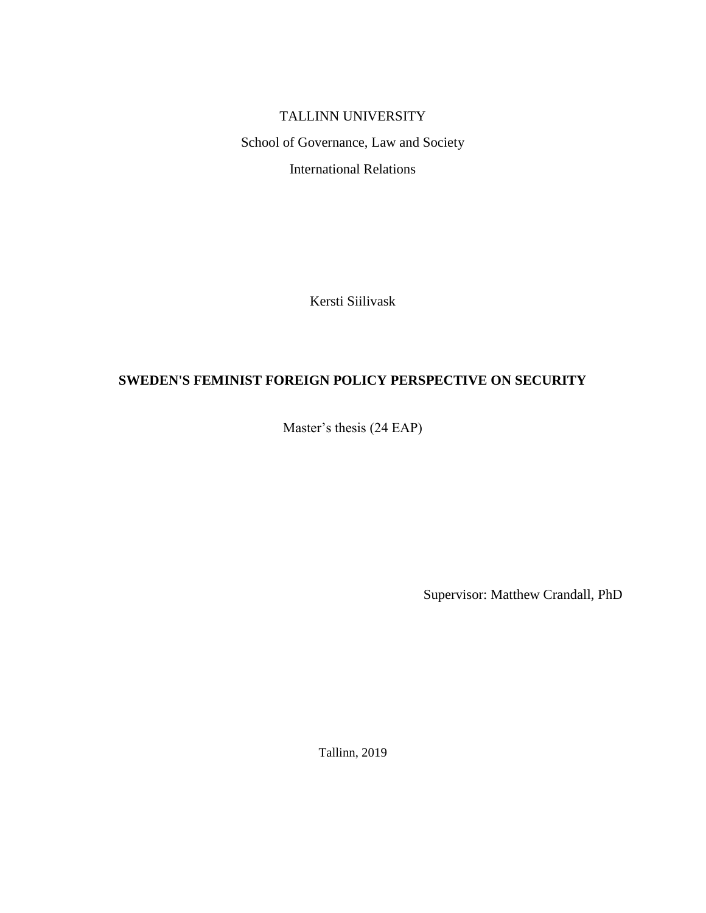TALLINN UNIVERSITY

School of Governance, Law and Society

International Relations

Kersti Siilivask

# SWEDEN'S FEMINIST FOREIGN POLICY PERSPECTIVE ON SECURITY

Master's thesis (24 EAP)

Supervisor: Matthew Crandall, PhD

Tallinn, 2019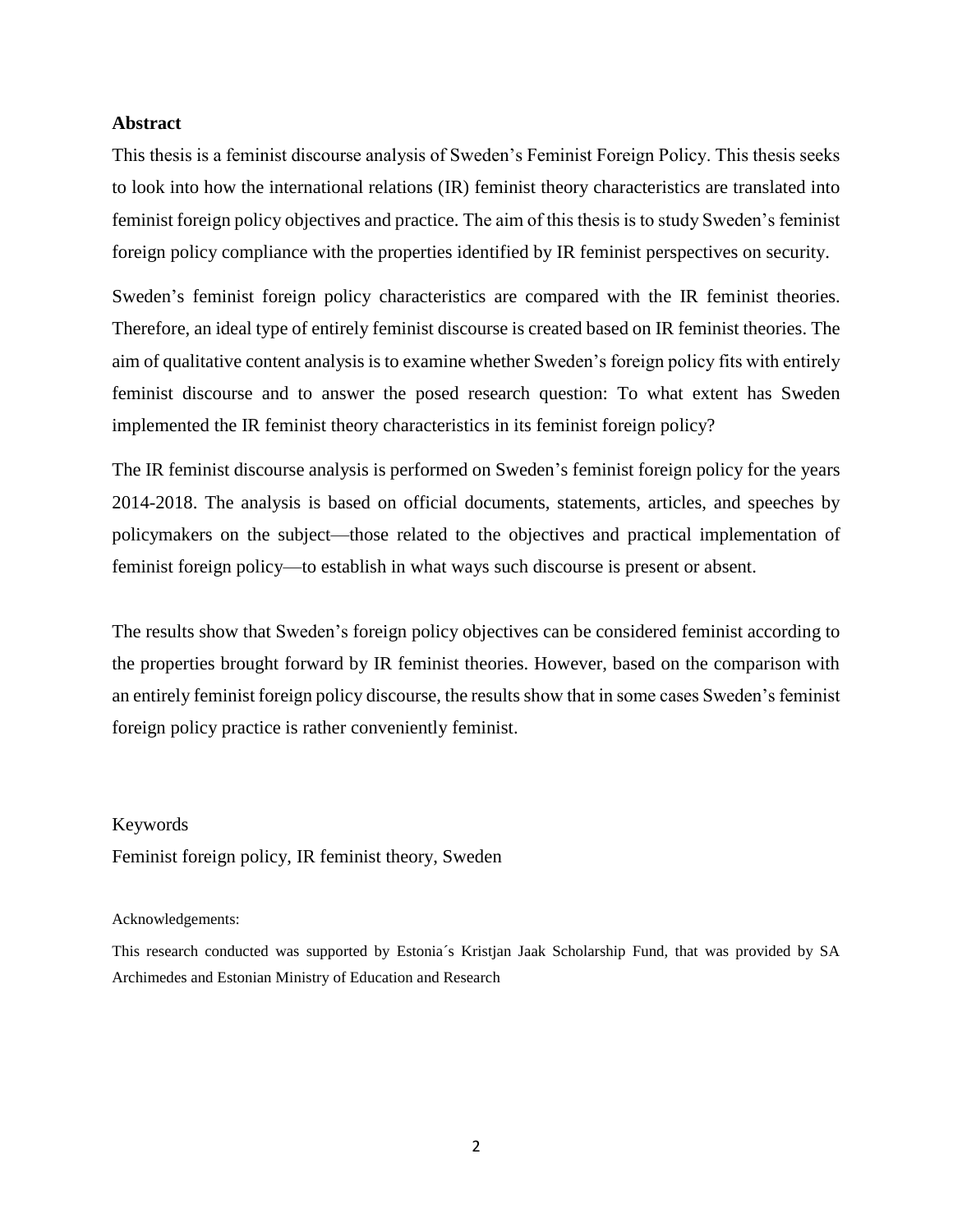**Abstract**

This thesis is a feminist discourse analysis of Sweden's Feminist Foreign Policy. This thesis seeks to look into how the international relations (IR) feminist theory characteristics are translated into feminist foreign policy objectives and practice. The aim of this thesis is to study Sweden's feminist foreign policy compliance with the properties identified by IR feminist perspectives on security.

Sweden's feminist foreign policy characteristics are compared with the IR feminist theories. Therefore, an ideal type of entirely feminist discourse is created based on IR feminist theories. The aim of qualitative content analysis is to examine whether Sweden's foreign policy fits with entirely feminist discourse and to answer the posed research question: To what extent has Sweden implemented the IR feminist theory characteristics in its feminist foreign policy?

The IR feminist discourse analysis is performed on Sweden's feminist foreign policy for the years 2014-2018. The analysis is based on official documents, statements, articles, and speeches by policymakers on the subject—those related to the objectives and practical implementation of feminist foreign policy—to establish in what ways such discourse is present or absent.

The results show that Sweden's foreign policy objectives can be considered feminist according to the properties brought forward by IR feminist theories. However, based on the comparison with an entirely feminist foreign policy discourse, the results show that in some cases Sweden's feminist foreign policy practice is rather conveniently feminist.

Keywords

Feminist foreign policy, IR feminist theory, Sweden

Acknowledgements:

This research conducted was supported by Estonia´s Kristjan Jaak Scholarship Fund, that was provided by SA Archimedes and Estonian Ministry of Education and Research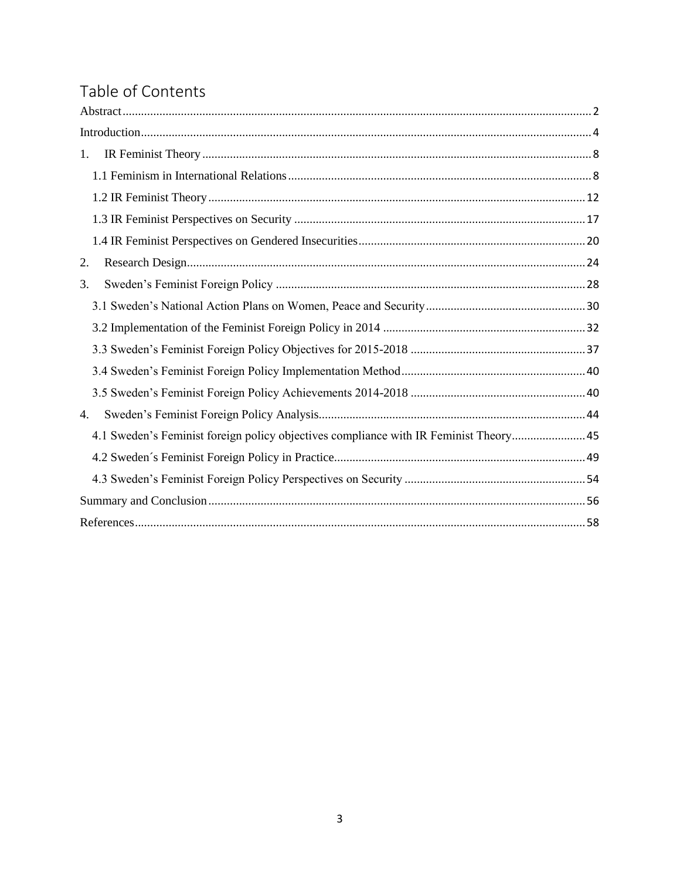# Table of Contents

Abstract ..... 2

Introduction ..... 4

1. IR Feminist Theory ..... 8
   - 1.1 Feminism in International Relations ..... 8
   - 1.2 IR Feminist Theory ..... 12
   - 1.3 IR Feminist Perspectives on Security ..... 17
   - 1.4 IR Feminist Perspectives on Gendered Insecurities ..... 20
2. Research Design ..... 24
3. Sweden's Feminist Foreign Policy ..... 28
   - 3.1 Sweden's National Action Plans on Women, Peace and Security ..... 30
   - 3.2 Implementation of the Feminist Foreign Policy in 2014 ..... 32
   - 3.3 Sweden's Feminist Foreign Policy Objectives for 2015-2018 ..... 37
   - 3.4 Sweden's Feminist Foreign Policy Implementation Method ..... 40
   - 3.5 Sweden's Feminist Foreign Policy Achievements 2014-2018 ..... 40
4. Sweden's Feminist Foreign Policy Analysis ..... 44
   - 4.1 Sweden's Feminist foreign policy objectives compliance with IR Feminist Theory ..... 45
   - 4.2 Sweden´s Feminist Foreign Policy in Practice ..... 49
   - 4.3 Sweden's Feminist Foreign Policy Perspectives on Security ..... 54

Summary and Conclusion ..... 56

References ..... 58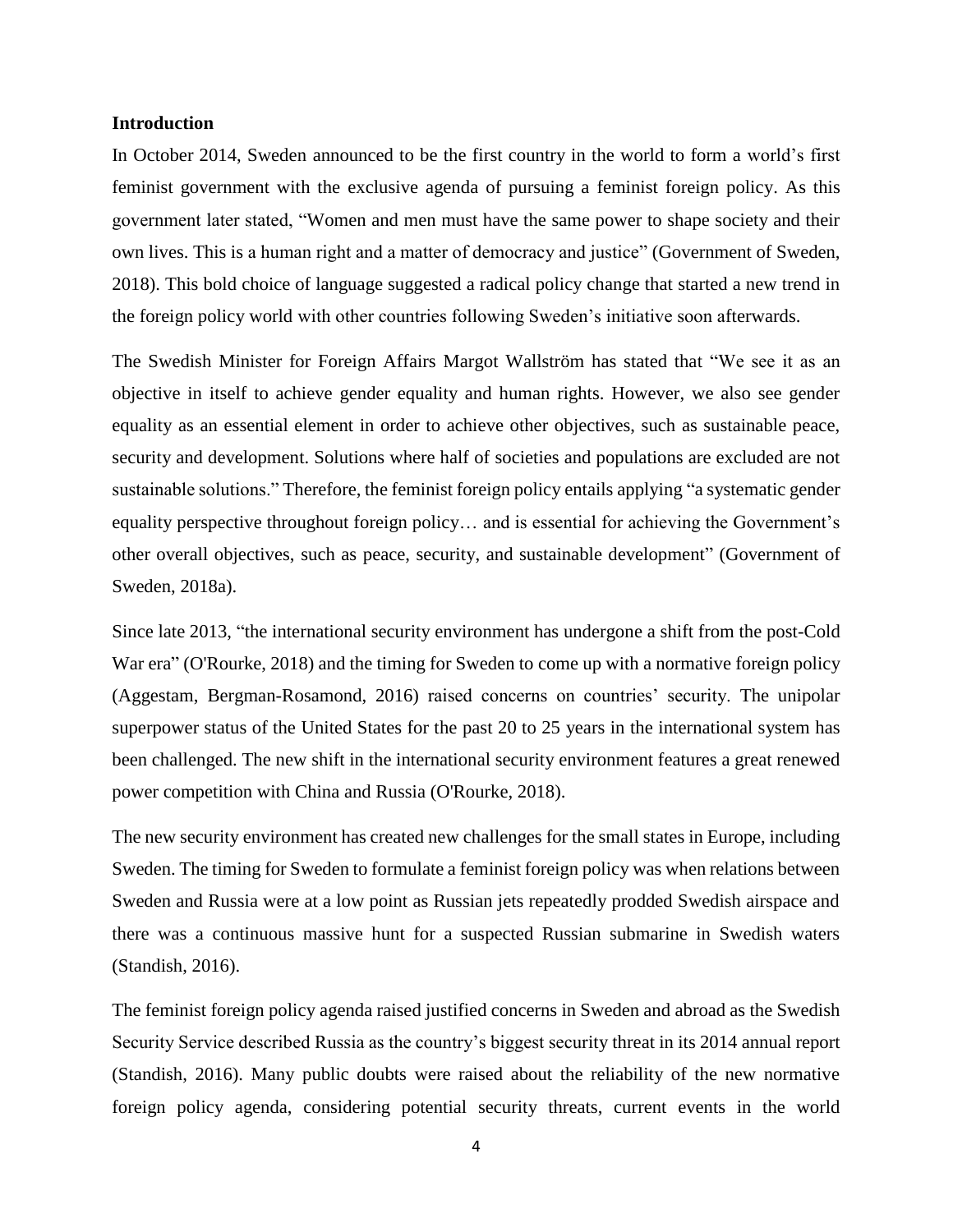**Introduction**

In October 2014, Sweden announced to be the first country in the world to form a world's first feminist government with the exclusive agenda of pursuing a feminist foreign policy. As this government later stated, "Women and men must have the same power to shape society and their own lives. This is a human right and a matter of democracy and justice" (Government of Sweden, 2018). This bold choice of language suggested a radical policy change that started a new trend in the foreign policy world with other countries following Sweden's initiative soon afterwards.

The Swedish Minister for Foreign Affairs Margot Wallström has stated that "We see it as an objective in itself to achieve gender equality and human rights. However, we also see gender equality as an essential element in order to achieve other objectives, such as sustainable peace, security and development. Solutions where half of societies and populations are excluded are not sustainable solutions." Therefore, the feminist foreign policy entails applying "a systematic gender equality perspective throughout foreign policy… and is essential for achieving the Government's other overall objectives, such as peace, security, and sustainable development" (Government of Sweden, 2018a).

Since late 2013, "the international security environment has undergone a shift from the post-Cold War era" (O'Rourke, 2018) and the timing for Sweden to come up with a normative foreign policy (Aggestam, Bergman-Rosamond, 2016) raised concerns on countries' security. The unipolar superpower status of the United States for the past 20 to 25 years in the international system has been challenged. The new shift in the international security environment features a great renewed power competition with China and Russia (O'Rourke, 2018).

The new security environment has created new challenges for the small states in Europe, including Sweden. The timing for Sweden to formulate a feminist foreign policy was when relations between Sweden and Russia were at a low point as Russian jets repeatedly prodded Swedish airspace and there was a continuous massive hunt for a suspected Russian submarine in Swedish waters (Standish, 2016).

The feminist foreign policy agenda raised justified concerns in Sweden and abroad as the Swedish Security Service described Russia as the country's biggest security threat in its 2014 annual report (Standish, 2016). Many public doubts were raised about the reliability of the new normative foreign policy agenda, considering potential security threats, current events in the world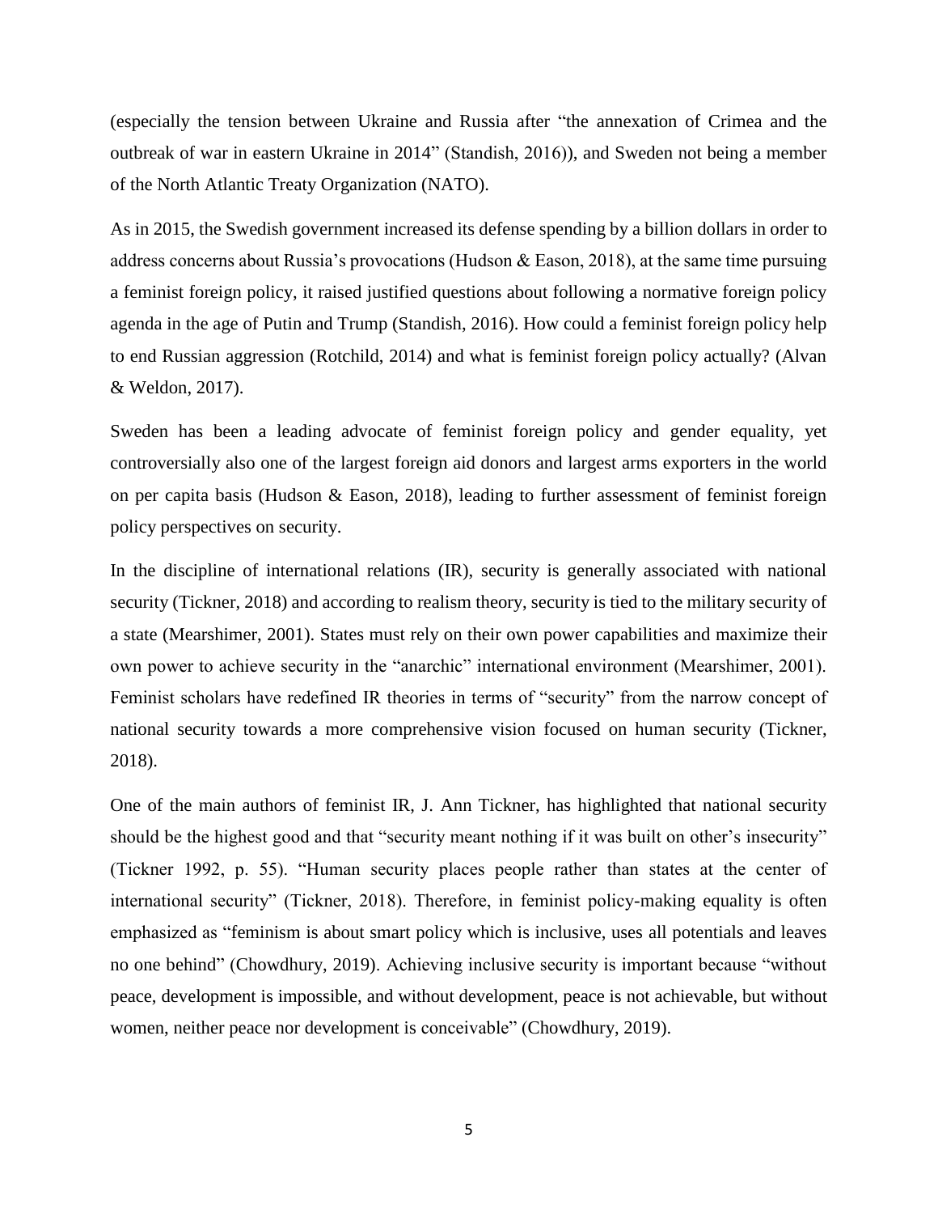(especially the tension between Ukraine and Russia after "the annexation of Crimea and the outbreak of war in eastern Ukraine in 2014" (Standish, 2016)), and Sweden not being a member of the North Atlantic Treaty Organization (NATO).

As in 2015, the Swedish government increased its defense spending by a billion dollars in order to address concerns about Russia's provocations (Hudson & Eason, 2018), at the same time pursuing a feminist foreign policy, it raised justified questions about following a normative foreign policy agenda in the age of Putin and Trump (Standish, 2016). How could a feminist foreign policy help to end Russian aggression (Rotchild, 2014) and what is feminist foreign policy actually? (Alvan & Weldon, 2017).

Sweden has been a leading advocate of feminist foreign policy and gender equality, yet controversially also one of the largest foreign aid donors and largest arms exporters in the world on per capita basis (Hudson & Eason, 2018), leading to further assessment of feminist foreign policy perspectives on security.

In the discipline of international relations (IR), security is generally associated with national security (Tickner, 2018) and according to realism theory, security is tied to the military security of a state (Mearshimer, 2001). States must rely on their own power capabilities and maximize their own power to achieve security in the "anarchic" international environment (Mearshimer, 2001). Feminist scholars have redefined IR theories in terms of "security" from the narrow concept of national security towards a more comprehensive vision focused on human security (Tickner, 2018).

One of the main authors of feminist IR, J. Ann Tickner, has highlighted that national security should be the highest good and that "security meant nothing if it was built on other's insecurity" (Tickner 1992, p. 55). "Human security places people rather than states at the center of international security" (Tickner, 2018). Therefore, in feminist policy-making equality is often emphasized as "feminism is about smart policy which is inclusive, uses all potentials and leaves no one behind" (Chowdhury, 2019). Achieving inclusive security is important because "without peace, development is impossible, and without development, peace is not achievable, but without women, neither peace nor development is conceivable" (Chowdhury, 2019).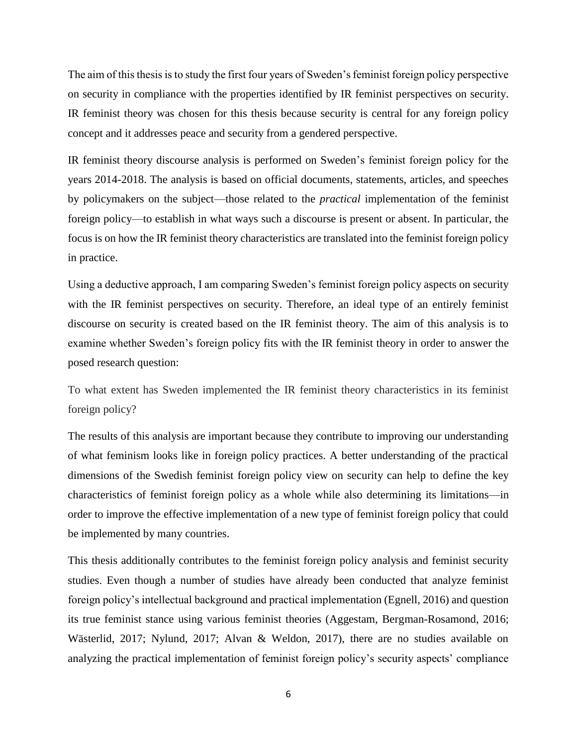The aim of this thesis is to study the first four years of Sweden's feminist foreign policy perspective on security in compliance with the properties identified by IR feminist perspectives on security. IR feminist theory was chosen for this thesis because security is central for any foreign policy concept and it addresses peace and security from a gendered perspective.

IR feminist theory discourse analysis is performed on Sweden's feminist foreign policy for the years 2014-2018. The analysis is based on official documents, statements, articles, and speeches by policymakers on the subject—those related to the *practical* implementation of the feminist foreign policy—to establish in what ways such a discourse is present or absent. In particular, the focus is on how the IR feminist theory characteristics are translated into the feminist foreign policy in practice.

Using a deductive approach, I am comparing Sweden's feminist foreign policy aspects on security with the IR feminist perspectives on security. Therefore, an ideal type of an entirely feminist discourse on security is created based on the IR feminist theory. The aim of this analysis is to examine whether Sweden's foreign policy fits with the IR feminist theory in order to answer the posed research question:

To what extent has Sweden implemented the IR feminist theory characteristics in its feminist foreign policy?

The results of this analysis are important because they contribute to improving our understanding of what feminism looks like in foreign policy practices. A better understanding of the practical dimensions of the Swedish feminist foreign policy view on security can help to define the key characteristics of feminist foreign policy as a whole while also determining its limitations—in order to improve the effective implementation of a new type of feminist foreign policy that could be implemented by many countries.

This thesis additionally contributes to the feminist foreign policy analysis and feminist security studies. Even though a number of studies have already been conducted that analyze feminist foreign policy's intellectual background and practical implementation (Egnell, 2016) and question its true feminist stance using various feminist theories (Aggestam, Bergman-Rosamond, 2016; Wästerlid, 2017; Nylund, 2017; Alvan & Weldon, 2017), there are no studies available on analyzing the practical implementation of feminist foreign policy's security aspects' compliance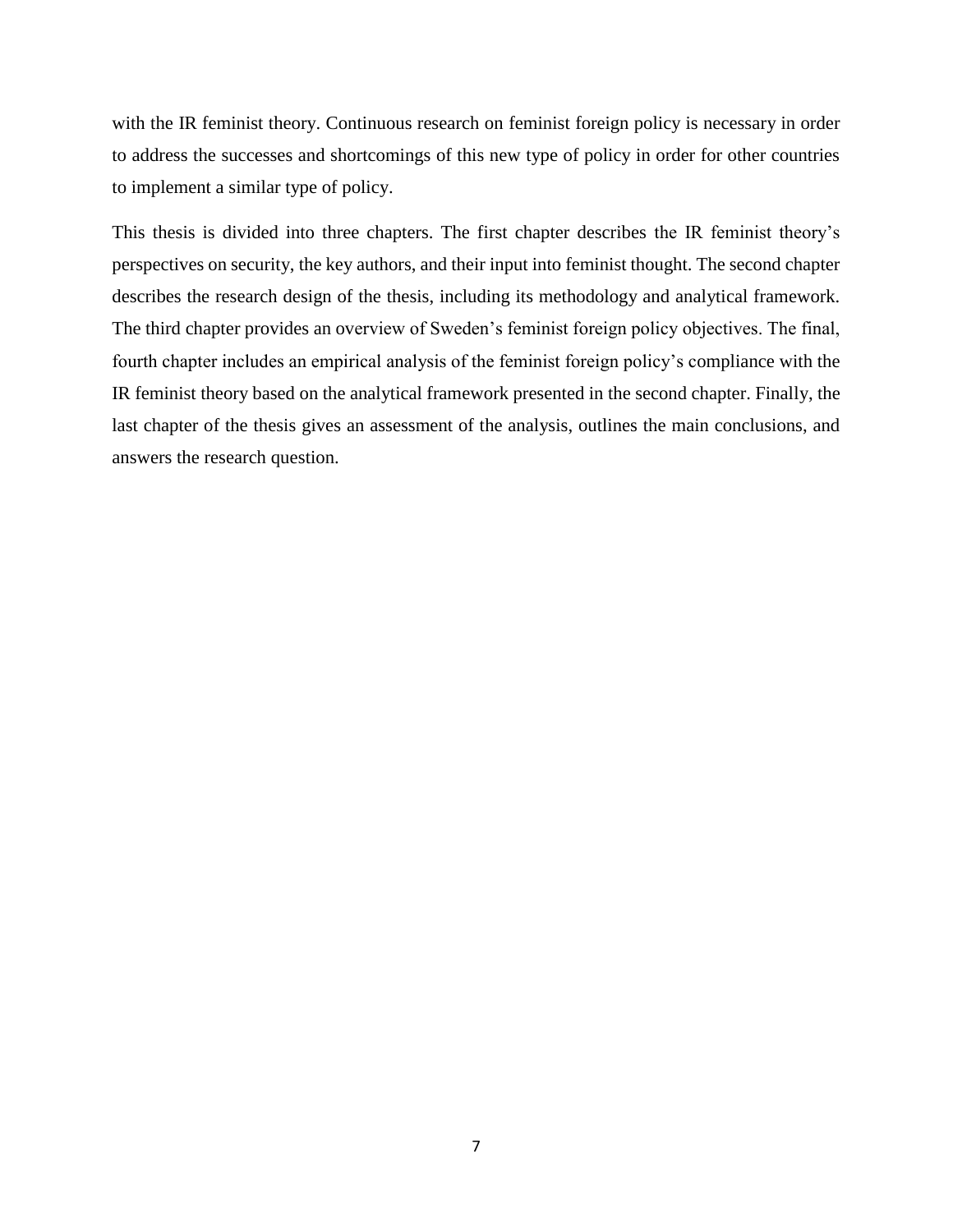with the IR feminist theory. Continuous research on feminist foreign policy is necessary in order to address the successes and shortcomings of this new type of policy in order for other countries to implement a similar type of policy.

This thesis is divided into three chapters. The first chapter describes the IR feminist theory's perspectives on security, the key authors, and their input into feminist thought. The second chapter describes the research design of the thesis, including its methodology and analytical framework. The third chapter provides an overview of Sweden's feminist foreign policy objectives. The final, fourth chapter includes an empirical analysis of the feminist foreign policy's compliance with the IR feminist theory based on the analytical framework presented in the second chapter. Finally, the last chapter of the thesis gives an assessment of the analysis, outlines the main conclusions, and answers the research question.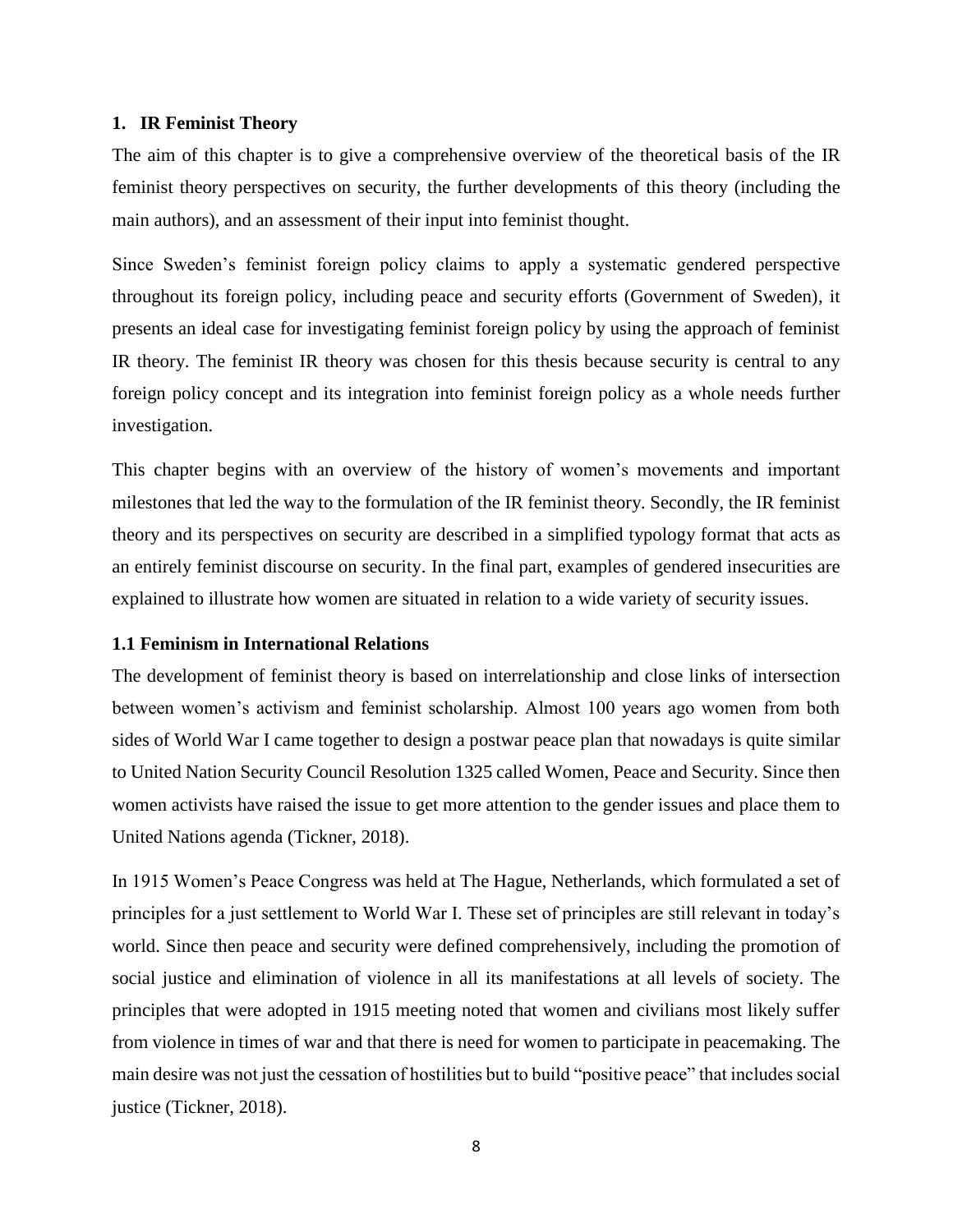## 1. IR Feminist Theory

The aim of this chapter is to give a comprehensive overview of the theoretical basis of the IR feminist theory perspectives on security, the further developments of this theory (including the main authors), and an assessment of their input into feminist thought.

Since Sweden's feminist foreign policy claims to apply a systematic gendered perspective throughout its foreign policy, including peace and security efforts (Government of Sweden), it presents an ideal case for investigating feminist foreign policy by using the approach of feminist IR theory. The feminist IR theory was chosen for this thesis because security is central to any foreign policy concept and its integration into feminist foreign policy as a whole needs further investigation.

This chapter begins with an overview of the history of women's movements and important milestones that led the way to the formulation of the IR feminist theory. Secondly, the IR feminist theory and its perspectives on security are described in a simplified typology format that acts as an entirely feminist discourse on security. In the final part, examples of gendered insecurities are explained to illustrate how women are situated in relation to a wide variety of security issues.

### 1.1 Feminism in International Relations

The development of feminist theory is based on interrelationship and close links of intersection between women's activism and feminist scholarship. Almost 100 years ago women from both sides of World War I came together to design a postwar peace plan that nowadays is quite similar to United Nation Security Council Resolution 1325 called Women, Peace and Security. Since then women activists have raised the issue to get more attention to the gender issues and place them to United Nations agenda (Tickner, 2018).

In 1915 Women's Peace Congress was held at The Hague, Netherlands, which formulated a set of principles for a just settlement to World War I. These set of principles are still relevant in today's world. Since then peace and security were defined comprehensively, including the promotion of social justice and elimination of violence in all its manifestations at all levels of society. The principles that were adopted in 1915 meeting noted that women and civilians most likely suffer from violence in times of war and that there is need for women to participate in peacemaking. The main desire was not just the cessation of hostilities but to build "positive peace" that includes social justice (Tickner, 2018).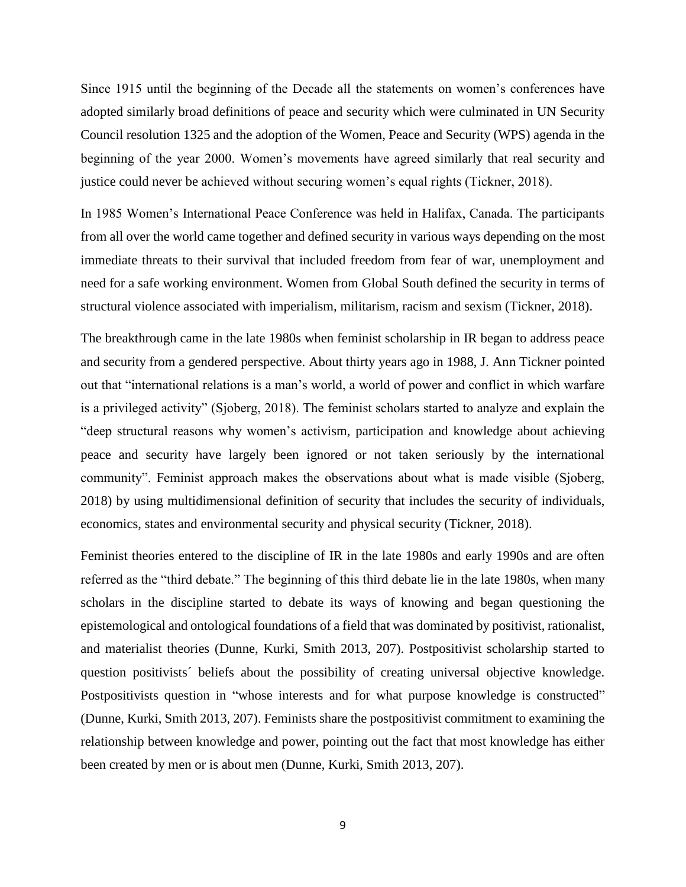Since 1915 until the beginning of the Decade all the statements on women's conferences have adopted similarly broad definitions of peace and security which were culminated in UN Security Council resolution 1325 and the adoption of the Women, Peace and Security (WPS) agenda in the beginning of the year 2000. Women's movements have agreed similarly that real security and justice could never be achieved without securing women's equal rights (Tickner, 2018).

In 1985 Women's International Peace Conference was held in Halifax, Canada. The participants from all over the world came together and defined security in various ways depending on the most immediate threats to their survival that included freedom from fear of war, unemployment and need for a safe working environment. Women from Global South defined the security in terms of structural violence associated with imperialism, militarism, racism and sexism (Tickner, 2018).

The breakthrough came in the late 1980s when feminist scholarship in IR began to address peace and security from a gendered perspective. About thirty years ago in 1988, J. Ann Tickner pointed out that "international relations is a man's world, a world of power and conflict in which warfare is a privileged activity" (Sjoberg, 2018). The feminist scholars started to analyze and explain the "deep structural reasons why women's activism, participation and knowledge about achieving peace and security have largely been ignored or not taken seriously by the international community". Feminist approach makes the observations about what is made visible (Sjoberg, 2018) by using multidimensional definition of security that includes the security of individuals, economics, states and environmental security and physical security (Tickner, 2018).

Feminist theories entered to the discipline of IR in the late 1980s and early 1990s and are often referred as the "third debate." The beginning of this third debate lie in the late 1980s, when many scholars in the discipline started to debate its ways of knowing and began questioning the epistemological and ontological foundations of a field that was dominated by positivist, rationalist, and materialist theories (Dunne, Kurki, Smith 2013, 207). Postpositivist scholarship started to question positivists´ beliefs about the possibility of creating universal objective knowledge. Postpositivists question in "whose interests and for what purpose knowledge is constructed" (Dunne, Kurki, Smith 2013, 207). Feminists share the postpositivist commitment to examining the relationship between knowledge and power, pointing out the fact that most knowledge has either been created by men or is about men (Dunne, Kurki, Smith 2013, 207).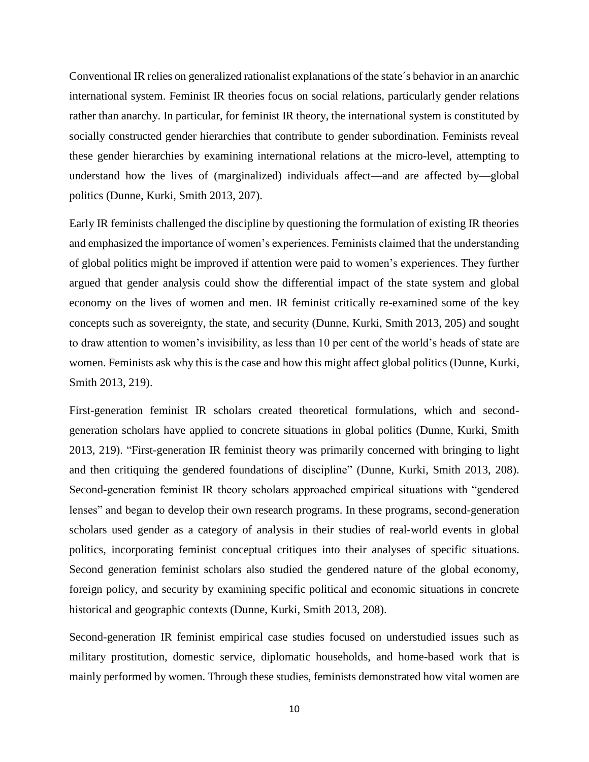Conventional IR relies on generalized rationalist explanations of the state´s behavior in an anarchic international system. Feminist IR theories focus on social relations, particularly gender relations rather than anarchy. In particular, for feminist IR theory, the international system is constituted by socially constructed gender hierarchies that contribute to gender subordination. Feminists reveal these gender hierarchies by examining international relations at the micro-level, attempting to understand how the lives of (marginalized) individuals affect—and are affected by—global politics (Dunne, Kurki, Smith 2013, 207).

Early IR feminists challenged the discipline by questioning the formulation of existing IR theories and emphasized the importance of women's experiences. Feminists claimed that the understanding of global politics might be improved if attention were paid to women's experiences. They further argued that gender analysis could show the differential impact of the state system and global economy on the lives of women and men. IR feminist critically re-examined some of the key concepts such as sovereignty, the state, and security (Dunne, Kurki, Smith 2013, 205) and sought to draw attention to women's invisibility, as less than 10 per cent of the world's heads of state are women. Feminists ask why this is the case and how this might affect global politics (Dunne, Kurki, Smith 2013, 219).

First-generation feminist IR scholars created theoretical formulations, which and second-generation scholars have applied to concrete situations in global politics (Dunne, Kurki, Smith 2013, 219). "First-generation IR feminist theory was primarily concerned with bringing to light and then critiquing the gendered foundations of discipline" (Dunne, Kurki, Smith 2013, 208). Second-generation feminist IR theory scholars approached empirical situations with "gendered lenses" and began to develop their own research programs. In these programs, second-generation scholars used gender as a category of analysis in their studies of real-world events in global politics, incorporating feminist conceptual critiques into their analyses of specific situations. Second generation feminist scholars also studied the gendered nature of the global economy, foreign policy, and security by examining specific political and economic situations in concrete historical and geographic contexts (Dunne, Kurki, Smith 2013, 208).

Second-generation IR feminist empirical case studies focused on understudied issues such as military prostitution, domestic service, diplomatic households, and home-based work that is mainly performed by women. Through these studies, feminists demonstrated how vital women are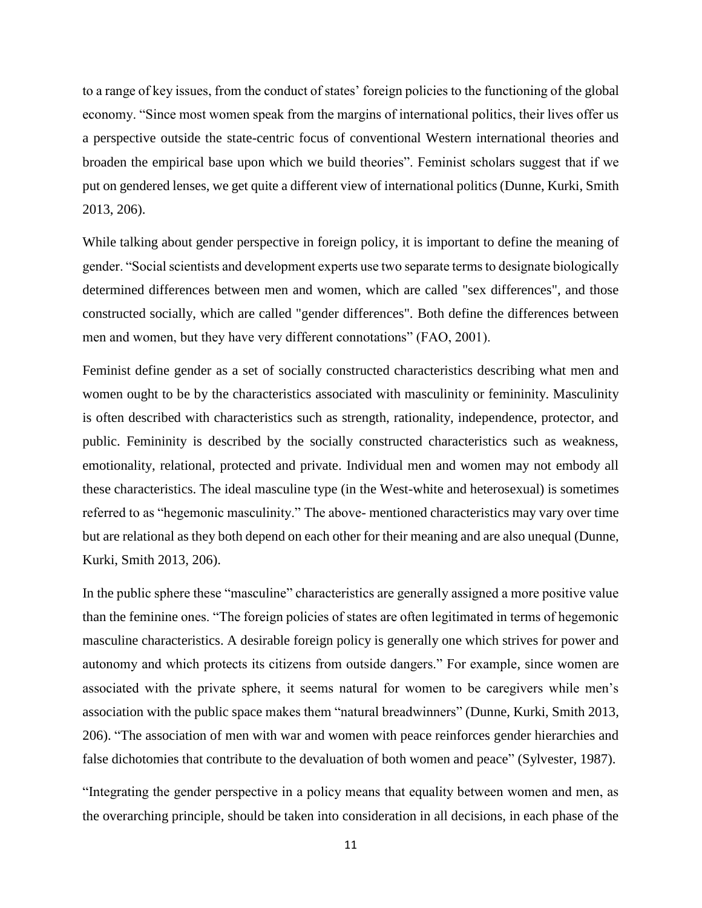to a range of key issues, from the conduct of states' foreign policies to the functioning of the global economy. "Since most women speak from the margins of international politics, their lives offer us a perspective outside the state-centric focus of conventional Western international theories and broaden the empirical base upon which we build theories". Feminist scholars suggest that if we put on gendered lenses, we get quite a different view of international politics (Dunne, Kurki, Smith 2013, 206).

While talking about gender perspective in foreign policy, it is important to define the meaning of gender. "Social scientists and development experts use two separate terms to designate biologically determined differences between men and women, which are called "sex differences", and those constructed socially, which are called "gender differences". Both define the differences between men and women, but they have very different connotations" (FAO, 2001).

Feminist define gender as a set of socially constructed characteristics describing what men and women ought to be by the characteristics associated with masculinity or femininity. Masculinity is often described with characteristics such as strength, rationality, independence, protector, and public. Femininity is described by the socially constructed characteristics such as weakness, emotionality, relational, protected and private. Individual men and women may not embody all these characteristics. The ideal masculine type (in the West-white and heterosexual) is sometimes referred to as "hegemonic masculinity." The above- mentioned characteristics may vary over time but are relational as they both depend on each other for their meaning and are also unequal (Dunne, Kurki, Smith 2013, 206).

In the public sphere these "masculine" characteristics are generally assigned a more positive value than the feminine ones. "The foreign policies of states are often legitimated in terms of hegemonic masculine characteristics. A desirable foreign policy is generally one which strives for power and autonomy and which protects its citizens from outside dangers." For example, since women are associated with the private sphere, it seems natural for women to be caregivers while men's association with the public space makes them "natural breadwinners" (Dunne, Kurki, Smith 2013, 206). "The association of men with war and women with peace reinforces gender hierarchies and false dichotomies that contribute to the devaluation of both women and peace" (Sylvester, 1987).

"Integrating the gender perspective in a policy means that equality between women and men, as the overarching principle, should be taken into consideration in all decisions, in each phase of the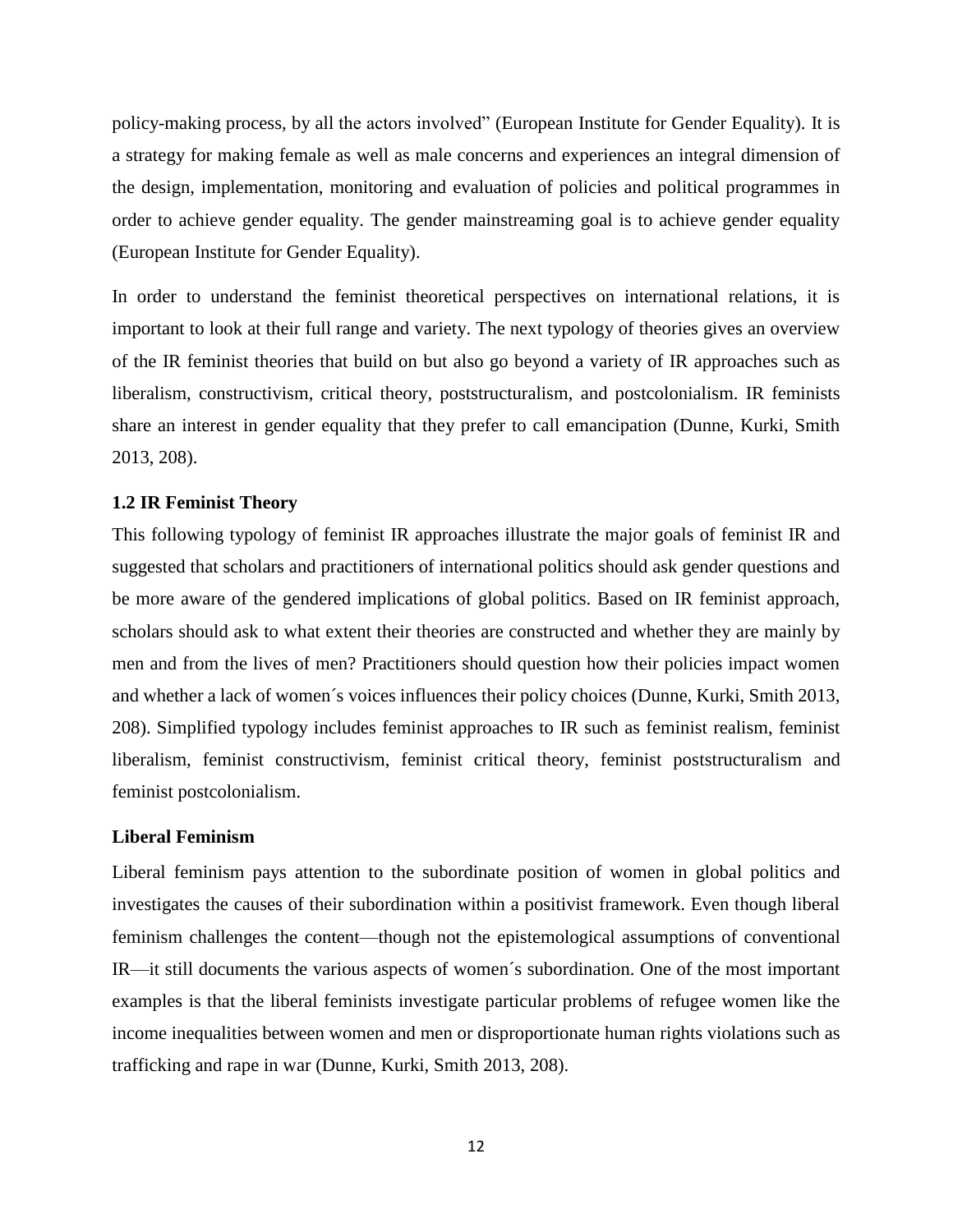policy-making process, by all the actors involved" (European Institute for Gender Equality). It is a strategy for making female as well as male concerns and experiences an integral dimension of the design, implementation, monitoring and evaluation of policies and political programmes in order to achieve gender equality. The gender mainstreaming goal is to achieve gender equality (European Institute for Gender Equality).

In order to understand the feminist theoretical perspectives on international relations, it is important to look at their full range and variety. The next typology of theories gives an overview of the IR feminist theories that build on but also go beyond a variety of IR approaches such as liberalism, constructivism, critical theory, poststructuralism, and postcolonialism. IR feminists share an interest in gender equality that they prefer to call emancipation (Dunne, Kurki, Smith 2013, 208).

### 1.2 IR Feminist Theory

This following typology of feminist IR approaches illustrate the major goals of feminist IR and suggested that scholars and practitioners of international politics should ask gender questions and be more aware of the gendered implications of global politics. Based on IR feminist approach, scholars should ask to what extent their theories are constructed and whether they are mainly by men and from the lives of men? Practitioners should question how their policies impact women and whether a lack of women´s voices influences their policy choices (Dunne, Kurki, Smith 2013, 208). Simplified typology includes feminist approaches to IR such as feminist realism, feminist liberalism, feminist constructivism, feminist critical theory, feminist poststructuralism and feminist postcolonialism.

#### Liberal Feminism

Liberal feminism pays attention to the subordinate position of women in global politics and investigates the causes of their subordination within a positivist framework. Even though liberal feminism challenges the content—though not the epistemological assumptions of conventional IR—it still documents the various aspects of women´s subordination. One of the most important examples is that the liberal feminists investigate particular problems of refugee women like the income inequalities between women and men or disproportionate human rights violations such as trafficking and rape in war (Dunne, Kurki, Smith 2013, 208).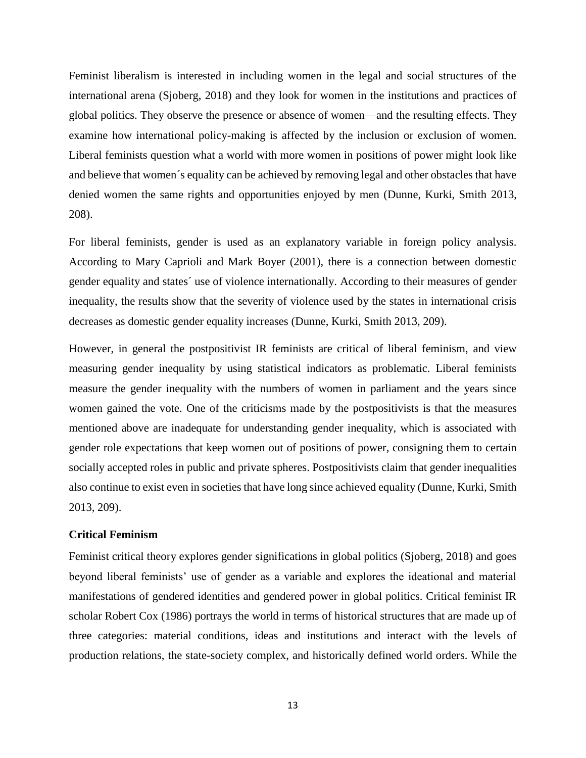Feminist liberalism is interested in including women in the legal and social structures of the international arena (Sjoberg, 2018) and they look for women in the institutions and practices of global politics. They observe the presence or absence of women—and the resulting effects. They examine how international policy-making is affected by the inclusion or exclusion of women. Liberal feminists question what a world with more women in positions of power might look like and believe that women´s equality can be achieved by removing legal and other obstacles that have denied women the same rights and opportunities enjoyed by men (Dunne, Kurki, Smith 2013, 208).

For liberal feminists, gender is used as an explanatory variable in foreign policy analysis. According to Mary Caprioli and Mark Boyer (2001), there is a connection between domestic gender equality and states´ use of violence internationally. According to their measures of gender inequality, the results show that the severity of violence used by the states in international crisis decreases as domestic gender equality increases (Dunne, Kurki, Smith 2013, 209).

However, in general the postpositivist IR feminists are critical of liberal feminism, and view measuring gender inequality by using statistical indicators as problematic. Liberal feminists measure the gender inequality with the numbers of women in parliament and the years since women gained the vote. One of the criticisms made by the postpositivists is that the measures mentioned above are inadequate for understanding gender inequality, which is associated with gender role expectations that keep women out of positions of power, consigning them to certain socially accepted roles in public and private spheres. Postpositivists claim that gender inequalities also continue to exist even in societies that have long since achieved equality (Dunne, Kurki, Smith 2013, 209).

**Critical Feminism**

Feminist critical theory explores gender significations in global politics (Sjoberg, 2018) and goes beyond liberal feminists' use of gender as a variable and explores the ideational and material manifestations of gendered identities and gendered power in global politics. Critical feminist IR scholar Robert Cox (1986) portrays the world in terms of historical structures that are made up of three categories: material conditions, ideas and institutions and interact with the levels of production relations, the state-society complex, and historically defined world orders. While the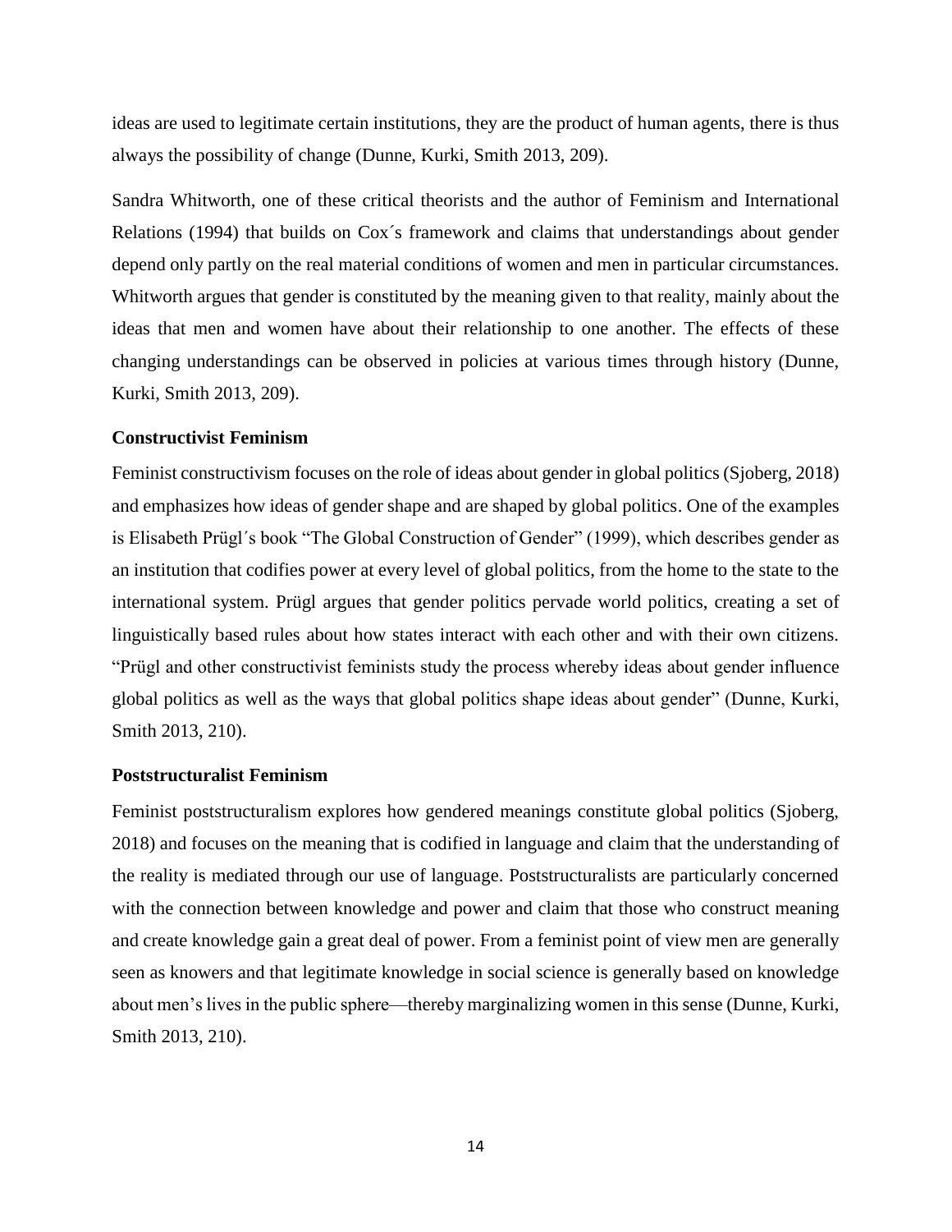ideas are used to legitimate certain institutions, they are the product of human agents, there is thus always the possibility of change (Dunne, Kurki, Smith 2013, 209).

Sandra Whitworth, one of these critical theorists and the author of Feminism and International Relations (1994) that builds on Cox´s framework and claims that understandings about gender depend only partly on the real material conditions of women and men in particular circumstances. Whitworth argues that gender is constituted by the meaning given to that reality, mainly about the ideas that men and women have about their relationship to one another. The effects of these changing understandings can be observed in policies at various times through history (Dunne, Kurki, Smith 2013, 209).

**Constructivist Feminism**

Feminist constructivism focuses on the role of ideas about gender in global politics (Sjoberg, 2018) and emphasizes how ideas of gender shape and are shaped by global politics. One of the examples is Elisabeth Prügl´s book "The Global Construction of Gender" (1999), which describes gender as an institution that codifies power at every level of global politics, from the home to the state to the international system. Prügl argues that gender politics pervade world politics, creating a set of linguistically based rules about how states interact with each other and with their own citizens. "Prügl and other constructivist feminists study the process whereby ideas about gender influence global politics as well as the ways that global politics shape ideas about gender" (Dunne, Kurki, Smith 2013, 210).

**Poststructuralist Feminism**

Feminist poststructuralism explores how gendered meanings constitute global politics (Sjoberg, 2018) and focuses on the meaning that is codified in language and claim that the understanding of the reality is mediated through our use of language. Poststructuralists are particularly concerned with the connection between knowledge and power and claim that those who construct meaning and create knowledge gain a great deal of power. From a feminist point of view men are generally seen as knowers and that legitimate knowledge in social science is generally based on knowledge about men's lives in the public sphere—thereby marginalizing women in this sense (Dunne, Kurki, Smith 2013, 210).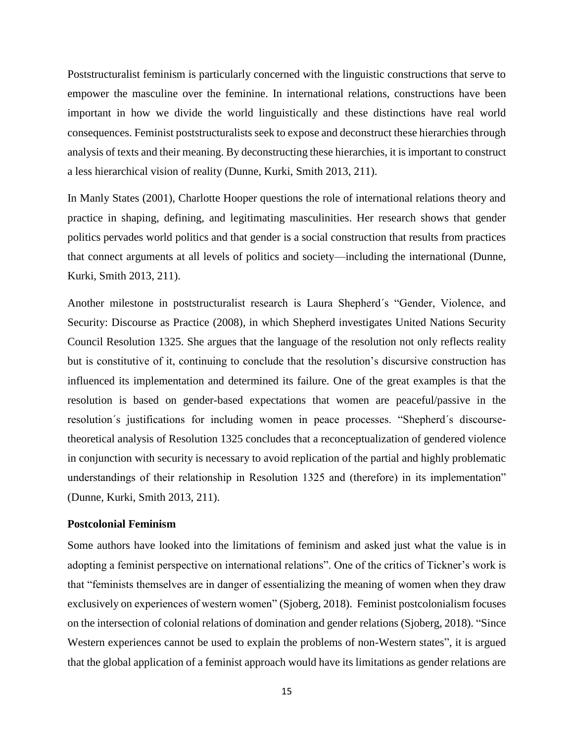Poststructuralist feminism is particularly concerned with the linguistic constructions that serve to empower the masculine over the feminine. In international relations, constructions have been important in how we divide the world linguistically and these distinctions have real world consequences. Feminist poststructuralists seek to expose and deconstruct these hierarchies through analysis of texts and their meaning. By deconstructing these hierarchies, it is important to construct a less hierarchical vision of reality (Dunne, Kurki, Smith 2013, 211).

In Manly States (2001), Charlotte Hooper questions the role of international relations theory and practice in shaping, defining, and legitimating masculinities. Her research shows that gender politics pervades world politics and that gender is a social construction that results from practices that connect arguments at all levels of politics and society—including the international (Dunne, Kurki, Smith 2013, 211).

Another milestone in poststructuralist research is Laura Shepherd´s "Gender, Violence, and Security: Discourse as Practice (2008), in which Shepherd investigates United Nations Security Council Resolution 1325. She argues that the language of the resolution not only reflects reality but is constitutive of it, continuing to conclude that the resolution's discursive construction has influenced its implementation and determined its failure. One of the great examples is that the resolution is based on gender-based expectations that women are peaceful/passive in the resolution´s justifications for including women in peace processes. "Shepherd´s discourse-theoretical analysis of Resolution 1325 concludes that a reconceptualization of gendered violence in conjunction with security is necessary to avoid replication of the partial and highly problematic understandings of their relationship in Resolution 1325 and (therefore) in its implementation" (Dunne, Kurki, Smith 2013, 211).

**Postcolonial Feminism**

Some authors have looked into the limitations of feminism and asked just what the value is in adopting a feminist perspective on international relations". One of the critics of Tickner's work is that "feminists themselves are in danger of essentializing the meaning of women when they draw exclusively on experiences of western women" (Sjoberg, 2018). Feminist postcolonialism focuses on the intersection of colonial relations of domination and gender relations (Sjoberg, 2018). "Since Western experiences cannot be used to explain the problems of non-Western states", it is argued that the global application of a feminist approach would have its limitations as gender relations are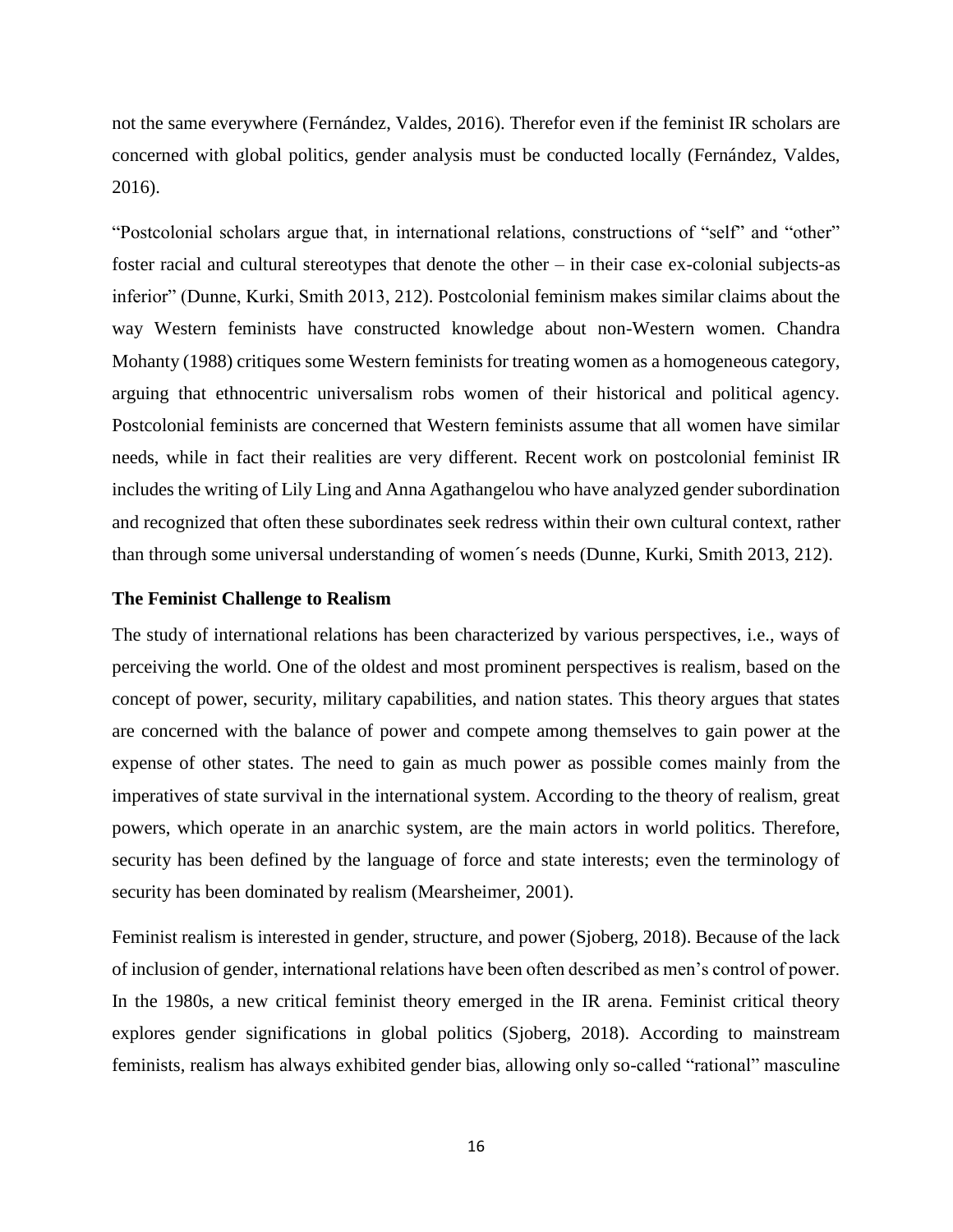not the same everywhere (Fernández, Valdes, 2016). Therefor even if the feminist IR scholars are concerned with global politics, gender analysis must be conducted locally (Fernández, Valdes, 2016).

"Postcolonial scholars argue that, in international relations, constructions of "self" and "other" foster racial and cultural stereotypes that denote the other – in their case ex-colonial subjects-as inferior" (Dunne, Kurki, Smith 2013, 212). Postcolonial feminism makes similar claims about the way Western feminists have constructed knowledge about non-Western women. Chandra Mohanty (1988) critiques some Western feminists for treating women as a homogeneous category, arguing that ethnocentric universalism robs women of their historical and political agency. Postcolonial feminists are concerned that Western feminists assume that all women have similar needs, while in fact their realities are very different. Recent work on postcolonial feminist IR includes the writing of Lily Ling and Anna Agathangelou who have analyzed gender subordination and recognized that often these subordinates seek redress within their own cultural context, rather than through some universal understanding of women´s needs (Dunne, Kurki, Smith 2013, 212).

### The Feminist Challenge to Realism

The study of international relations has been characterized by various perspectives, i.e., ways of perceiving the world. One of the oldest and most prominent perspectives is realism, based on the concept of power, security, military capabilities, and nation states. This theory argues that states are concerned with the balance of power and compete among themselves to gain power at the expense of other states. The need to gain as much power as possible comes mainly from the imperatives of state survival in the international system. According to the theory of realism, great powers, which operate in an anarchic system, are the main actors in world politics. Therefore, security has been defined by the language of force and state interests; even the terminology of security has been dominated by realism (Mearsheimer, 2001).

Feminist realism is interested in gender, structure, and power (Sjoberg, 2018). Because of the lack of inclusion of gender, international relations have been often described as men's control of power. In the 1980s, a new critical feminist theory emerged in the IR arena. Feminist critical theory explores gender significations in global politics (Sjoberg, 2018). According to mainstream feminists, realism has always exhibited gender bias, allowing only so-called "rational" masculine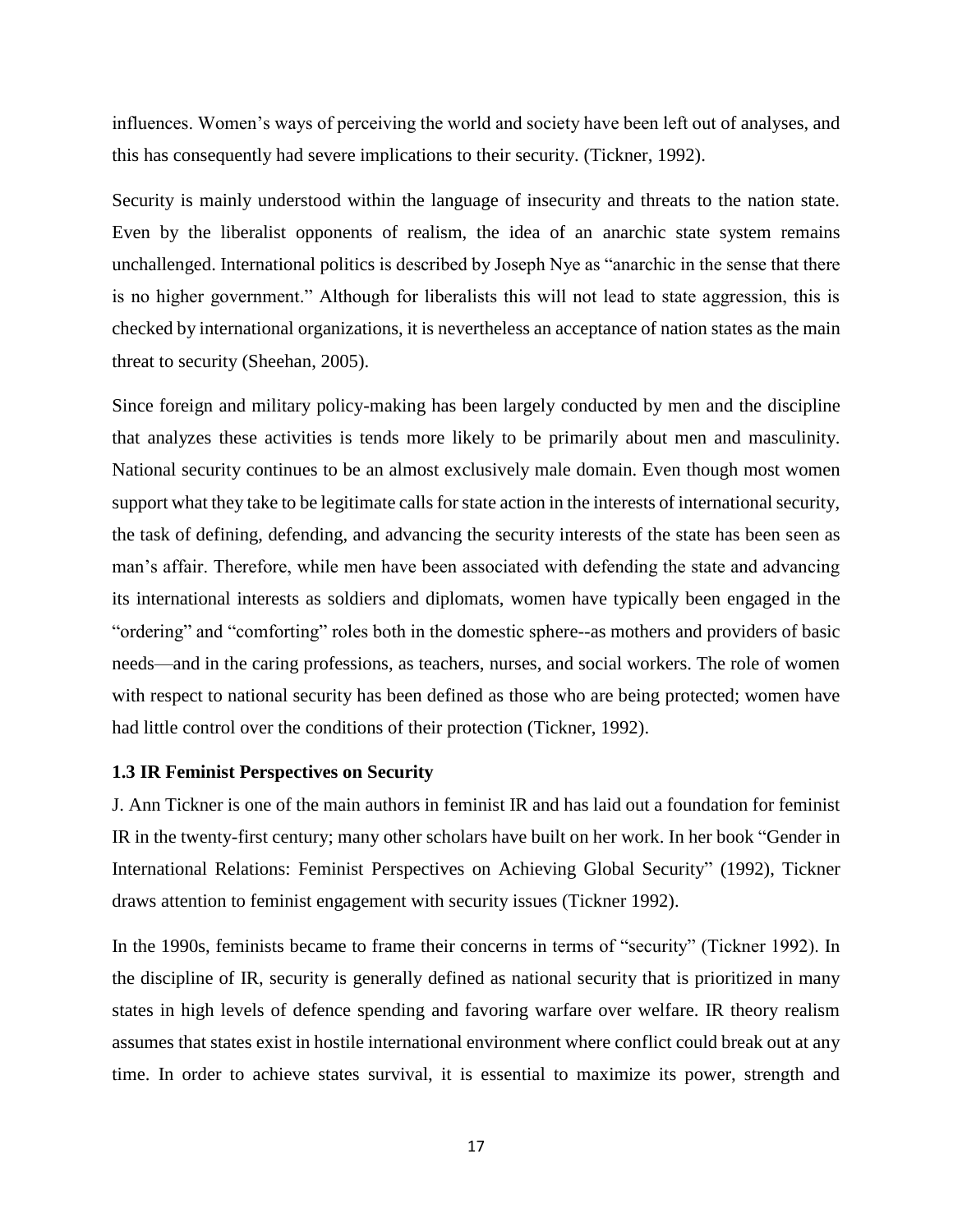influences. Women's ways of perceiving the world and society have been left out of analyses, and this has consequently had severe implications to their security. (Tickner, 1992).

Security is mainly understood within the language of insecurity and threats to the nation state. Even by the liberalist opponents of realism, the idea of an anarchic state system remains unchallenged. International politics is described by Joseph Nye as "anarchic in the sense that there is no higher government." Although for liberalists this will not lead to state aggression, this is checked by international organizations, it is nevertheless an acceptance of nation states as the main threat to security (Sheehan, 2005).

Since foreign and military policy-making has been largely conducted by men and the discipline that analyzes these activities is tends more likely to be primarily about men and masculinity. National security continues to be an almost exclusively male domain. Even though most women support what they take to be legitimate calls for state action in the interests of international security, the task of defining, defending, and advancing the security interests of the state has been seen as man's affair. Therefore, while men have been associated with defending the state and advancing its international interests as soldiers and diplomats, women have typically been engaged in the "ordering" and "comforting" roles both in the domestic sphere--as mothers and providers of basic needs—and in the caring professions, as teachers, nurses, and social workers. The role of women with respect to national security has been defined as those who are being protected; women have had little control over the conditions of their protection (Tickner, 1992).

### 1.3 IR Feminist Perspectives on Security

J. Ann Tickner is one of the main authors in feminist IR and has laid out a foundation for feminist IR in the twenty-first century; many other scholars have built on her work. In her book "Gender in International Relations: Feminist Perspectives on Achieving Global Security" (1992), Tickner draws attention to feminist engagement with security issues (Tickner 1992).

In the 1990s, feminists became to frame their concerns in terms of "security" (Tickner 1992). In the discipline of IR, security is generally defined as national security that is prioritized in many states in high levels of defence spending and favoring warfare over welfare. IR theory realism assumes that states exist in hostile international environment where conflict could break out at any time. In order to achieve states survival, it is essential to maximize its power, strength and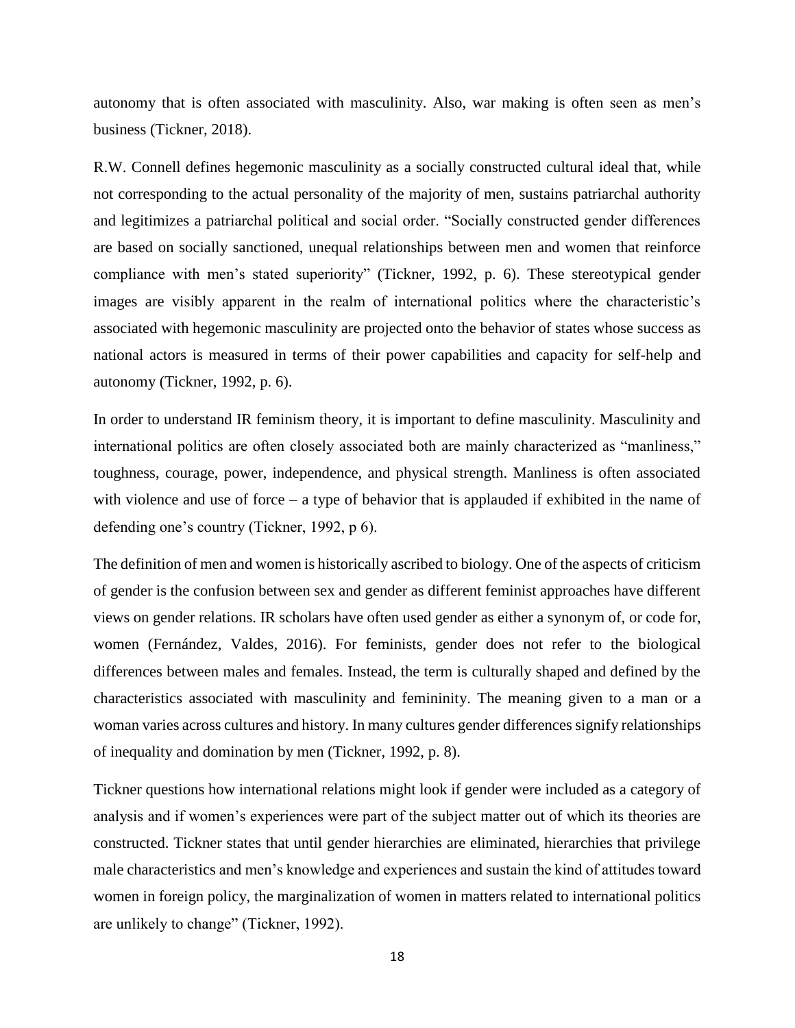autonomy that is often associated with masculinity. Also, war making is often seen as men's business (Tickner, 2018).

R.W. Connell defines hegemonic masculinity as a socially constructed cultural ideal that, while not corresponding to the actual personality of the majority of men, sustains patriarchal authority and legitimizes a patriarchal political and social order. "Socially constructed gender differences are based on socially sanctioned, unequal relationships between men and women that reinforce compliance with men's stated superiority" (Tickner, 1992, p. 6). These stereotypical gender images are visibly apparent in the realm of international politics where the characteristic's associated with hegemonic masculinity are projected onto the behavior of states whose success as national actors is measured in terms of their power capabilities and capacity for self-help and autonomy (Tickner, 1992, p. 6).

In order to understand IR feminism theory, it is important to define masculinity. Masculinity and international politics are often closely associated both are mainly characterized as "manliness," toughness, courage, power, independence, and physical strength. Manliness is often associated with violence and use of force – a type of behavior that is applauded if exhibited in the name of defending one's country (Tickner, 1992, p 6).

The definition of men and women is historically ascribed to biology. One of the aspects of criticism of gender is the confusion between sex and gender as different feminist approaches have different views on gender relations. IR scholars have often used gender as either a synonym of, or code for, women (Fernández, Valdes, 2016). For feminists, gender does not refer to the biological differences between males and females. Instead, the term is culturally shaped and defined by the characteristics associated with masculinity and femininity. The meaning given to a man or a woman varies across cultures and history. In many cultures gender differences signify relationships of inequality and domination by men (Tickner, 1992, p. 8).

Tickner questions how international relations might look if gender were included as a category of analysis and if women's experiences were part of the subject matter out of which its theories are constructed. Tickner states that until gender hierarchies are eliminated, hierarchies that privilege male characteristics and men's knowledge and experiences and sustain the kind of attitudes toward women in foreign policy, the marginalization of women in matters related to international politics are unlikely to change" (Tickner, 1992).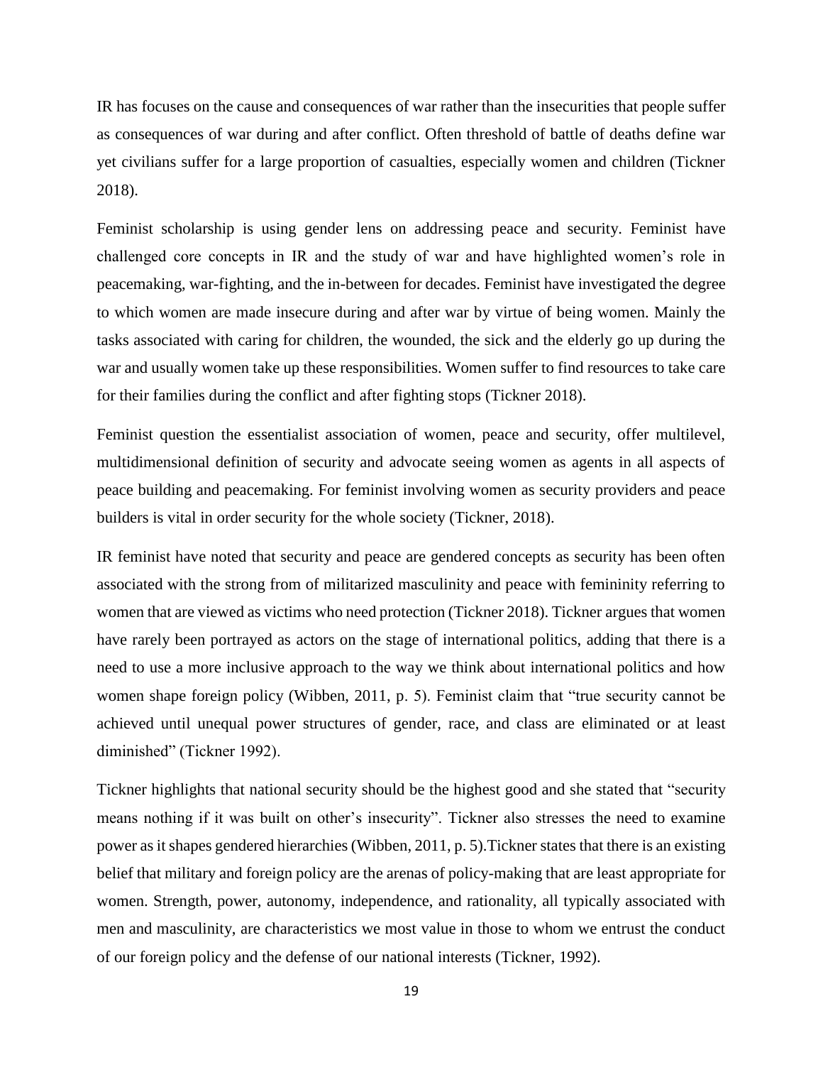IR has focuses on the cause and consequences of war rather than the insecurities that people suffer as consequences of war during and after conflict. Often threshold of battle of deaths define war yet civilians suffer for a large proportion of casualties, especially women and children (Tickner 2018).

Feminist scholarship is using gender lens on addressing peace and security. Feminist have challenged core concepts in IR and the study of war and have highlighted women's role in peacemaking, war-fighting, and the in-between for decades. Feminist have investigated the degree to which women are made insecure during and after war by virtue of being women. Mainly the tasks associated with caring for children, the wounded, the sick and the elderly go up during the war and usually women take up these responsibilities. Women suffer to find resources to take care for their families during the conflict and after fighting stops (Tickner 2018).

Feminist question the essentialist association of women, peace and security, offer multilevel, multidimensional definition of security and advocate seeing women as agents in all aspects of peace building and peacemaking. For feminist involving women as security providers and peace builders is vital in order security for the whole society (Tickner, 2018).

IR feminist have noted that security and peace are gendered concepts as security has been often associated with the strong from of militarized masculinity and peace with femininity referring to women that are viewed as victims who need protection (Tickner 2018). Tickner argues that women have rarely been portrayed as actors on the stage of international politics, adding that there is a need to use a more inclusive approach to the way we think about international politics and how women shape foreign policy (Wibben, 2011, p. 5). Feminist claim that "true security cannot be achieved until unequal power structures of gender, race, and class are eliminated or at least diminished" (Tickner 1992).

Tickner highlights that national security should be the highest good and she stated that "security means nothing if it was built on other's insecurity". Tickner also stresses the need to examine power as it shapes gendered hierarchies (Wibben, 2011, p. 5).Tickner states that there is an existing belief that military and foreign policy are the arenas of policy-making that are least appropriate for women. Strength, power, autonomy, independence, and rationality, all typically associated with men and masculinity, are characteristics we most value in those to whom we entrust the conduct of our foreign policy and the defense of our national interests (Tickner, 1992).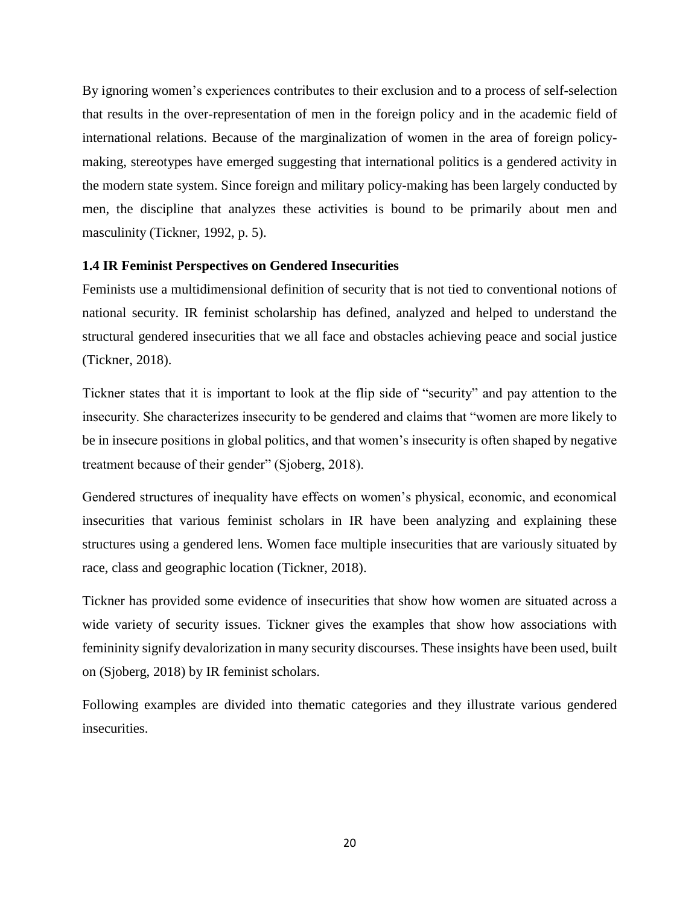By ignoring women's experiences contributes to their exclusion and to a process of self-selection that results in the over-representation of men in the foreign policy and in the academic field of international relations. Because of the marginalization of women in the area of foreign policy-making, stereotypes have emerged suggesting that international politics is a gendered activity in the modern state system. Since foreign and military policy-making has been largely conducted by men, the discipline that analyzes these activities is bound to be primarily about men and masculinity (Tickner, 1992, p. 5).

### 1.4 IR Feminist Perspectives on Gendered Insecurities

Feminists use a multidimensional definition of security that is not tied to conventional notions of national security. IR feminist scholarship has defined, analyzed and helped to understand the structural gendered insecurities that we all face and obstacles achieving peace and social justice (Tickner, 2018).

Tickner states that it is important to look at the flip side of "security" and pay attention to the insecurity. She characterizes insecurity to be gendered and claims that "women are more likely to be in insecure positions in global politics, and that women's insecurity is often shaped by negative treatment because of their gender" (Sjoberg, 2018).

Gendered structures of inequality have effects on women's physical, economic, and economical insecurities that various feminist scholars in IR have been analyzing and explaining these structures using a gendered lens. Women face multiple insecurities that are variously situated by race, class and geographic location (Tickner, 2018).

Tickner has provided some evidence of insecurities that show how women are situated across a wide variety of security issues. Tickner gives the examples that show how associations with femininity signify devalorization in many security discourses. These insights have been used, built on (Sjoberg, 2018) by IR feminist scholars.

Following examples are divided into thematic categories and they illustrate various gendered insecurities.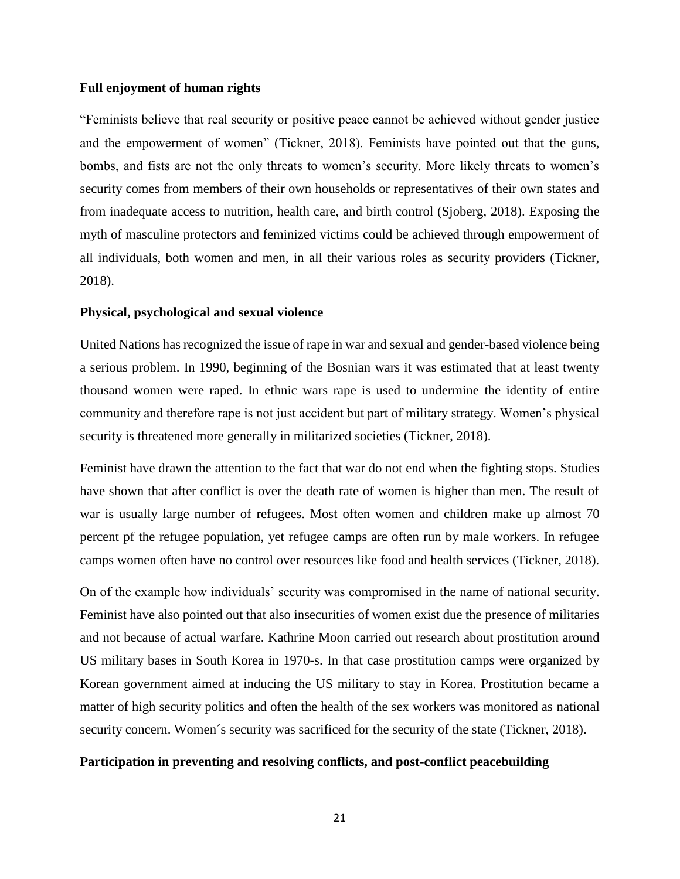**Full enjoyment of human rights**

"Feminists believe that real security or positive peace cannot be achieved without gender justice and the empowerment of women" (Tickner, 2018). Feminists have pointed out that the guns, bombs, and fists are not the only threats to women's security. More likely threats to women's security comes from members of their own households or representatives of their own states and from inadequate access to nutrition, health care, and birth control (Sjoberg, 2018). Exposing the myth of masculine protectors and feminized victims could be achieved through empowerment of all individuals, both women and men, in all their various roles as security providers (Tickner, 2018).

**Physical, psychological and sexual violence**

United Nations has recognized the issue of rape in war and sexual and gender-based violence being a serious problem. In 1990, beginning of the Bosnian wars it was estimated that at least twenty thousand women were raped. In ethnic wars rape is used to undermine the identity of entire community and therefore rape is not just accident but part of military strategy. Women's physical security is threatened more generally in militarized societies (Tickner, 2018).

Feminist have drawn the attention to the fact that war do not end when the fighting stops. Studies have shown that after conflict is over the death rate of women is higher than men. The result of war is usually large number of refugees. Most often women and children make up almost 70 percent pf the refugee population, yet refugee camps are often run by male workers. In refugee camps women often have no control over resources like food and health services (Tickner, 2018).

On of the example how individuals' security was compromised in the name of national security. Feminist have also pointed out that also insecurities of women exist due the presence of militaries and not because of actual warfare. Kathrine Moon carried out research about prostitution around US military bases in South Korea in 1970-s. In that case prostitution camps were organized by Korean government aimed at inducing the US military to stay in Korea. Prostitution became a matter of high security politics and often the health of the sex workers was monitored as national security concern. Women´s security was sacrificed for the security of the state (Tickner, 2018).

**Participation in preventing and resolving conflicts, and post-conflict peacebuilding**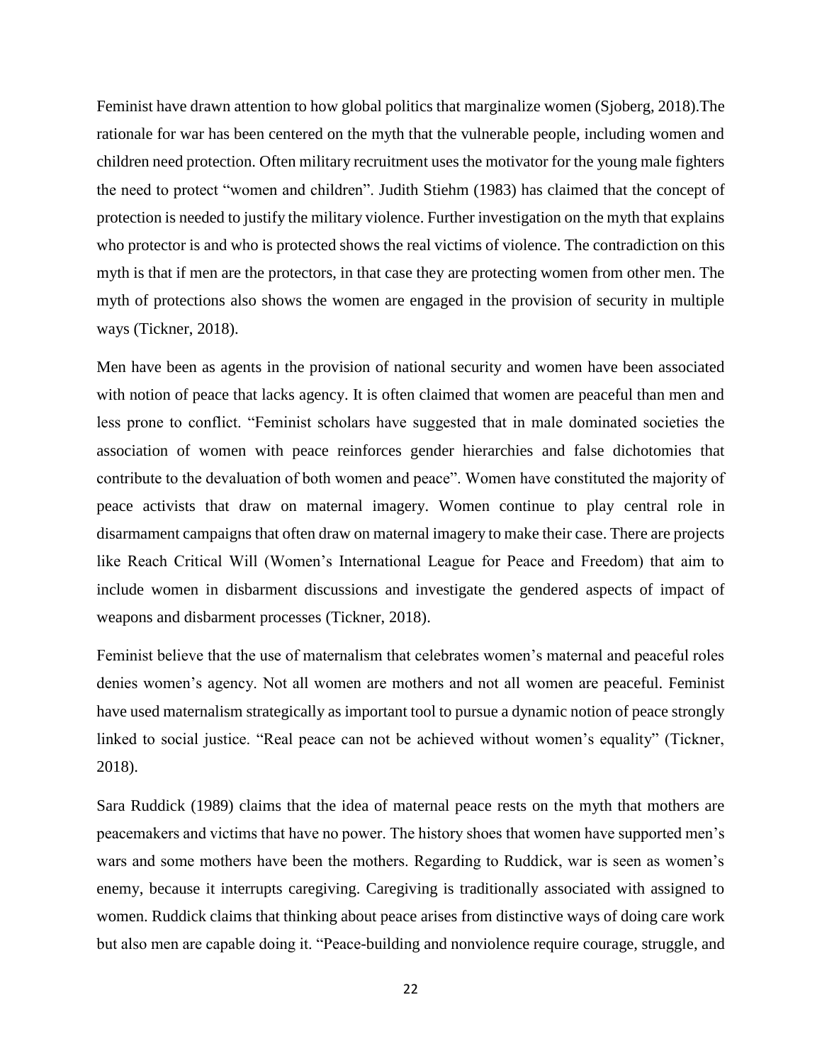Feminist have drawn attention to how global politics that marginalize women (Sjoberg, 2018).The rationale for war has been centered on the myth that the vulnerable people, including women and children need protection. Often military recruitment uses the motivator for the young male fighters the need to protect "women and children". Judith Stiehm (1983) has claimed that the concept of protection is needed to justify the military violence. Further investigation on the myth that explains who protector is and who is protected shows the real victims of violence. The contradiction on this myth is that if men are the protectors, in that case they are protecting women from other men. The myth of protections also shows the women are engaged in the provision of security in multiple ways (Tickner, 2018).

Men have been as agents in the provision of national security and women have been associated with notion of peace that lacks agency. It is often claimed that women are peaceful than men and less prone to conflict. "Feminist scholars have suggested that in male dominated societies the association of women with peace reinforces gender hierarchies and false dichotomies that contribute to the devaluation of both women and peace". Women have constituted the majority of peace activists that draw on maternal imagery. Women continue to play central role in disarmament campaigns that often draw on maternal imagery to make their case. There are projects like Reach Critical Will (Women's International League for Peace and Freedom) that aim to include women in disbarment discussions and investigate the gendered aspects of impact of weapons and disbarment processes (Tickner, 2018).

Feminist believe that the use of maternalism that celebrates women's maternal and peaceful roles denies women's agency. Not all women are mothers and not all women are peaceful. Feminist have used maternalism strategically as important tool to pursue a dynamic notion of peace strongly linked to social justice. "Real peace can not be achieved without women's equality" (Tickner, 2018).

Sara Ruddick (1989) claims that the idea of maternal peace rests on the myth that mothers are peacemakers and victims that have no power. The history shoes that women have supported men's wars and some mothers have been the mothers. Regarding to Ruddick, war is seen as women's enemy, because it interrupts caregiving. Caregiving is traditionally associated with assigned to women. Ruddick claims that thinking about peace arises from distinctive ways of doing care work but also men are capable doing it. "Peace-building and nonviolence require courage, struggle, and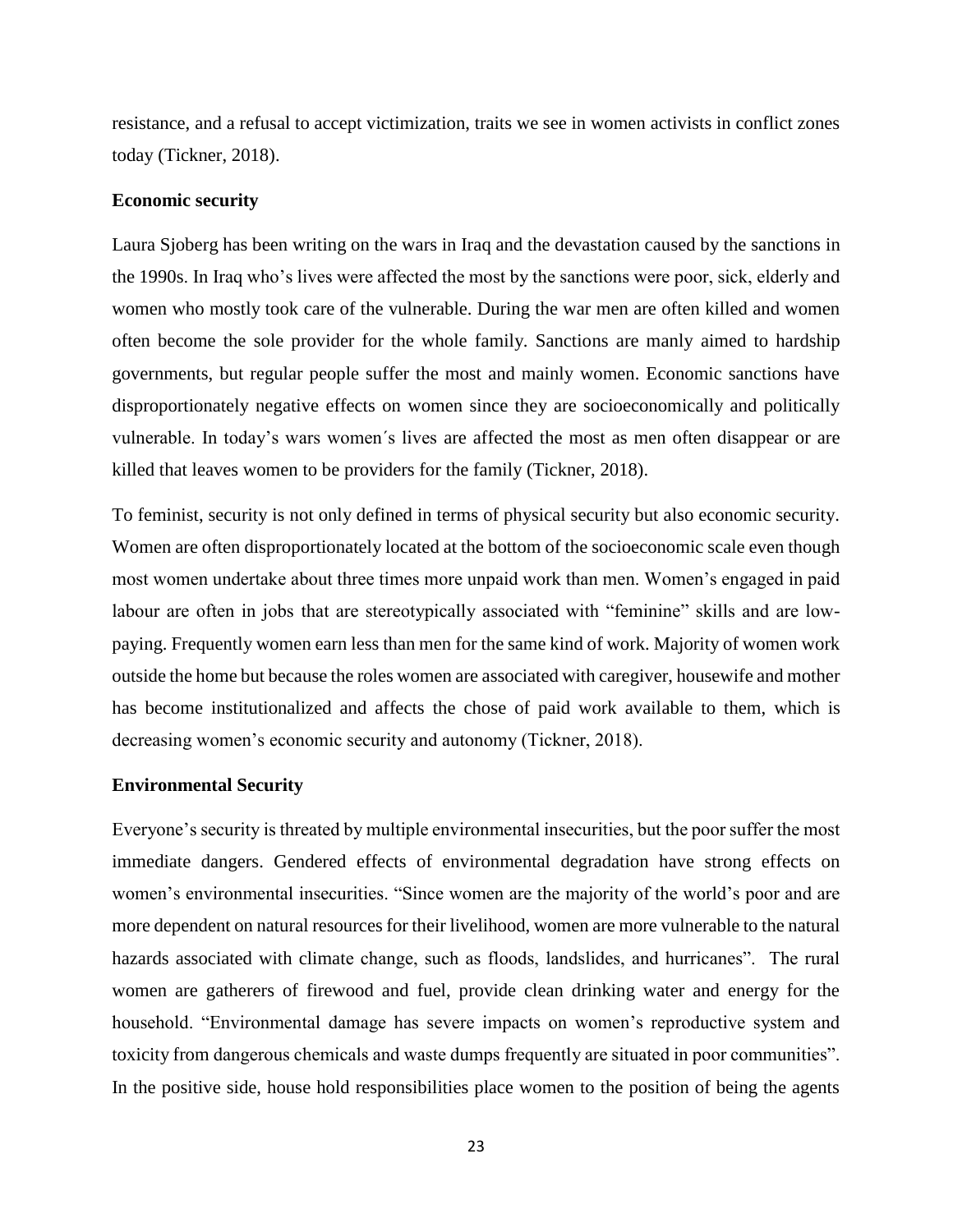resistance, and a refusal to accept victimization, traits we see in women activists in conflict zones today (Tickner, 2018).

**Economic security**

Laura Sjoberg has been writing on the wars in Iraq and the devastation caused by the sanctions in the 1990s. In Iraq who's lives were affected the most by the sanctions were poor, sick, elderly and women who mostly took care of the vulnerable. During the war men are often killed and women often become the sole provider for the whole family. Sanctions are manly aimed to hardship governments, but regular people suffer the most and mainly women. Economic sanctions have disproportionately negative effects on women since they are socioeconomically and politically vulnerable. In today's wars women´s lives are affected the most as men often disappear or are killed that leaves women to be providers for the family (Tickner, 2018).

To feminist, security is not only defined in terms of physical security but also economic security. Women are often disproportionately located at the bottom of the socioeconomic scale even though most women undertake about three times more unpaid work than men. Women's engaged in paid labour are often in jobs that are stereotypically associated with "feminine" skills and are low-paying. Frequently women earn less than men for the same kind of work. Majority of women work outside the home but because the roles women are associated with caregiver, housewife and mother has become institutionalized and affects the chose of paid work available to them, which is decreasing women's economic security and autonomy (Tickner, 2018).

**Environmental Security**

Everyone's security is threated by multiple environmental insecurities, but the poor suffer the most immediate dangers. Gendered effects of environmental degradation have strong effects on women's environmental insecurities. "Since women are the majority of the world's poor and are more dependent on natural resources for their livelihood, women are more vulnerable to the natural hazards associated with climate change, such as floods, landslides, and hurricanes". The rural women are gatherers of firewood and fuel, provide clean drinking water and energy for the household. "Environmental damage has severe impacts on women's reproductive system and toxicity from dangerous chemicals and waste dumps frequently are situated in poor communities". In the positive side, house hold responsibilities place women to the position of being the agents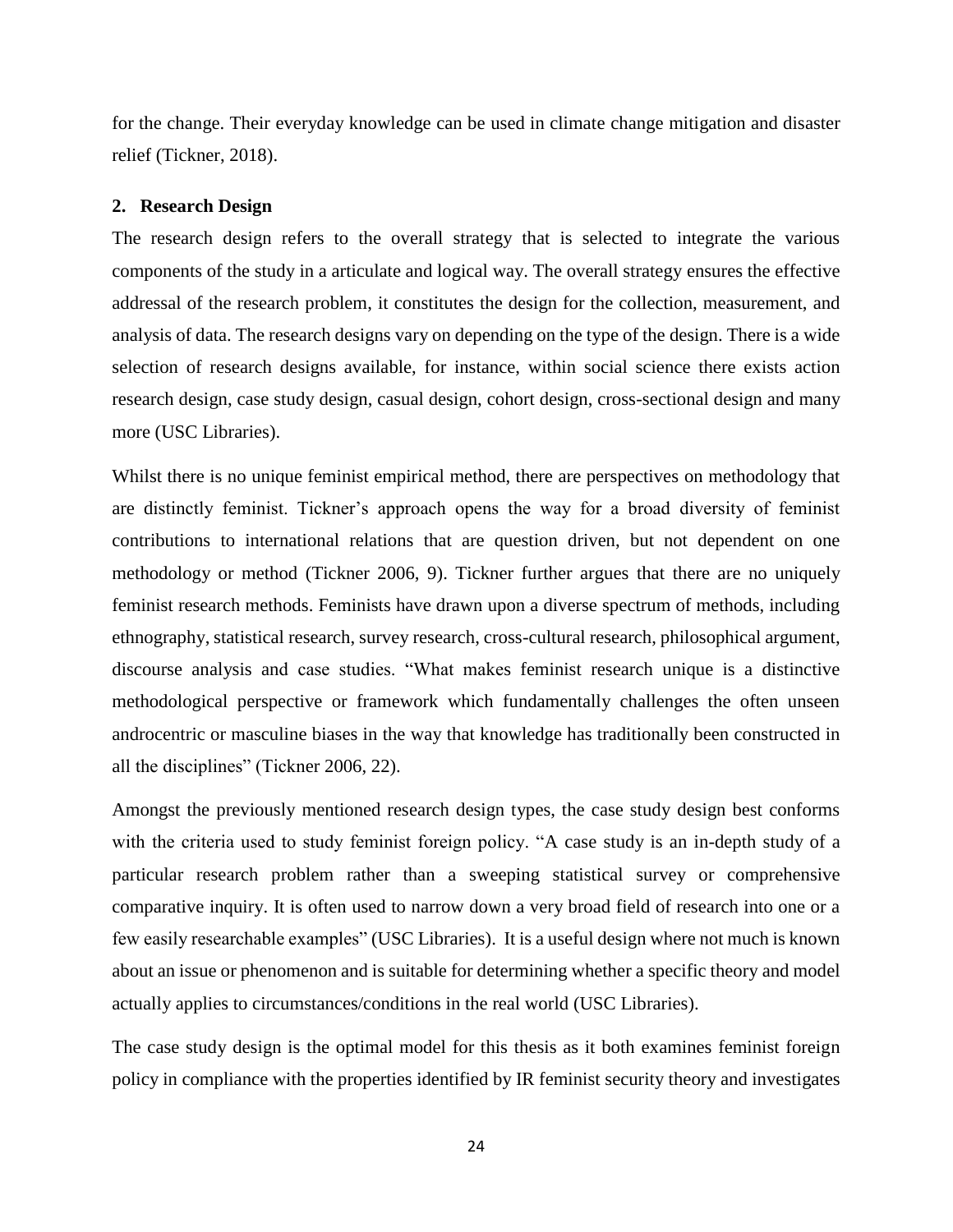for the change. Their everyday knowledge can be used in climate change mitigation and disaster relief (Tickner, 2018).

## 2. Research Design

The research design refers to the overall strategy that is selected to integrate the various components of the study in a articulate and logical way. The overall strategy ensures the effective addressal of the research problem, it constitutes the design for the collection, measurement, and analysis of data. The research designs vary on depending on the type of the design. There is a wide selection of research designs available, for instance, within social science there exists action research design, case study design, casual design, cohort design, cross-sectional design and many more (USC Libraries).

Whilst there is no unique feminist empirical method, there are perspectives on methodology that are distinctly feminist. Tickner's approach opens the way for a broad diversity of feminist contributions to international relations that are question driven, but not dependent on one methodology or method (Tickner 2006, 9). Tickner further argues that there are no uniquely feminist research methods. Feminists have drawn upon a diverse spectrum of methods, including ethnography, statistical research, survey research, cross-cultural research, philosophical argument, discourse analysis and case studies. "What makes feminist research unique is a distinctive methodological perspective or framework which fundamentally challenges the often unseen androcentric or masculine biases in the way that knowledge has traditionally been constructed in all the disciplines" (Tickner 2006, 22).

Amongst the previously mentioned research design types, the case study design best conforms with the criteria used to study feminist foreign policy. "A case study is an in-depth study of a particular research problem rather than a sweeping statistical survey or comprehensive comparative inquiry. It is often used to narrow down a very broad field of research into one or a few easily researchable examples" (USC Libraries). It is a useful design where not much is known about an issue or phenomenon and is suitable for determining whether a specific theory and model actually applies to circumstances/conditions in the real world (USC Libraries).

The case study design is the optimal model for this thesis as it both examines feminist foreign policy in compliance with the properties identified by IR feminist security theory and investigates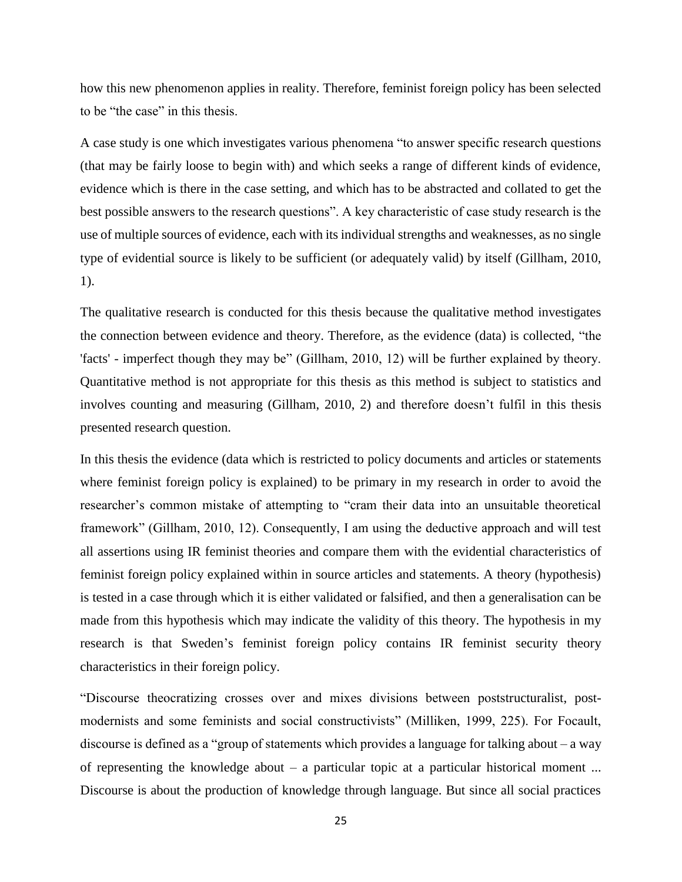how this new phenomenon applies in reality. Therefore, feminist foreign policy has been selected to be "the case" in this thesis.

A case study is one which investigates various phenomena "to answer specific research questions (that may be fairly loose to begin with) and which seeks a range of different kinds of evidence, evidence which is there in the case setting, and which has to be abstracted and collated to get the best possible answers to the research questions". A key characteristic of case study research is the use of multiple sources of evidence, each with its individual strengths and weaknesses, as no single type of evidential source is likely to be sufficient (or adequately valid) by itself (Gillham, 2010, 1).

The qualitative research is conducted for this thesis because the qualitative method investigates the connection between evidence and theory. Therefore, as the evidence (data) is collected, "the 'facts' - imperfect though they may be" (Gillham, 2010, 12) will be further explained by theory. Quantitative method is not appropriate for this thesis as this method is subject to statistics and involves counting and measuring (Gillham, 2010, 2) and therefore doesn't fulfil in this thesis presented research question.

In this thesis the evidence (data which is restricted to policy documents and articles or statements where feminist foreign policy is explained) to be primary in my research in order to avoid the researcher's common mistake of attempting to "cram their data into an unsuitable theoretical framework" (Gillham, 2010, 12). Consequently, I am using the deductive approach and will test all assertions using IR feminist theories and compare them with the evidential characteristics of feminist foreign policy explained within in source articles and statements. A theory (hypothesis) is tested in a case through which it is either validated or falsified, and then a generalisation can be made from this hypothesis which may indicate the validity of this theory. The hypothesis in my research is that Sweden's feminist foreign policy contains IR feminist security theory characteristics in their foreign policy.

"Discourse theocratizing crosses over and mixes divisions between poststructuralist, post-modernists and some feminists and social constructivists" (Milliken, 1999, 225). For Focault, discourse is defined as a "group of statements which provides a language for talking about – a way of representing the knowledge about – a particular topic at a particular historical moment ... Discourse is about the production of knowledge through language. But since all social practices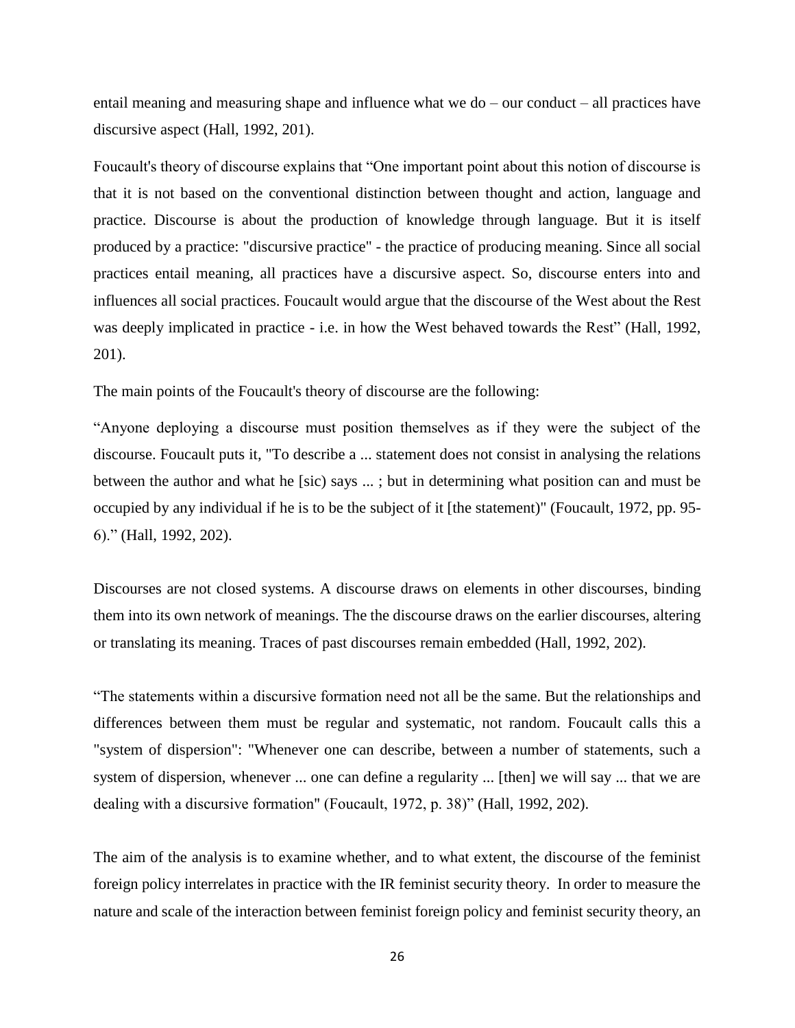entail meaning and measuring shape and influence what we do – our conduct – all practices have discursive aspect (Hall, 1992, 201).

Foucault's theory of discourse explains that "One important point about this notion of discourse is that it is not based on the conventional distinction between thought and action, language and practice. Discourse is about the production of knowledge through language. But it is itself produced by a practice: "discursive practice" - the practice of producing meaning. Since all social practices entail meaning, all practices have a discursive aspect. So, discourse enters into and influences all social practices. Foucault would argue that the discourse of the West about the Rest was deeply implicated in practice - i.e. in how the West behaved towards the Rest" (Hall, 1992, 201).

The main points of the Foucault's theory of discourse are the following:

"Anyone deploying a discourse must position themselves as if they were the subject of the discourse. Foucault puts it, "To describe a ... statement does not consist in analysing the relations between the author and what he [sic) says ... ; but in determining what position can and must be occupied by any individual if he is to be the subject of it [the statement)" (Foucault, 1972, pp. 95-6)." (Hall, 1992, 202).

Discourses are not closed systems. A discourse draws on elements in other discourses, binding them into its own network of meanings. The the discourse draws on the earlier discourses, altering or translating its meaning. Traces of past discourses remain embedded (Hall, 1992, 202).

"The statements within a discursive formation need not all be the same. But the relationships and differences between them must be regular and systematic, not random. Foucault calls this a "system of dispersion": "Whenever one can describe, between a number of statements, such a system of dispersion, whenever ... one can define a regularity ... [then] we will say ... that we are dealing with a discursive formation" (Foucault, 1972, p. 38)" (Hall, 1992, 202).

The aim of the analysis is to examine whether, and to what extent, the discourse of the feminist foreign policy interrelates in practice with the IR feminist security theory. In order to measure the nature and scale of the interaction between feminist foreign policy and feminist security theory, an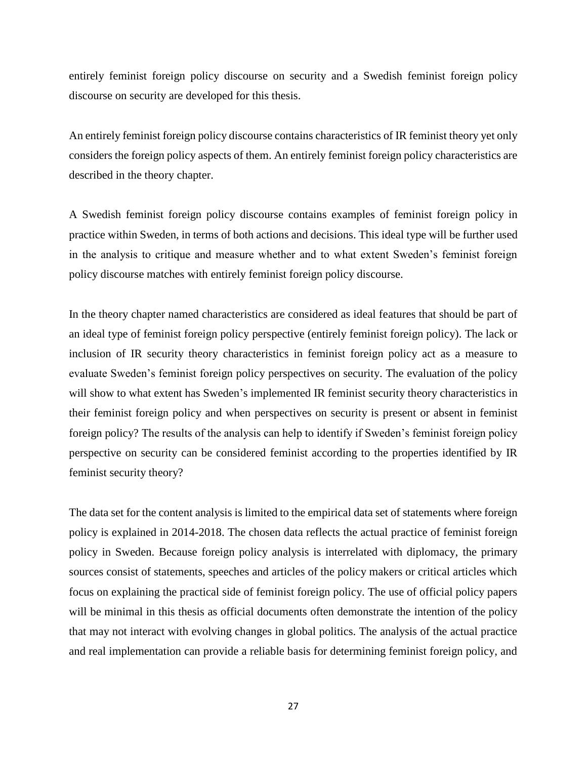entirely feminist foreign policy discourse on security and a Swedish feminist foreign policy discourse on security are developed for this thesis.

An entirely feminist foreign policy discourse contains characteristics of IR feminist theory yet only considers the foreign policy aspects of them. An entirely feminist foreign policy characteristics are described in the theory chapter.

A Swedish feminist foreign policy discourse contains examples of feminist foreign policy in practice within Sweden, in terms of both actions and decisions. This ideal type will be further used in the analysis to critique and measure whether and to what extent Sweden's feminist foreign policy discourse matches with entirely feminist foreign policy discourse.

In the theory chapter named characteristics are considered as ideal features that should be part of an ideal type of feminist foreign policy perspective (entirely feminist foreign policy). The lack or inclusion of IR security theory characteristics in feminist foreign policy act as a measure to evaluate Sweden's feminist foreign policy perspectives on security. The evaluation of the policy will show to what extent has Sweden's implemented IR feminist security theory characteristics in their feminist foreign policy and when perspectives on security is present or absent in feminist foreign policy? The results of the analysis can help to identify if Sweden's feminist foreign policy perspective on security can be considered feminist according to the properties identified by IR feminist security theory?

The data set for the content analysis is limited to the empirical data set of statements where foreign policy is explained in 2014-2018. The chosen data reflects the actual practice of feminist foreign policy in Sweden. Because foreign policy analysis is interrelated with diplomacy, the primary sources consist of statements, speeches and articles of the policy makers or critical articles which focus on explaining the practical side of feminist foreign policy. The use of official policy papers will be minimal in this thesis as official documents often demonstrate the intention of the policy that may not interact with evolving changes in global politics. The analysis of the actual practice and real implementation can provide a reliable basis for determining feminist foreign policy, and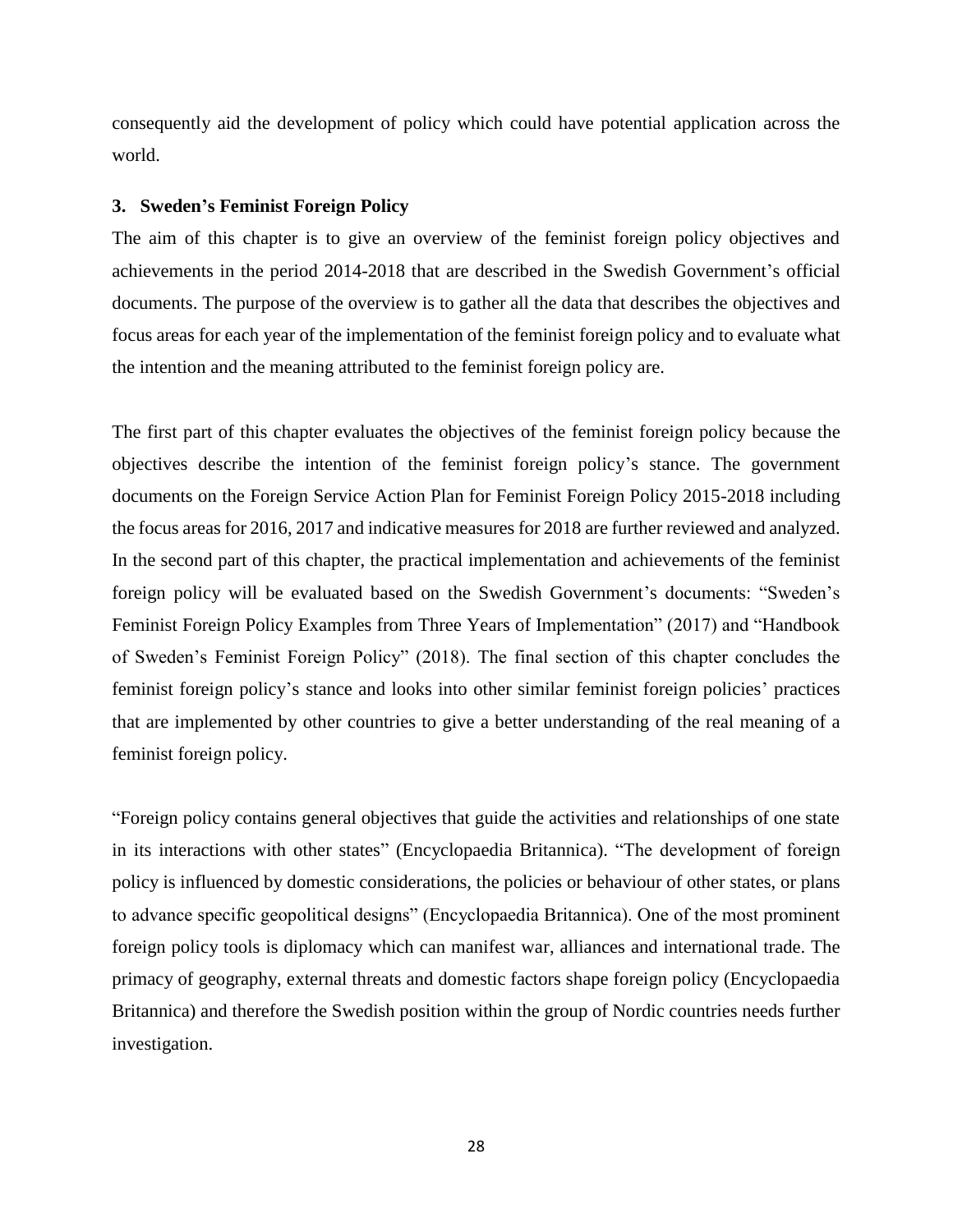consequently aid the development of policy which could have potential application across the world.

### 3. Sweden's Feminist Foreign Policy

The aim of this chapter is to give an overview of the feminist foreign policy objectives and achievements in the period 2014-2018 that are described in the Swedish Government's official documents. The purpose of the overview is to gather all the data that describes the objectives and focus areas for each year of the implementation of the feminist foreign policy and to evaluate what the intention and the meaning attributed to the feminist foreign policy are.

The first part of this chapter evaluates the objectives of the feminist foreign policy because the objectives describe the intention of the feminist foreign policy's stance. The government documents on the Foreign Service Action Plan for Feminist Foreign Policy 2015-2018 including the focus areas for 2016, 2017 and indicative measures for 2018 are further reviewed and analyzed. In the second part of this chapter, the practical implementation and achievements of the feminist foreign policy will be evaluated based on the Swedish Government's documents: "Sweden's Feminist Foreign Policy Examples from Three Years of Implementation" (2017) and "Handbook of Sweden's Feminist Foreign Policy" (2018). The final section of this chapter concludes the feminist foreign policy's stance and looks into other similar feminist foreign policies' practices that are implemented by other countries to give a better understanding of the real meaning of a feminist foreign policy.

"Foreign policy contains general objectives that guide the activities and relationships of one state in its interactions with other states" (Encyclopaedia Britannica). "The development of foreign policy is influenced by domestic considerations, the policies or behaviour of other states, or plans to advance specific geopolitical designs" (Encyclopaedia Britannica). One of the most prominent foreign policy tools is diplomacy which can manifest war, alliances and international trade. The primacy of geography, external threats and domestic factors shape foreign policy (Encyclopaedia Britannica) and therefore the Swedish position within the group of Nordic countries needs further investigation.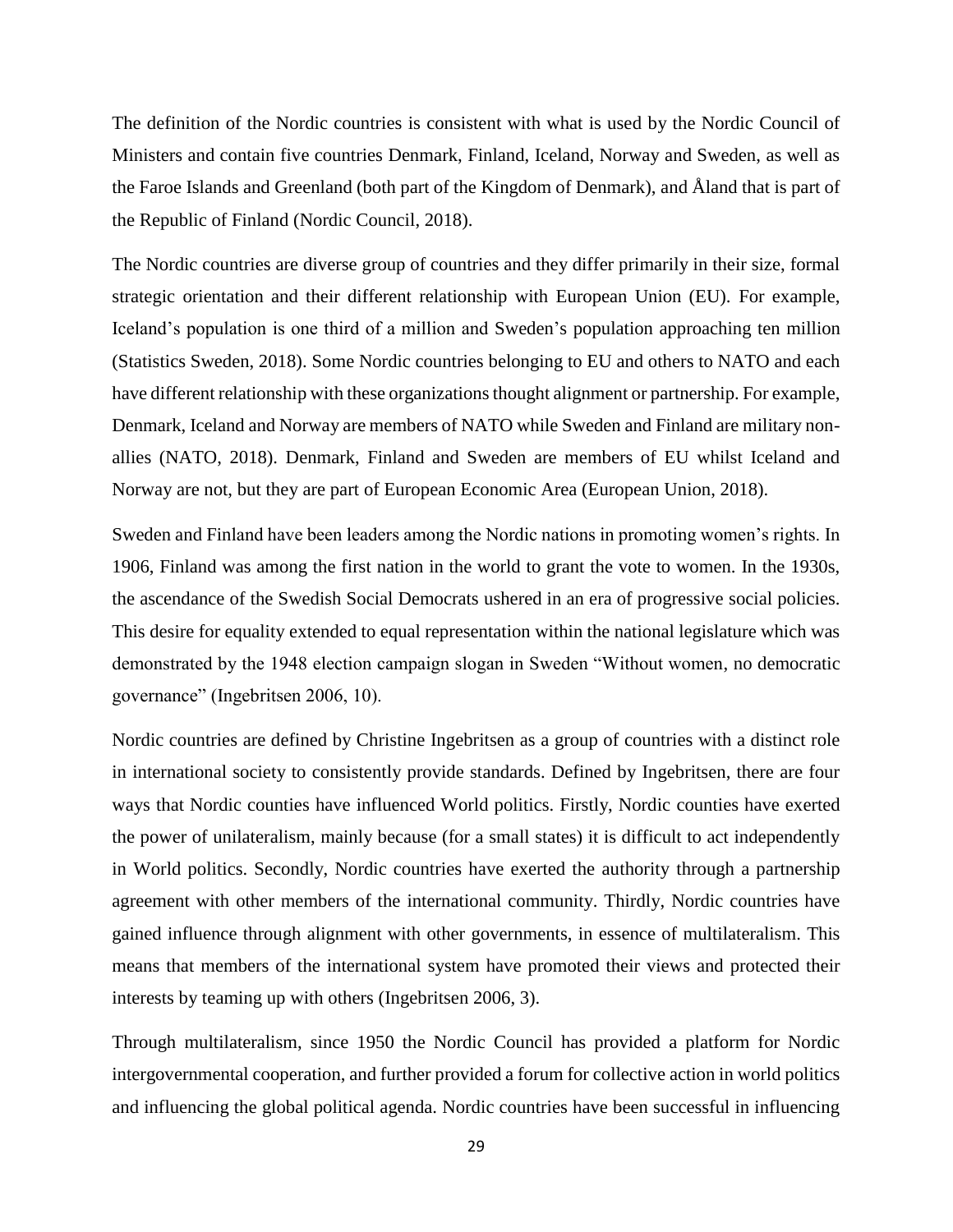The definition of the Nordic countries is consistent with what is used by the Nordic Council of Ministers and contain five countries Denmark, Finland, Iceland, Norway and Sweden, as well as the Faroe Islands and Greenland (both part of the Kingdom of Denmark), and Åland that is part of the Republic of Finland (Nordic Council, 2018).

The Nordic countries are diverse group of countries and they differ primarily in their size, formal strategic orientation and their different relationship with European Union (EU). For example, Iceland's population is one third of a million and Sweden's population approaching ten million (Statistics Sweden, 2018). Some Nordic countries belonging to EU and others to NATO and each have different relationship with these organizations thought alignment or partnership. For example, Denmark, Iceland and Norway are members of NATO while Sweden and Finland are military non-allies (NATO, 2018). Denmark, Finland and Sweden are members of EU whilst Iceland and Norway are not, but they are part of European Economic Area (European Union, 2018).

Sweden and Finland have been leaders among the Nordic nations in promoting women's rights. In 1906, Finland was among the first nation in the world to grant the vote to women. In the 1930s, the ascendance of the Swedish Social Democrats ushered in an era of progressive social policies. This desire for equality extended to equal representation within the national legislature which was demonstrated by the 1948 election campaign slogan in Sweden "Without women, no democratic governance" (Ingebritsen 2006, 10).

Nordic countries are defined by Christine Ingebritsen as a group of countries with a distinct role in international society to consistently provide standards. Defined by Ingebritsen, there are four ways that Nordic counties have influenced World politics. Firstly, Nordic counties have exerted the power of unilateralism, mainly because (for a small states) it is difficult to act independently in World politics. Secondly, Nordic countries have exerted the authority through a partnership agreement with other members of the international community. Thirdly, Nordic countries have gained influence through alignment with other governments, in essence of multilateralism. This means that members of the international system have promoted their views and protected their interests by teaming up with others (Ingebritsen 2006, 3).

Through multilateralism, since 1950 the Nordic Council has provided a platform for Nordic intergovernmental cooperation, and further provided a forum for collective action in world politics and influencing the global political agenda. Nordic countries have been successful in influencing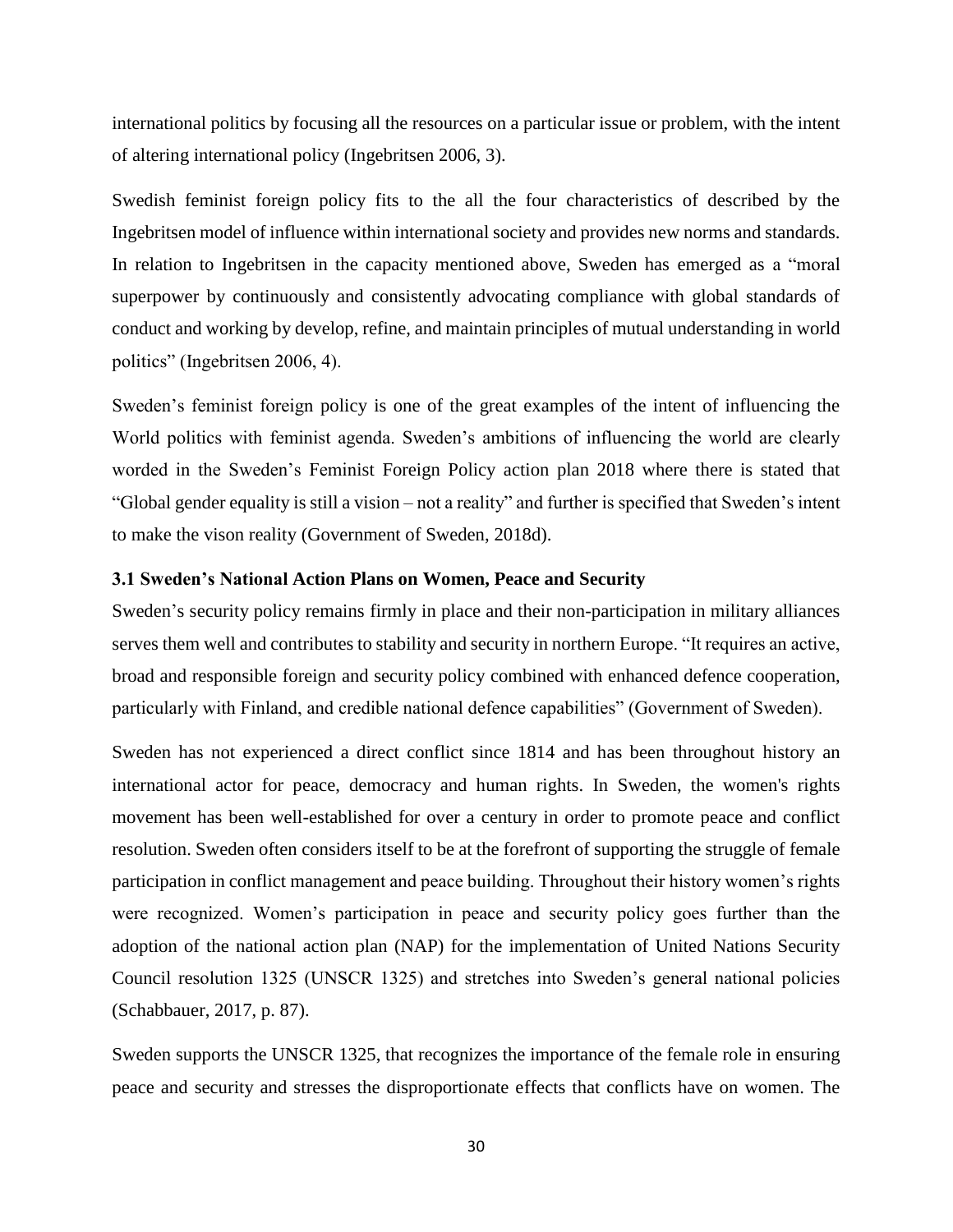international politics by focusing all the resources on a particular issue or problem, with the intent of altering international policy (Ingebritsen 2006, 3).

Swedish feminist foreign policy fits to the all the four characteristics of described by the Ingebritsen model of influence within international society and provides new norms and standards. In relation to Ingebritsen in the capacity mentioned above, Sweden has emerged as a "moral superpower by continuously and consistently advocating compliance with global standards of conduct and working by develop, refine, and maintain principles of mutual understanding in world politics" (Ingebritsen 2006, 4).

Sweden's feminist foreign policy is one of the great examples of the intent of influencing the World politics with feminist agenda. Sweden's ambitions of influencing the world are clearly worded in the Sweden's Feminist Foreign Policy action plan 2018 where there is stated that "Global gender equality is still a vision – not a reality" and further is specified that Sweden's intent to make the vison reality (Government of Sweden, 2018d).

### 3.1 Sweden's National Action Plans on Women, Peace and Security

Sweden's security policy remains firmly in place and their non-participation in military alliances serves them well and contributes to stability and security in northern Europe. "It requires an active, broad and responsible foreign and security policy combined with enhanced defence cooperation, particularly with Finland, and credible national defence capabilities" (Government of Sweden).

Sweden has not experienced a direct conflict since 1814 and has been throughout history an international actor for peace, democracy and human rights. In Sweden, the women's rights movement has been well-established for over a century in order to promote peace and conflict resolution. Sweden often considers itself to be at the forefront of supporting the struggle of female participation in conflict management and peace building. Throughout their history women's rights were recognized. Women's participation in peace and security policy goes further than the adoption of the national action plan (NAP) for the implementation of United Nations Security Council resolution 1325 (UNSCR 1325) and stretches into Sweden's general national policies (Schabbauer, 2017, p. 87).

Sweden supports the UNSCR 1325, that recognizes the importance of the female role in ensuring peace and security and stresses the disproportionate effects that conflicts have on women. The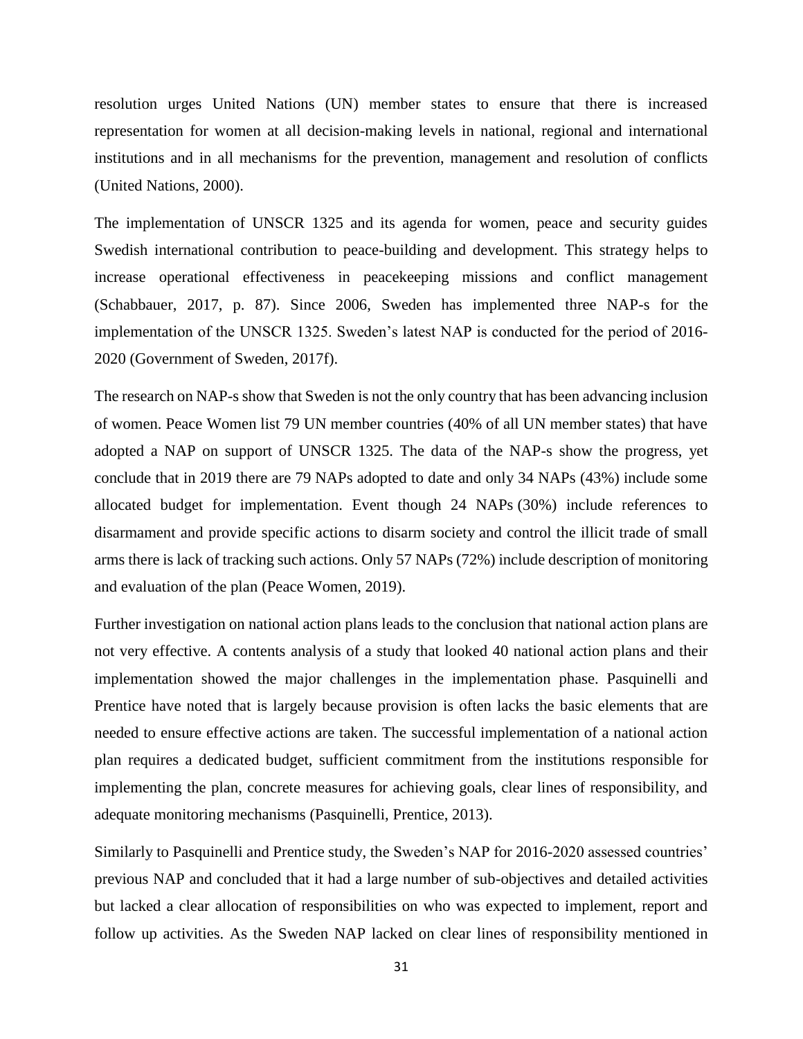resolution urges United Nations (UN) member states to ensure that there is increased representation for women at all decision-making levels in national, regional and international institutions and in all mechanisms for the prevention, management and resolution of conflicts (United Nations, 2000).

The implementation of UNSCR 1325 and its agenda for women, peace and security guides Swedish international contribution to peace-building and development. This strategy helps to increase operational effectiveness in peacekeeping missions and conflict management (Schabbauer, 2017, p. 87). Since 2006, Sweden has implemented three NAP-s for the implementation of the UNSCR 1325. Sweden's latest NAP is conducted for the period of 2016-2020 (Government of Sweden, 2017f).

The research on NAP-s show that Sweden is not the only country that has been advancing inclusion of women. Peace Women list 79 UN member countries (40% of all UN member states) that have adopted a NAP on support of UNSCR 1325. The data of the NAP-s show the progress, yet conclude that in 2019 there are 79 NAPs adopted to date and only 34 NAPs (43%) include some allocated budget for implementation. Event though 24 NAPs (30%) include references to disarmament and provide specific actions to disarm society and control the illicit trade of small arms there is lack of tracking such actions. Only 57 NAPs (72%) include description of monitoring and evaluation of the plan (Peace Women, 2019).

Further investigation on national action plans leads to the conclusion that national action plans are not very effective. A contents analysis of a study that looked 40 national action plans and their implementation showed the major challenges in the implementation phase. Pasquinelli and Prentice have noted that is largely because provision is often lacks the basic elements that are needed to ensure effective actions are taken. The successful implementation of a national action plan requires a dedicated budget, sufficient commitment from the institutions responsible for implementing the plan, concrete measures for achieving goals, clear lines of responsibility, and adequate monitoring mechanisms (Pasquinelli, Prentice, 2013).

Similarly to Pasquinelli and Prentice study, the Sweden's NAP for 2016-2020 assessed countries' previous NAP and concluded that it had a large number of sub-objectives and detailed activities but lacked a clear allocation of responsibilities on who was expected to implement, report and follow up activities. As the Sweden NAP lacked on clear lines of responsibility mentioned in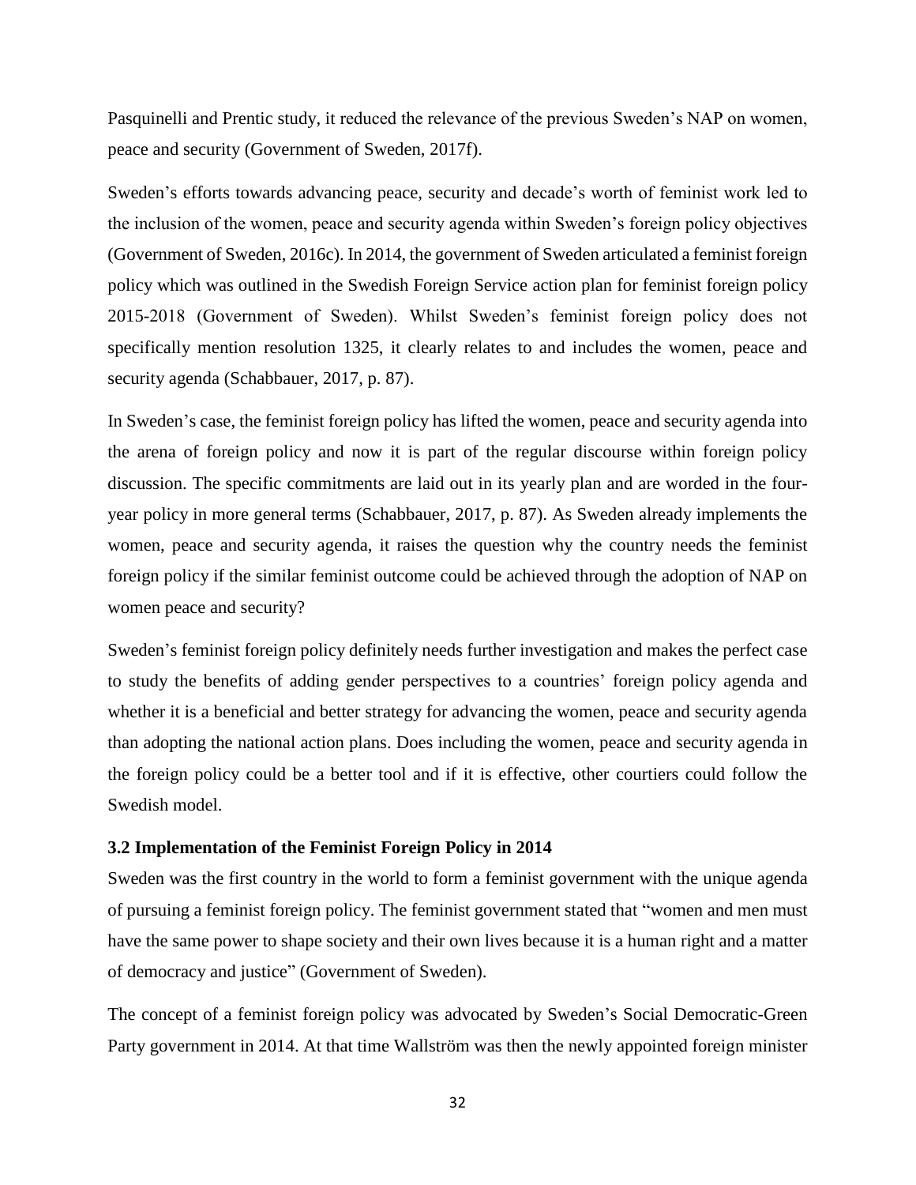Pasquinelli and Prentic study, it reduced the relevance of the previous Sweden's NAP on women, peace and security (Government of Sweden, 2017f).

Sweden's efforts towards advancing peace, security and decade's worth of feminist work led to the inclusion of the women, peace and security agenda within Sweden's foreign policy objectives (Government of Sweden, 2016c). In 2014, the government of Sweden articulated a feminist foreign policy which was outlined in the Swedish Foreign Service action plan for feminist foreign policy 2015-2018 (Government of Sweden). Whilst Sweden's feminist foreign policy does not specifically mention resolution 1325, it clearly relates to and includes the women, peace and security agenda (Schabbauer, 2017, p. 87).

In Sweden's case, the feminist foreign policy has lifted the women, peace and security agenda into the arena of foreign policy and now it is part of the regular discourse within foreign policy discussion. The specific commitments are laid out in its yearly plan and are worded in the four-year policy in more general terms (Schabbauer, 2017, p. 87). As Sweden already implements the women, peace and security agenda, it raises the question why the country needs the feminist foreign policy if the similar feminist outcome could be achieved through the adoption of NAP on women peace and security?

Sweden's feminist foreign policy definitely needs further investigation and makes the perfect case to study the benefits of adding gender perspectives to a countries' foreign policy agenda and whether it is a beneficial and better strategy for advancing the women, peace and security agenda than adopting the national action plans. Does including the women, peace and security agenda in the foreign policy could be a better tool and if it is effective, other courtiers could follow the Swedish model.

### 3.2 Implementation of the Feminist Foreign Policy in 2014

Sweden was the first country in the world to form a feminist government with the unique agenda of pursuing a feminist foreign policy. The feminist government stated that "women and men must have the same power to shape society and their own lives because it is a human right and a matter of democracy and justice" (Government of Sweden).

The concept of a feminist foreign policy was advocated by Sweden's Social Democratic-Green Party government in 2014. At that time Wallström was then the newly appointed foreign minister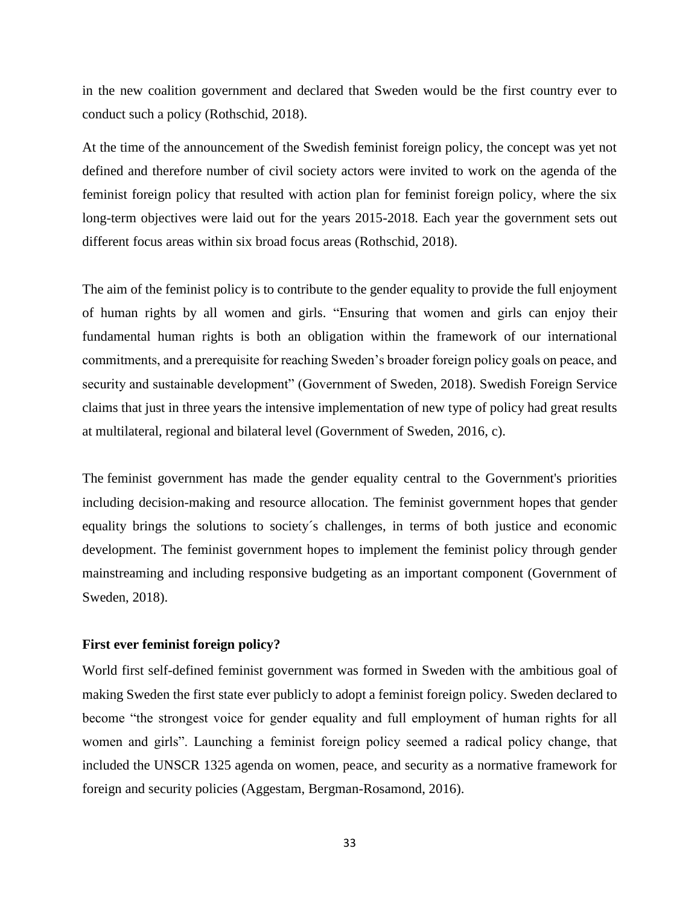in the new coalition government and declared that Sweden would be the first country ever to conduct such a policy (Rothschid, 2018).

At the time of the announcement of the Swedish feminist foreign policy, the concept was yet not defined and therefore number of civil society actors were invited to work on the agenda of the feminist foreign policy that resulted with action plan for feminist foreign policy, where the six long-term objectives were laid out for the years 2015-2018. Each year the government sets out different focus areas within six broad focus areas (Rothschid, 2018).

The aim of the feminist policy is to contribute to the gender equality to provide the full enjoyment of human rights by all women and girls. "Ensuring that women and girls can enjoy their fundamental human rights is both an obligation within the framework of our international commitments, and a prerequisite for reaching Sweden's broader foreign policy goals on peace, and security and sustainable development" (Government of Sweden, 2018). Swedish Foreign Service claims that just in three years the intensive implementation of new type of policy had great results at multilateral, regional and bilateral level (Government of Sweden, 2016, c).

The feminist government has made the gender equality central to the Government's priorities including decision-making and resource allocation. The feminist government hopes that gender equality brings the solutions to society´s challenges, in terms of both justice and economic development. The feminist government hopes to implement the feminist policy through gender mainstreaming and including responsive budgeting as an important component (Government of Sweden, 2018).

**First ever feminist foreign policy?**

World first self-defined feminist government was formed in Sweden with the ambitious goal of making Sweden the first state ever publicly to adopt a feminist foreign policy. Sweden declared to become "the strongest voice for gender equality and full employment of human rights for all women and girls". Launching a feminist foreign policy seemed a radical policy change, that included the UNSCR 1325 agenda on women, peace, and security as a normative framework for foreign and security policies (Aggestam, Bergman-Rosamond, 2016).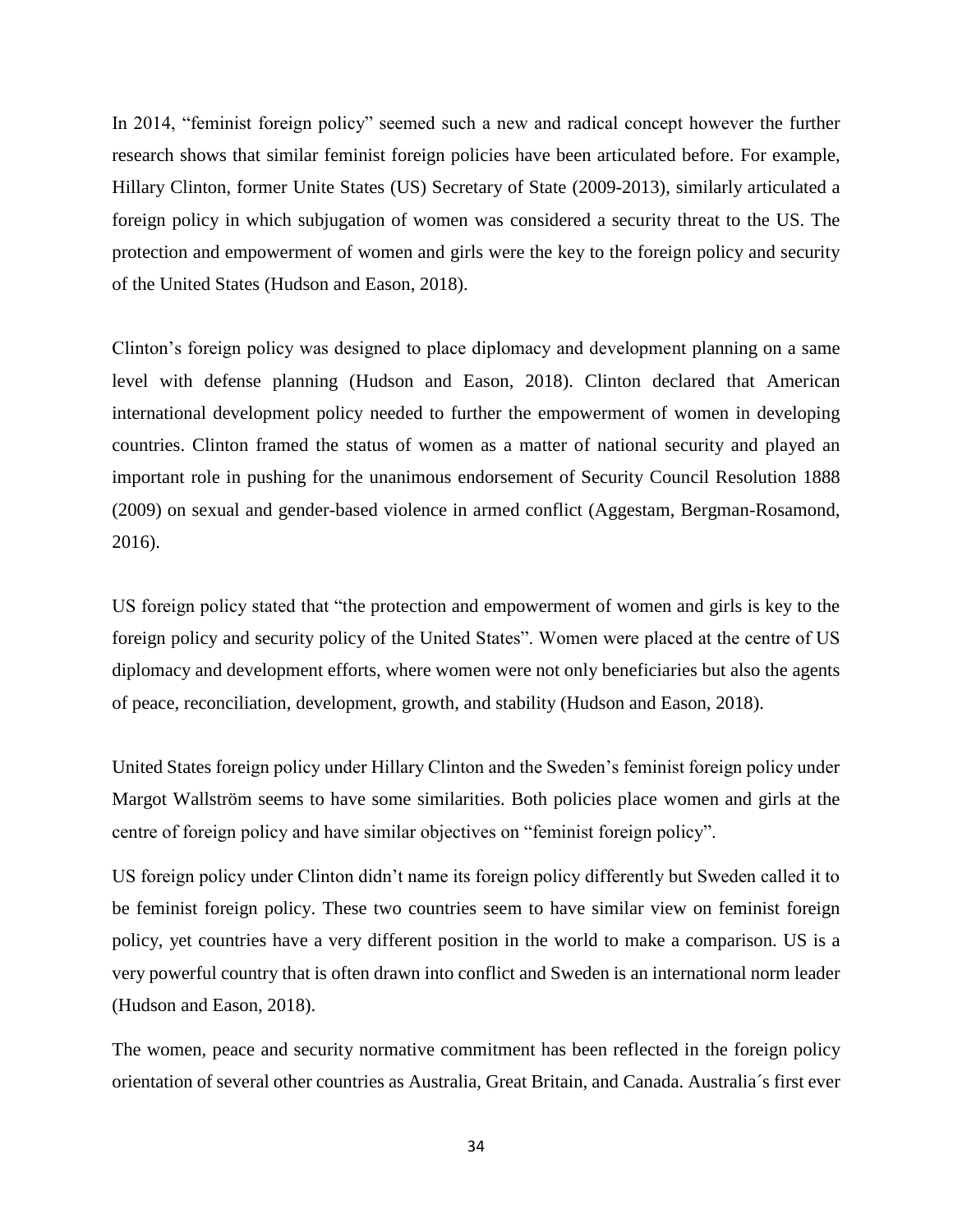In 2014, "feminist foreign policy" seemed such a new and radical concept however the further research shows that similar feminist foreign policies have been articulated before. For example, Hillary Clinton, former Unite States (US) Secretary of State (2009-2013), similarly articulated a foreign policy in which subjugation of women was considered a security threat to the US. The protection and empowerment of women and girls were the key to the foreign policy and security of the United States (Hudson and Eason, 2018).

Clinton's foreign policy was designed to place diplomacy and development planning on a same level with defense planning (Hudson and Eason, 2018). Clinton declared that American international development policy needed to further the empowerment of women in developing countries. Clinton framed the status of women as a matter of national security and played an important role in pushing for the unanimous endorsement of Security Council Resolution 1888 (2009) on sexual and gender-based violence in armed conflict (Aggestam, Bergman-Rosamond, 2016).

US foreign policy stated that "the protection and empowerment of women and girls is key to the foreign policy and security policy of the United States". Women were placed at the centre of US diplomacy and development efforts, where women were not only beneficiaries but also the agents of peace, reconciliation, development, growth, and stability (Hudson and Eason, 2018).

United States foreign policy under Hillary Clinton and the Sweden's feminist foreign policy under Margot Wallström seems to have some similarities. Both policies place women and girls at the centre of foreign policy and have similar objectives on "feminist foreign policy".

US foreign policy under Clinton didn't name its foreign policy differently but Sweden called it to be feminist foreign policy. These two countries seem to have similar view on feminist foreign policy, yet countries have a very different position in the world to make a comparison. US is a very powerful country that is often drawn into conflict and Sweden is an international norm leader (Hudson and Eason, 2018).

The women, peace and security normative commitment has been reflected in the foreign policy orientation of several other countries as Australia, Great Britain, and Canada. Australia´s first ever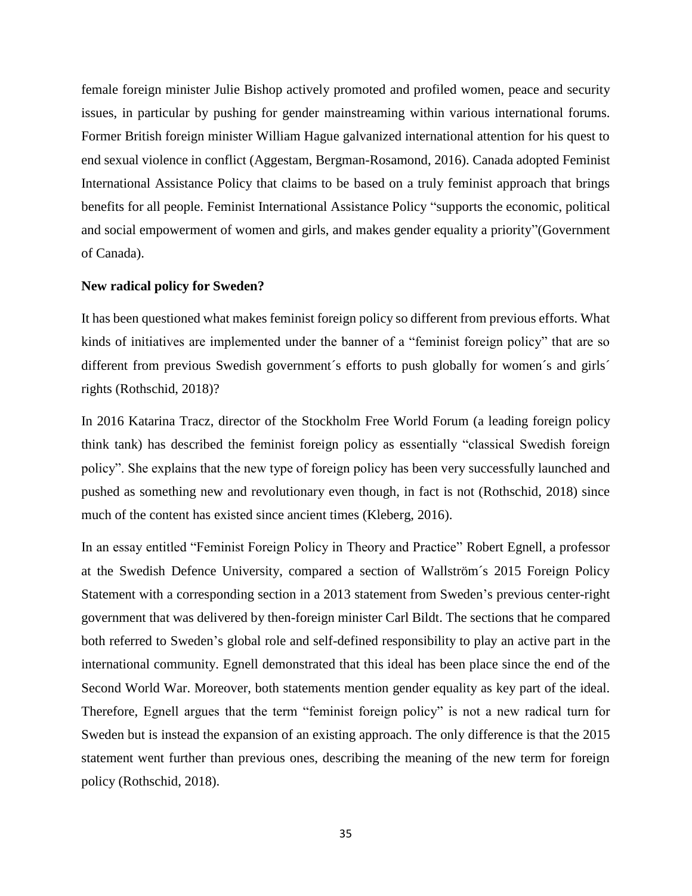female foreign minister Julie Bishop actively promoted and profiled women, peace and security issues, in particular by pushing for gender mainstreaming within various international forums. Former British foreign minister William Hague galvanized international attention for his quest to end sexual violence in conflict (Aggestam, Bergman-Rosamond, 2016). Canada adopted Feminist International Assistance Policy that claims to be based on a truly feminist approach that brings benefits for all people. Feminist International Assistance Policy "supports the economic, political and social empowerment of women and girls, and makes gender equality a priority"(Government of Canada).

**New radical policy for Sweden?**

It has been questioned what makes feminist foreign policy so different from previous efforts. What kinds of initiatives are implemented under the banner of a "feminist foreign policy" that are so different from previous Swedish government´s efforts to push globally for women´s and girls´ rights (Rothschid, 2018)?

In 2016 Katarina Tracz, director of the Stockholm Free World Forum (a leading foreign policy think tank) has described the feminist foreign policy as essentially "classical Swedish foreign policy". She explains that the new type of foreign policy has been very successfully launched and pushed as something new and revolutionary even though, in fact is not (Rothschid, 2018) since much of the content has existed since ancient times (Kleberg, 2016).

In an essay entitled "Feminist Foreign Policy in Theory and Practice" Robert Egnell, a professor at the Swedish Defence University, compared a section of Wallström´s 2015 Foreign Policy Statement with a corresponding section in a 2013 statement from Sweden's previous center-right government that was delivered by then-foreign minister Carl Bildt. The sections that he compared both referred to Sweden's global role and self-defined responsibility to play an active part in the international community. Egnell demonstrated that this ideal has been place since the end of the Second World War. Moreover, both statements mention gender equality as key part of the ideal. Therefore, Egnell argues that the term "feminist foreign policy" is not a new radical turn for Sweden but is instead the expansion of an existing approach. The only difference is that the 2015 statement went further than previous ones, describing the meaning of the new term for foreign policy (Rothschid, 2018).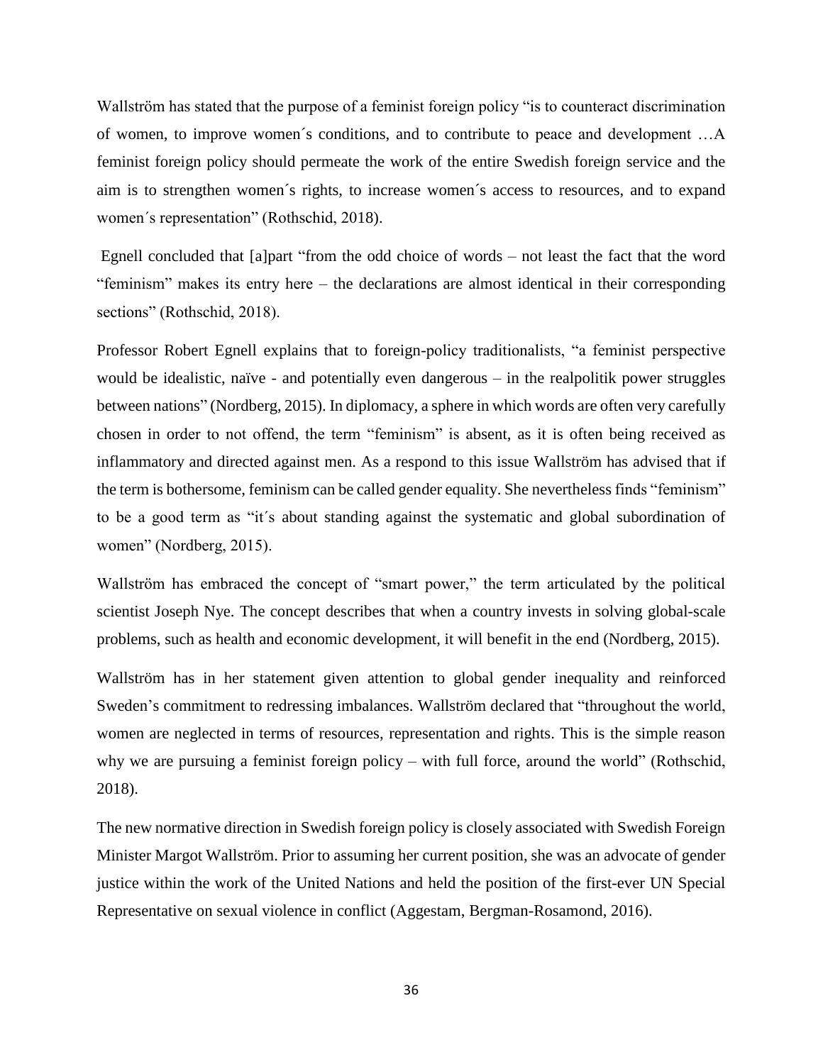Wallström has stated that the purpose of a feminist foreign policy "is to counteract discrimination of women, to improve women´s conditions, and to contribute to peace and development …A feminist foreign policy should permeate the work of the entire Swedish foreign service and the aim is to strengthen women´s rights, to increase women´s access to resources, and to expand women´s representation" (Rothschid, 2018).

Egnell concluded that [a]part "from the odd choice of words – not least the fact that the word "feminism" makes its entry here – the declarations are almost identical in their corresponding sections" (Rothschid, 2018).

Professor Robert Egnell explains that to foreign-policy traditionalists, "a feminist perspective would be idealistic, naïve - and potentially even dangerous – in the realpolitik power struggles between nations" (Nordberg, 2015). In diplomacy, a sphere in which words are often very carefully chosen in order to not offend, the term "feminism" is absent, as it is often being received as inflammatory and directed against men. As a respond to this issue Wallström has advised that if the term is bothersome, feminism can be called gender equality. She nevertheless finds "feminism" to be a good term as "it´s about standing against the systematic and global subordination of women" (Nordberg, 2015).

Wallström has embraced the concept of "smart power," the term articulated by the political scientist Joseph Nye. The concept describes that when a country invests in solving global-scale problems, such as health and economic development, it will benefit in the end (Nordberg, 2015).

Wallström has in her statement given attention to global gender inequality and reinforced Sweden's commitment to redressing imbalances. Wallström declared that "throughout the world, women are neglected in terms of resources, representation and rights. This is the simple reason why we are pursuing a feminist foreign policy – with full force, around the world" (Rothschid, 2018).

The new normative direction in Swedish foreign policy is closely associated with Swedish Foreign Minister Margot Wallström. Prior to assuming her current position, she was an advocate of gender justice within the work of the United Nations and held the position of the first-ever UN Special Representative on sexual violence in conflict (Aggestam, Bergman-Rosamond, 2016).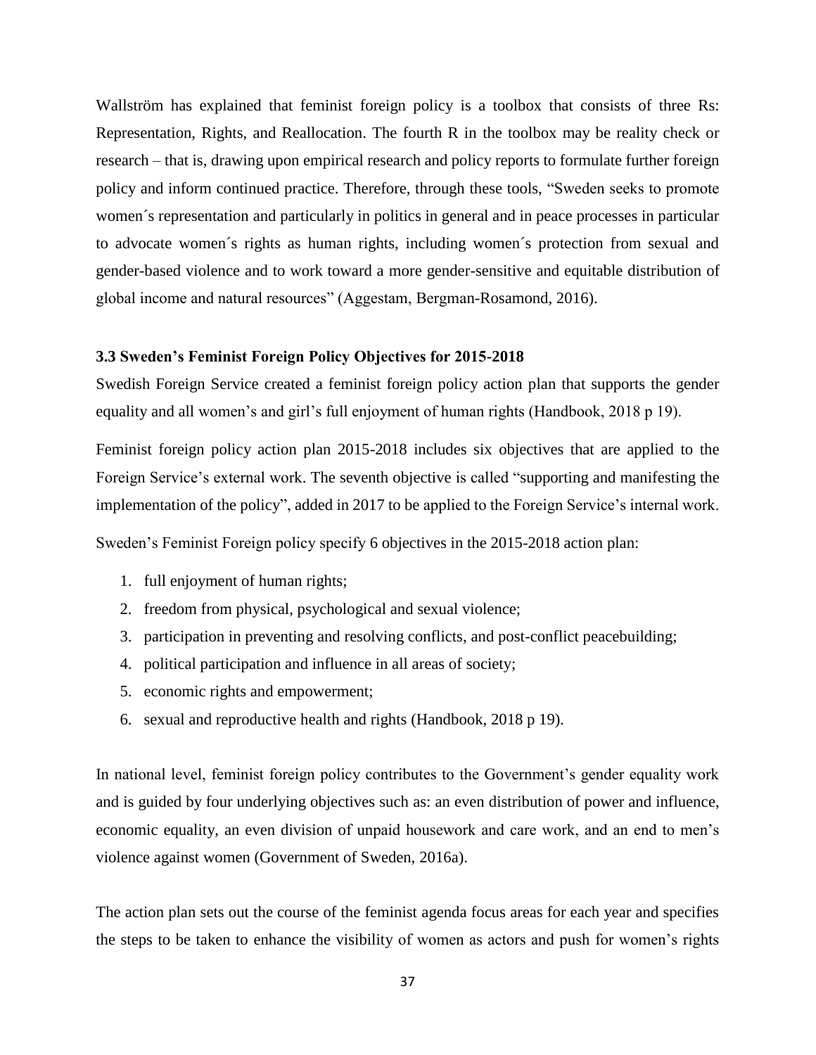Wallström has explained that feminist foreign policy is a toolbox that consists of three Rs: Representation, Rights, and Reallocation. The fourth R in the toolbox may be reality check or research – that is, drawing upon empirical research and policy reports to formulate further foreign policy and inform continued practice. Therefore, through these tools, "Sweden seeks to promote women´s representation and particularly in politics in general and in peace processes in particular to advocate women´s rights as human rights, including women´s protection from sexual and gender-based violence and to work toward a more gender-sensitive and equitable distribution of global income and natural resources" (Aggestam, Bergman-Rosamond, 2016).

### 3.3 Sweden's Feminist Foreign Policy Objectives for 2015-2018

Swedish Foreign Service created a feminist foreign policy action plan that supports the gender equality and all women's and girl's full enjoyment of human rights (Handbook, 2018 p 19).

Feminist foreign policy action plan 2015-2018 includes six objectives that are applied to the Foreign Service's external work. The seventh objective is called "supporting and manifesting the implementation of the policy", added in 2017 to be applied to the Foreign Service's internal work.

Sweden's Feminist Foreign policy specify 6 objectives in the 2015-2018 action plan:

1. full enjoyment of human rights;
2. freedom from physical, psychological and sexual violence;
3. participation in preventing and resolving conflicts, and post-conflict peacebuilding;
4. political participation and influence in all areas of society;
5. economic rights and empowerment;
6. sexual and reproductive health and rights (Handbook, 2018 p 19).

In national level, feminist foreign policy contributes to the Government's gender equality work and is guided by four underlying objectives such as: an even distribution of power and influence, economic equality, an even division of unpaid housework and care work, and an end to men's violence against women (Government of Sweden, 2016a).

The action plan sets out the course of the feminist agenda focus areas for each year and specifies the steps to be taken to enhance the visibility of women as actors and push for women's rights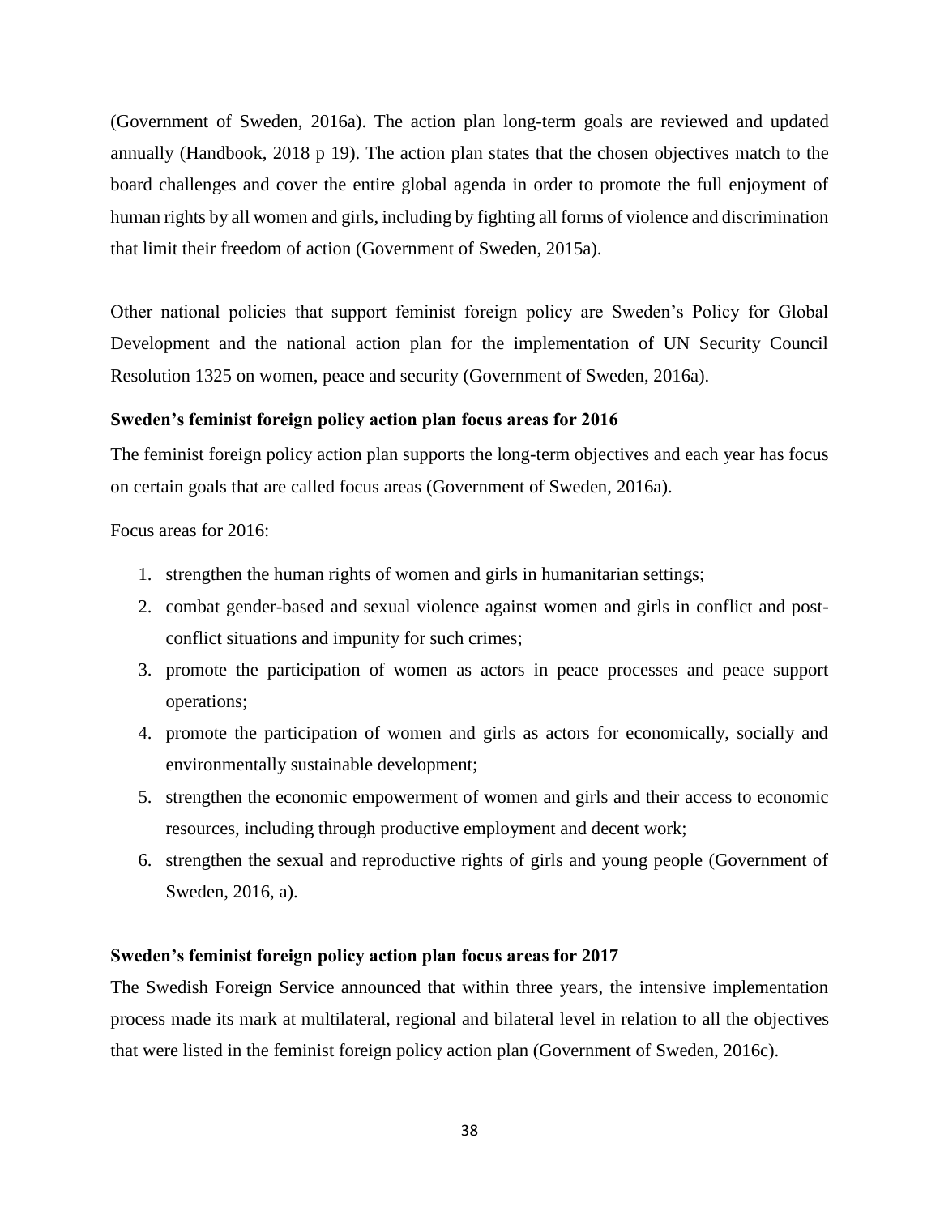(Government of Sweden, 2016a). The action plan long-term goals are reviewed and updated annually (Handbook, 2018 p 19). The action plan states that the chosen objectives match to the board challenges and cover the entire global agenda in order to promote the full enjoyment of human rights by all women and girls, including by fighting all forms of violence and discrimination that limit their freedom of action (Government of Sweden, 2015a).

Other national policies that support feminist foreign policy are Sweden's Policy for Global Development and the national action plan for the implementation of UN Security Council Resolution 1325 on women, peace and security (Government of Sweden, 2016a).

**Sweden's feminist foreign policy action plan focus areas for 2016**

The feminist foreign policy action plan supports the long-term objectives and each year has focus on certain goals that are called focus areas (Government of Sweden, 2016a).

Focus areas for 2016:

1. strengthen the human rights of women and girls in humanitarian settings;
2. combat gender-based and sexual violence against women and girls in conflict and post-conflict situations and impunity for such crimes;
3. promote the participation of women as actors in peace processes and peace support operations;
4. promote the participation of women and girls as actors for economically, socially and environmentally sustainable development;
5. strengthen the economic empowerment of women and girls and their access to economic resources, including through productive employment and decent work;
6. strengthen the sexual and reproductive rights of girls and young people (Government of Sweden, 2016, a).

**Sweden's feminist foreign policy action plan focus areas for 2017**

The Swedish Foreign Service announced that within three years, the intensive implementation process made its mark at multilateral, regional and bilateral level in relation to all the objectives that were listed in the feminist foreign policy action plan (Government of Sweden, 2016c).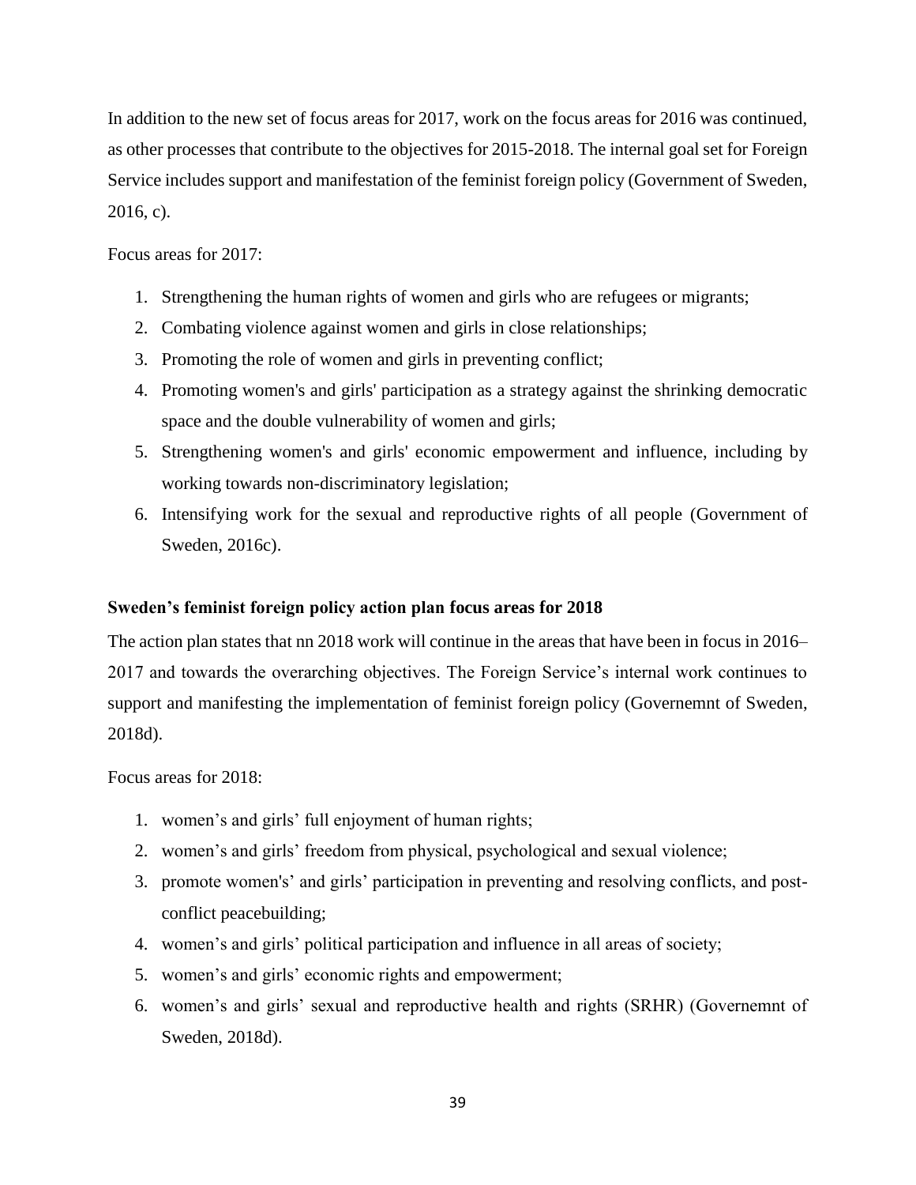In addition to the new set of focus areas for 2017, work on the focus areas for 2016 was continued, as other processes that contribute to the objectives for 2015-2018. The internal goal set for Foreign Service includes support and manifestation of the feminist foreign policy (Government of Sweden, 2016, c).

Focus areas for 2017:

1. Strengthening the human rights of women and girls who are refugees or migrants;
2. Combating violence against women and girls in close relationships;
3. Promoting the role of women and girls in preventing conflict;
4. Promoting women's and girls' participation as a strategy against the shrinking democratic space and the double vulnerability of women and girls;
5. Strengthening women's and girls' economic empowerment and influence, including by working towards non-discriminatory legislation;
6. Intensifying work for the sexual and reproductive rights of all people (Government of Sweden, 2016c).

**Sweden’s feminist foreign policy action plan focus areas for 2018**

The action plan states that nn 2018 work will continue in the areas that have been in focus in 2016–2017 and towards the overarching objectives. The Foreign Service’s internal work continues to support and manifesting the implementation of feminist foreign policy (Governemnt of Sweden, 2018d).

Focus areas for 2018:

1. women’s and girls’ full enjoyment of human rights;
2. women’s and girls’ freedom from physical, psychological and sexual violence;
3. promote women's’ and girls’ participation in preventing and resolving conflicts, and post-conflict peacebuilding;
4. women’s and girls’ political participation and influence in all areas of society;
5. women’s and girls’ economic rights and empowerment;
6. women’s and girls’ sexual and reproductive health and rights (SRHR) (Governemnt of Sweden, 2018d).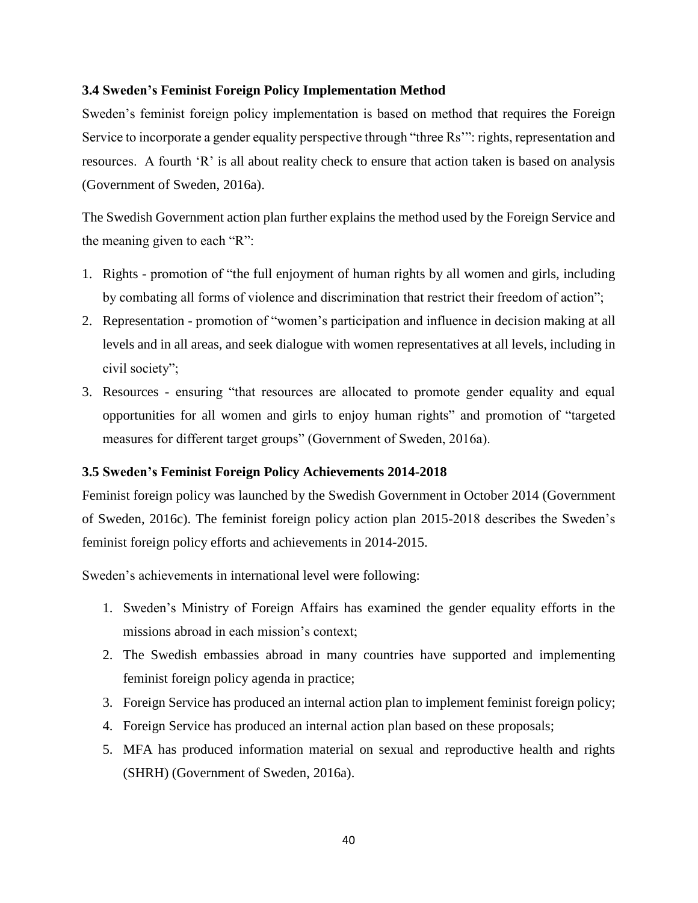### 3.4 Sweden's Feminist Foreign Policy Implementation Method

Sweden's feminist foreign policy implementation is based on method that requires the Foreign Service to incorporate a gender equality perspective through "three Rs'": rights, representation and resources. A fourth 'R' is all about reality check to ensure that action taken is based on analysis (Government of Sweden, 2016a).

The Swedish Government action plan further explains the method used by the Foreign Service and the meaning given to each "R":

1. Rights - promotion of "the full enjoyment of human rights by all women and girls, including by combating all forms of violence and discrimination that restrict their freedom of action";
2. Representation - promotion of "women's participation and influence in decision making at all levels and in all areas, and seek dialogue with women representatives at all levels, including in civil society";
3. Resources - ensuring "that resources are allocated to promote gender equality and equal opportunities for all women and girls to enjoy human rights" and promotion of "targeted measures for different target groups" (Government of Sweden, 2016a).

### 3.5 Sweden's Feminist Foreign Policy Achievements 2014-2018

Feminist foreign policy was launched by the Swedish Government in October 2014 (Government of Sweden, 2016c). The feminist foreign policy action plan 2015-2018 describes the Sweden's feminist foreign policy efforts and achievements in 2014-2015.

Sweden's achievements in international level were following:

1. Sweden's Ministry of Foreign Affairs has examined the gender equality efforts in the missions abroad in each mission's context;
2. The Swedish embassies abroad in many countries have supported and implementing feminist foreign policy agenda in practice;
3. Foreign Service has produced an internal action plan to implement feminist foreign policy;
4. Foreign Service has produced an internal action plan based on these proposals;
5. MFA has produced information material on sexual and reproductive health and rights (SHRH) (Government of Sweden, 2016a).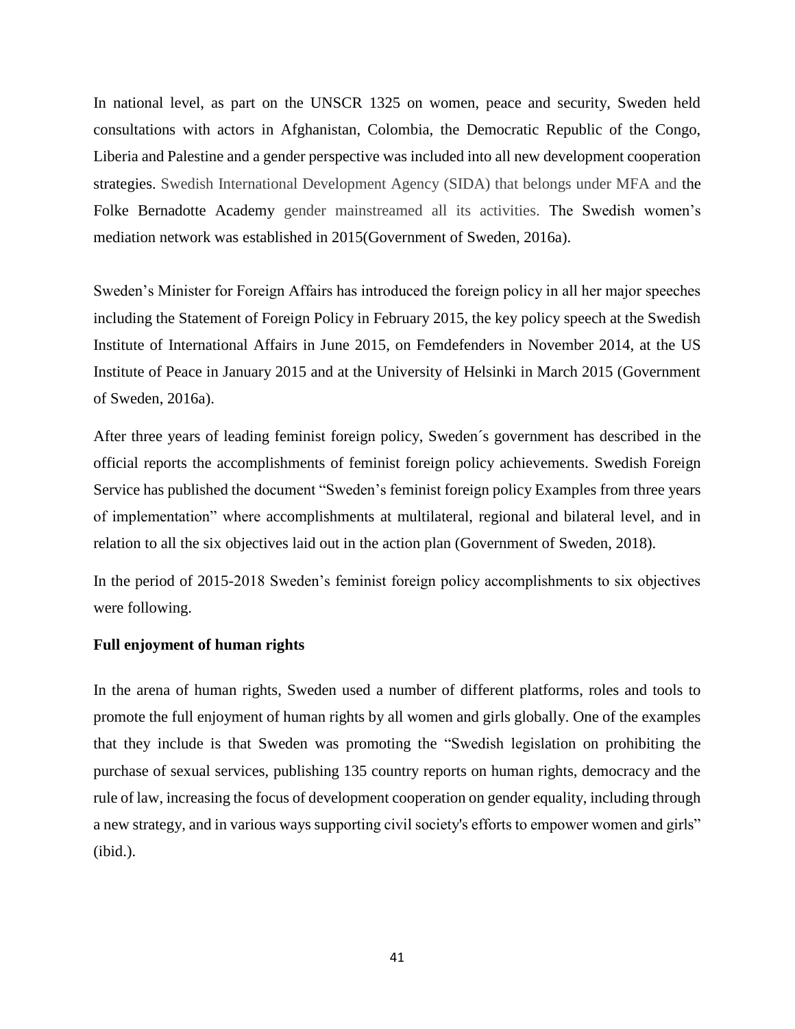In national level, as part on the UNSCR 1325 on women, peace and security, Sweden held consultations with actors in Afghanistan, Colombia, the Democratic Republic of the Congo, Liberia and Palestine and a gender perspective was included into all new development cooperation strategies. Swedish International Development Agency (SIDA) that belongs under MFA and the Folke Bernadotte Academy gender mainstreamed all its activities. The Swedish women's mediation network was established in 2015(Government of Sweden, 2016a).

Sweden's Minister for Foreign Affairs has introduced the foreign policy in all her major speeches including the Statement of Foreign Policy in February 2015, the key policy speech at the Swedish Institute of International Affairs in June 2015, on Femdefenders in November 2014, at the US Institute of Peace in January 2015 and at the University of Helsinki in March 2015 (Government of Sweden, 2016a).

After three years of leading feminist foreign policy, Sweden´s government has described in the official reports the accomplishments of feminist foreign policy achievements. Swedish Foreign Service has published the document "Sweden's feminist foreign policy Examples from three years of implementation" where accomplishments at multilateral, regional and bilateral level, and in relation to all the six objectives laid out in the action plan (Government of Sweden, 2018).

In the period of 2015-2018 Sweden's feminist foreign policy accomplishments to six objectives were following.

**Full enjoyment of human rights**

In the arena of human rights, Sweden used a number of different platforms, roles and tools to promote the full enjoyment of human rights by all women and girls globally. One of the examples that they include is that Sweden was promoting the "Swedish legislation on prohibiting the purchase of sexual services, publishing 135 country reports on human rights, democracy and the rule of law, increasing the focus of development cooperation on gender equality, including through a new strategy, and in various ways supporting civil society's efforts to empower women and girls" (ibid.).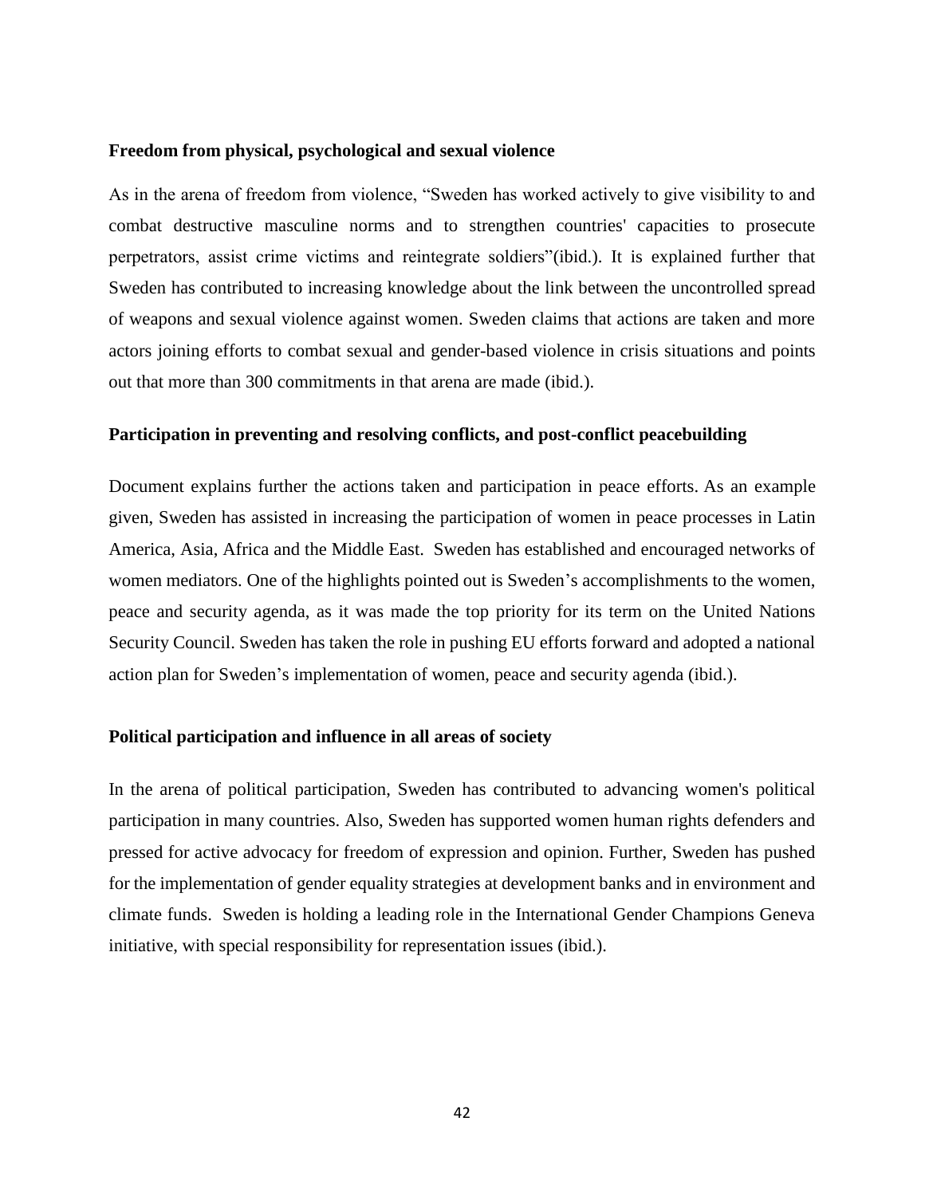**Freedom from physical, psychological and sexual violence**

As in the arena of freedom from violence, “Sweden has worked actively to give visibility to and combat destructive masculine norms and to strengthen countries' capacities to prosecute perpetrators, assist crime victims and reintegrate soldiers”(ibid.). It is explained further that Sweden has contributed to increasing knowledge about the link between the uncontrolled spread of weapons and sexual violence against women. Sweden claims that actions are taken and more actors joining efforts to combat sexual and gender-based violence in crisis situations and points out that more than 300 commitments in that arena are made (ibid.).

**Participation in preventing and resolving conflicts, and post-conflict peacebuilding**

Document explains further the actions taken and participation in peace efforts. As an example given, Sweden has assisted in increasing the participation of women in peace processes in Latin America, Asia, Africa and the Middle East. Sweden has established and encouraged networks of women mediators. One of the highlights pointed out is Sweden’s accomplishments to the women, peace and security agenda, as it was made the top priority for its term on the United Nations Security Council. Sweden has taken the role in pushing EU efforts forward and adopted a national action plan for Sweden’s implementation of women, peace and security agenda (ibid.).

**Political participation and influence in all areas of society**

In the arena of political participation, Sweden has contributed to advancing women's political participation in many countries. Also, Sweden has supported women human rights defenders and pressed for active advocacy for freedom of expression and opinion. Further, Sweden has pushed for the implementation of gender equality strategies at development banks and in environment and climate funds. Sweden is holding a leading role in the International Gender Champions Geneva initiative, with special responsibility for representation issues (ibid.).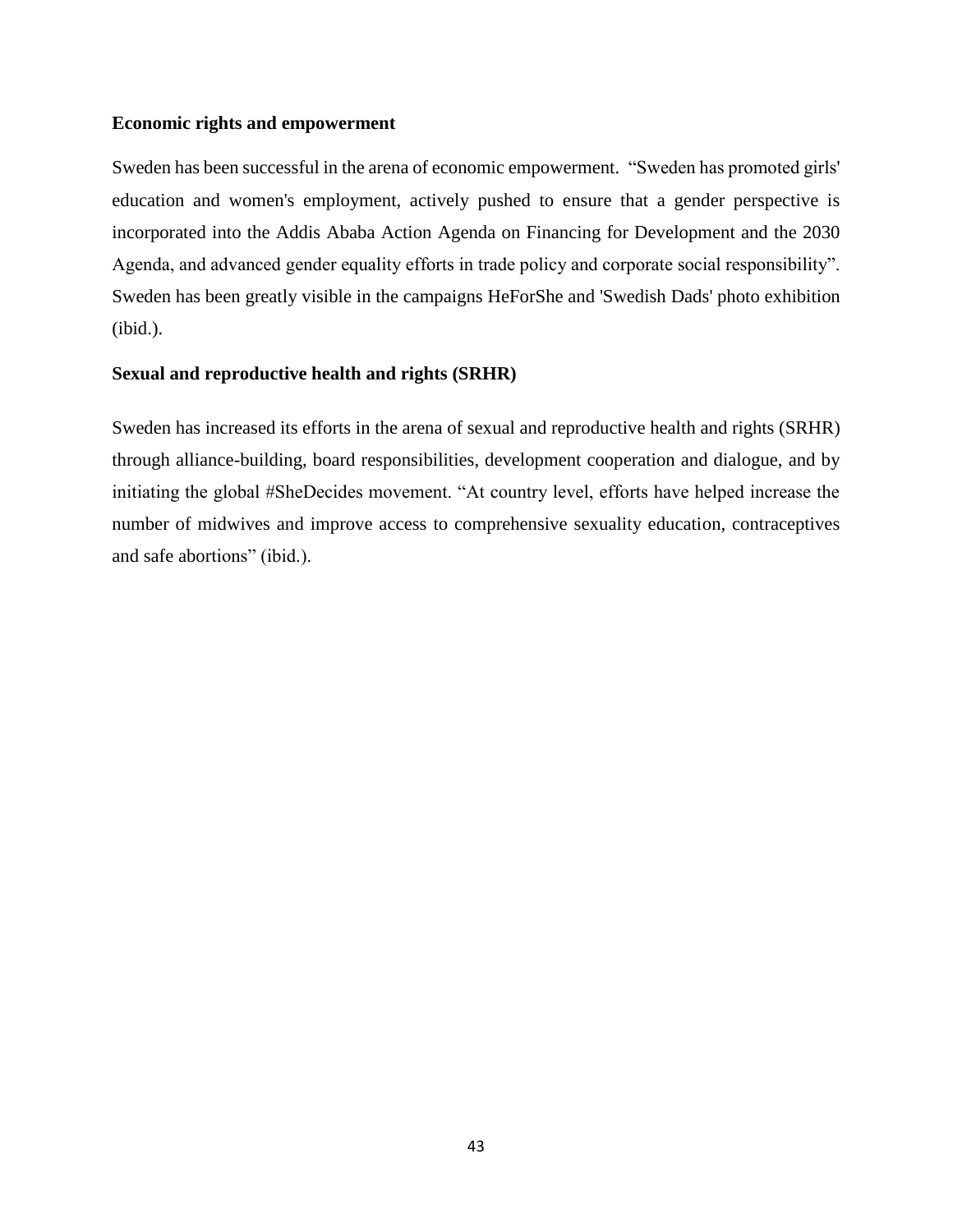**Economic rights and empowerment**

Sweden has been successful in the arena of economic empowerment. "Sweden has promoted girls' education and women's employment, actively pushed to ensure that a gender perspective is incorporated into the Addis Ababa Action Agenda on Financing for Development and the 2030 Agenda, and advanced gender equality efforts in trade policy and corporate social responsibility". Sweden has been greatly visible in the campaigns HeForShe and 'Swedish Dads' photo exhibition (ibid.).

**Sexual and reproductive health and rights (SRHR)**

Sweden has increased its efforts in the arena of sexual and reproductive health and rights (SRHR) through alliance-building, board responsibilities, development cooperation and dialogue, and by initiating the global #SheDecides movement. "At country level, efforts have helped increase the number of midwives and improve access to comprehensive sexuality education, contraceptives and safe abortions" (ibid.).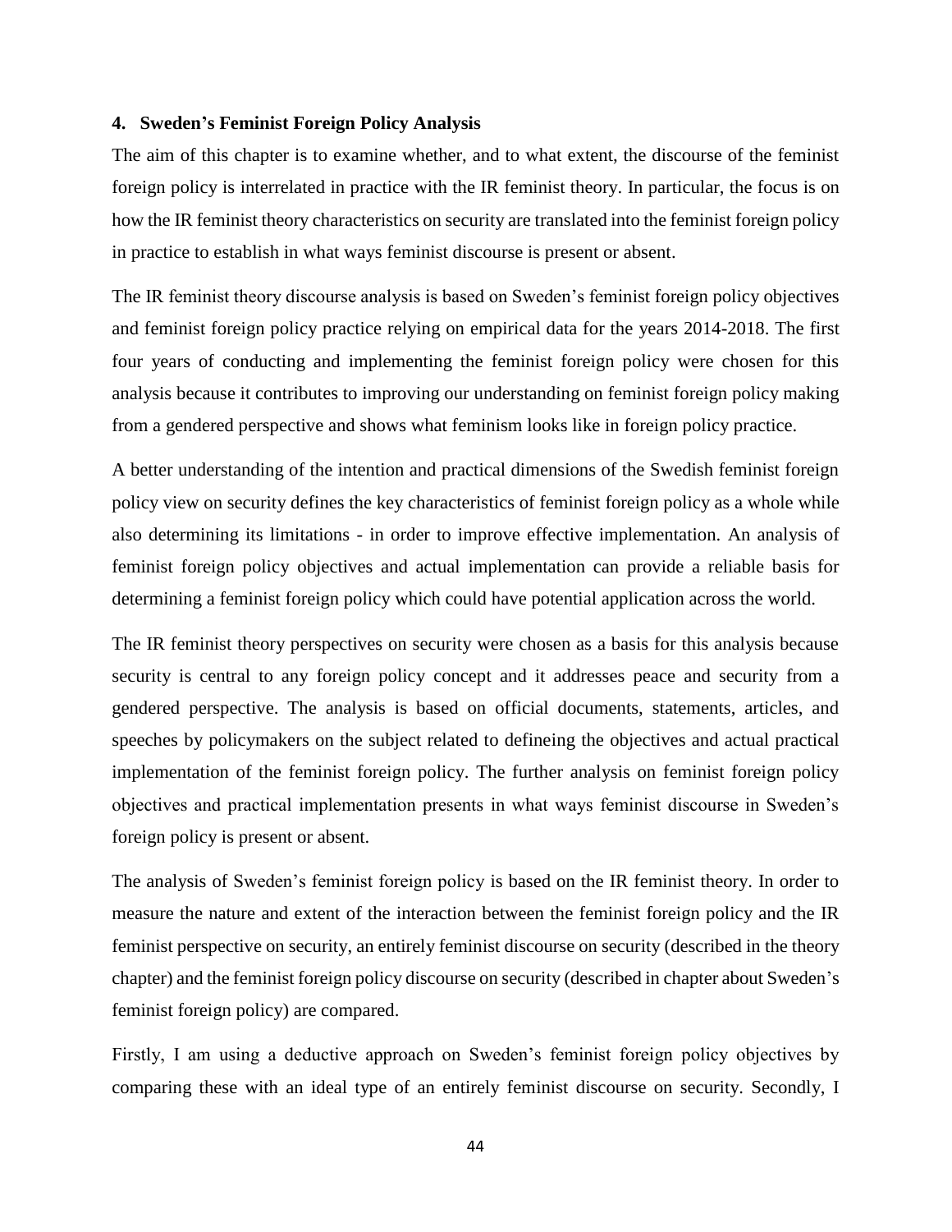## 4. Sweden's Feminist Foreign Policy Analysis

The aim of this chapter is to examine whether, and to what extent, the discourse of the feminist foreign policy is interrelated in practice with the IR feminist theory. In particular, the focus is on how the IR feminist theory characteristics on security are translated into the feminist foreign policy in practice to establish in what ways feminist discourse is present or absent.

The IR feminist theory discourse analysis is based on Sweden's feminist foreign policy objectives and feminist foreign policy practice relying on empirical data for the years 2014-2018. The first four years of conducting and implementing the feminist foreign policy were chosen for this analysis because it contributes to improving our understanding on feminist foreign policy making from a gendered perspective and shows what feminism looks like in foreign policy practice.

A better understanding of the intention and practical dimensions of the Swedish feminist foreign policy view on security defines the key characteristics of feminist foreign policy as a whole while also determining its limitations - in order to improve effective implementation. An analysis of feminist foreign policy objectives and actual implementation can provide a reliable basis for determining a feminist foreign policy which could have potential application across the world.

The IR feminist theory perspectives on security were chosen as a basis for this analysis because security is central to any foreign policy concept and it addresses peace and security from a gendered perspective. The analysis is based on official documents, statements, articles, and speeches by policymakers on the subject related to defineing the objectives and actual practical implementation of the feminist foreign policy. The further analysis on feminist foreign policy objectives and practical implementation presents in what ways feminist discourse in Sweden's foreign policy is present or absent.

The analysis of Sweden's feminist foreign policy is based on the IR feminist theory. In order to measure the nature and extent of the interaction between the feminist foreign policy and the IR feminist perspective on security, an entirely feminist discourse on security (described in the theory chapter) and the feminist foreign policy discourse on security (described in chapter about Sweden's feminist foreign policy) are compared.

Firstly, I am using a deductive approach on Sweden's feminist foreign policy objectives by comparing these with an ideal type of an entirely feminist discourse on security. Secondly, I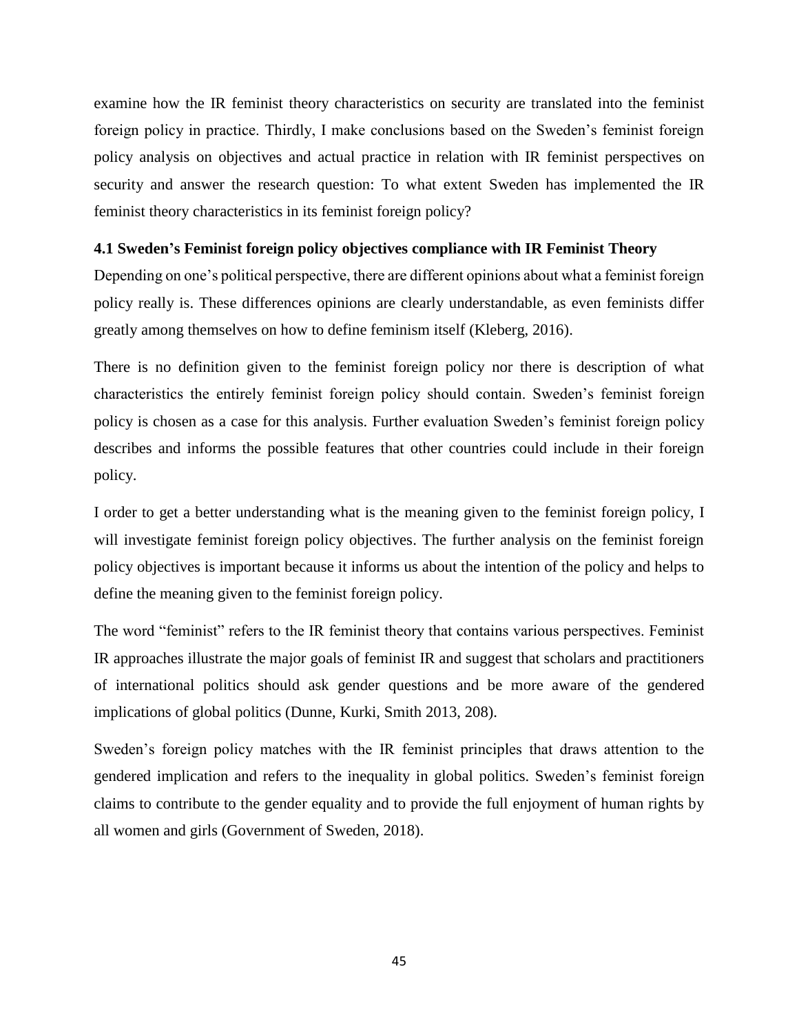examine how the IR feminist theory characteristics on security are translated into the feminist foreign policy in practice. Thirdly, I make conclusions based on the Sweden's feminist foreign policy analysis on objectives and actual practice in relation with IR feminist perspectives on security and answer the research question: To what extent Sweden has implemented the IR feminist theory characteristics in its feminist foreign policy?

### 4.1 Sweden's Feminist foreign policy objectives compliance with IR Feminist Theory

Depending on one's political perspective, there are different opinions about what a feminist foreign policy really is. These differences opinions are clearly understandable, as even feminists differ greatly among themselves on how to define feminism itself (Kleberg, 2016).

There is no definition given to the feminist foreign policy nor there is description of what characteristics the entirely feminist foreign policy should contain. Sweden's feminist foreign policy is chosen as a case for this analysis. Further evaluation Sweden's feminist foreign policy describes and informs the possible features that other countries could include in their foreign policy.

I order to get a better understanding what is the meaning given to the feminist foreign policy, I will investigate feminist foreign policy objectives. The further analysis on the feminist foreign policy objectives is important because it informs us about the intention of the policy and helps to define the meaning given to the feminist foreign policy.

The word "feminist" refers to the IR feminist theory that contains various perspectives. Feminist IR approaches illustrate the major goals of feminist IR and suggest that scholars and practitioners of international politics should ask gender questions and be more aware of the gendered implications of global politics (Dunne, Kurki, Smith 2013, 208).

Sweden's foreign policy matches with the IR feminist principles that draws attention to the gendered implication and refers to the inequality in global politics. Sweden's feminist foreign claims to contribute to the gender equality and to provide the full enjoyment of human rights by all women and girls (Government of Sweden, 2018).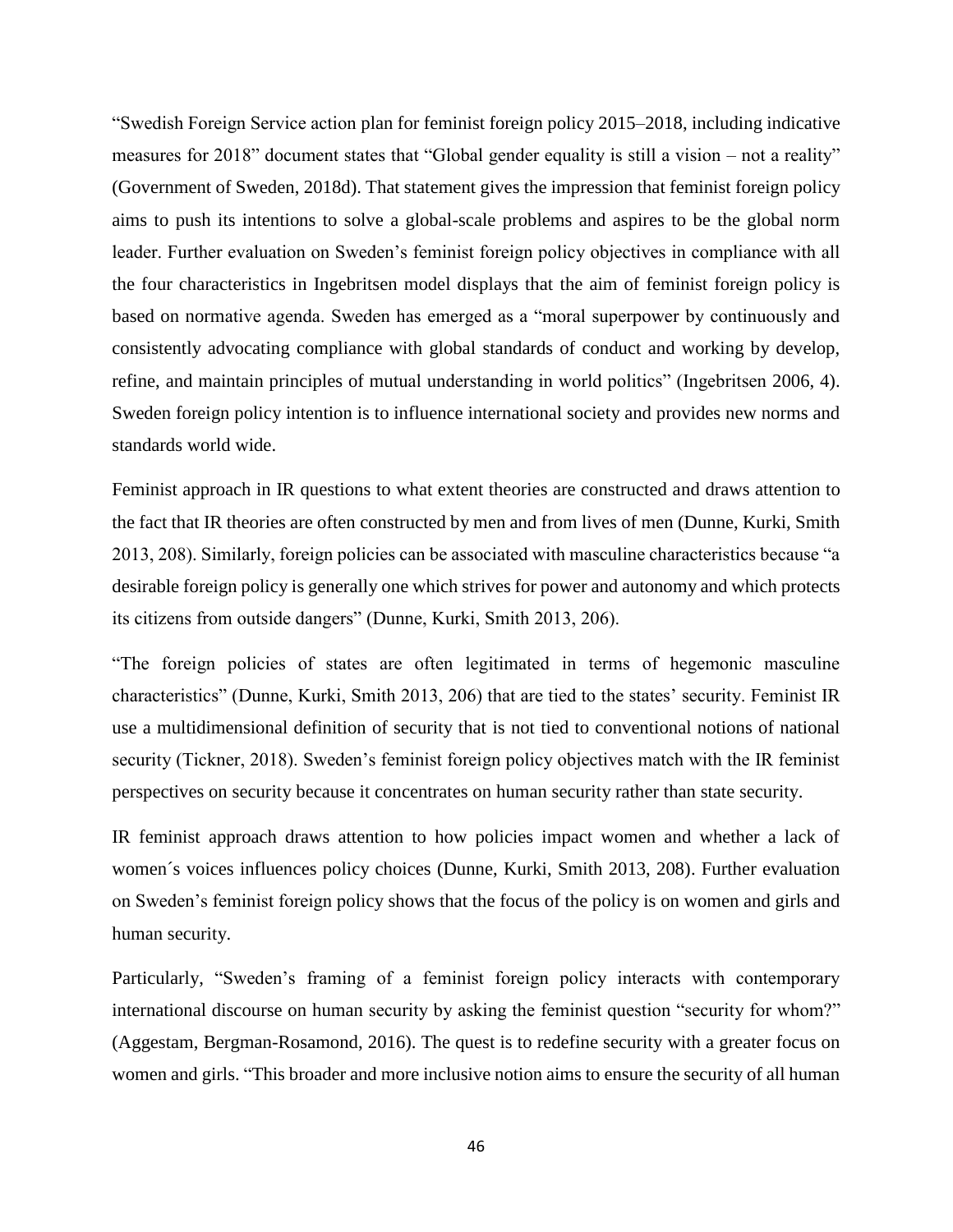"Swedish Foreign Service action plan for feminist foreign policy 2015–2018, including indicative measures for 2018" document states that "Global gender equality is still a vision – not a reality" (Government of Sweden, 2018d). That statement gives the impression that feminist foreign policy aims to push its intentions to solve a global-scale problems and aspires to be the global norm leader. Further evaluation on Sweden's feminist foreign policy objectives in compliance with all the four characteristics in Ingebritsen model displays that the aim of feminist foreign policy is based on normative agenda. Sweden has emerged as a "moral superpower by continuously and consistently advocating compliance with global standards of conduct and working by develop, refine, and maintain principles of mutual understanding in world politics" (Ingebritsen 2006, 4). Sweden foreign policy intention is to influence international society and provides new norms and standards world wide.

Feminist approach in IR questions to what extent theories are constructed and draws attention to the fact that IR theories are often constructed by men and from lives of men (Dunne, Kurki, Smith 2013, 208). Similarly, foreign policies can be associated with masculine characteristics because "a desirable foreign policy is generally one which strives for power and autonomy and which protects its citizens from outside dangers" (Dunne, Kurki, Smith 2013, 206).

"The foreign policies of states are often legitimated in terms of hegemonic masculine characteristics" (Dunne, Kurki, Smith 2013, 206) that are tied to the states' security. Feminist IR use a multidimensional definition of security that is not tied to conventional notions of national security (Tickner, 2018). Sweden's feminist foreign policy objectives match with the IR feminist perspectives on security because it concentrates on human security rather than state security.

IR feminist approach draws attention to how policies impact women and whether a lack of women´s voices influences policy choices (Dunne, Kurki, Smith 2013, 208). Further evaluation on Sweden's feminist foreign policy shows that the focus of the policy is on women and girls and human security.

Particularly, "Sweden's framing of a feminist foreign policy interacts with contemporary international discourse on human security by asking the feminist question "security for whom?" (Aggestam, Bergman-Rosamond, 2016). The quest is to redefine security with a greater focus on women and girls. "This broader and more inclusive notion aims to ensure the security of all human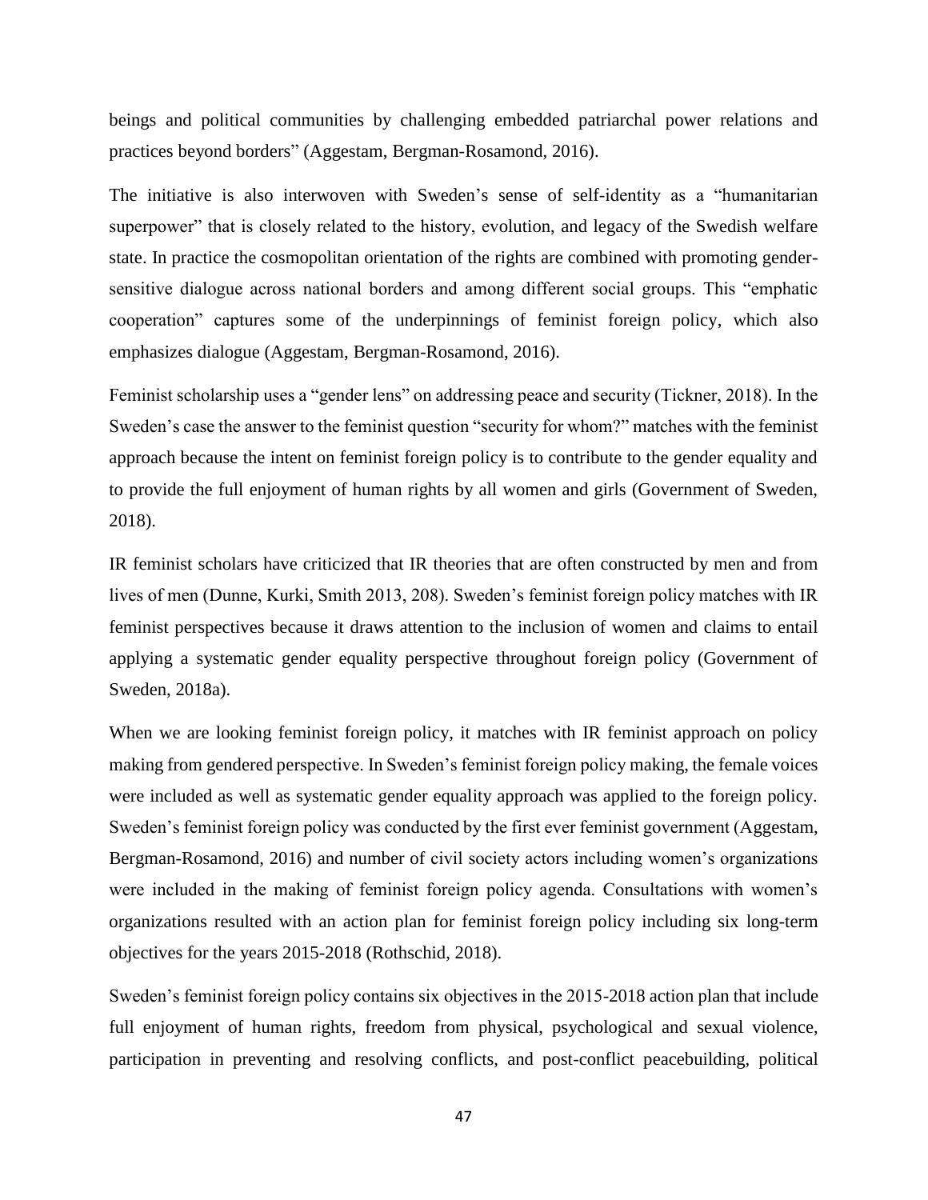beings and political communities by challenging embedded patriarchal power relations and practices beyond borders" (Aggestam, Bergman-Rosamond, 2016).

The initiative is also interwoven with Sweden's sense of self-identity as a "humanitarian superpower" that is closely related to the history, evolution, and legacy of the Swedish welfare state. In practice the cosmopolitan orientation of the rights are combined with promoting gender-sensitive dialogue across national borders and among different social groups. This "emphatic cooperation" captures some of the underpinnings of feminist foreign policy, which also emphasizes dialogue (Aggestam, Bergman-Rosamond, 2016).

Feminist scholarship uses a "gender lens" on addressing peace and security (Tickner, 2018). In the Sweden's case the answer to the feminist question "security for whom?" matches with the feminist approach because the intent on feminist foreign policy is to contribute to the gender equality and to provide the full enjoyment of human rights by all women and girls (Government of Sweden, 2018).

IR feminist scholars have criticized that IR theories that are often constructed by men and from lives of men (Dunne, Kurki, Smith 2013, 208). Sweden's feminist foreign policy matches with IR feminist perspectives because it draws attention to the inclusion of women and claims to entail applying a systematic gender equality perspective throughout foreign policy (Government of Sweden, 2018a).

When we are looking feminist foreign policy, it matches with IR feminist approach on policy making from gendered perspective. In Sweden's feminist foreign policy making, the female voices were included as well as systematic gender equality approach was applied to the foreign policy. Sweden's feminist foreign policy was conducted by the first ever feminist government (Aggestam, Bergman-Rosamond, 2016) and number of civil society actors including women's organizations were included in the making of feminist foreign policy agenda. Consultations with women's organizations resulted with an action plan for feminist foreign policy including six long-term objectives for the years 2015-2018 (Rothschid, 2018).

Sweden's feminist foreign policy contains six objectives in the 2015-2018 action plan that include full enjoyment of human rights, freedom from physical, psychological and sexual violence, participation in preventing and resolving conflicts, and post-conflict peacebuilding, political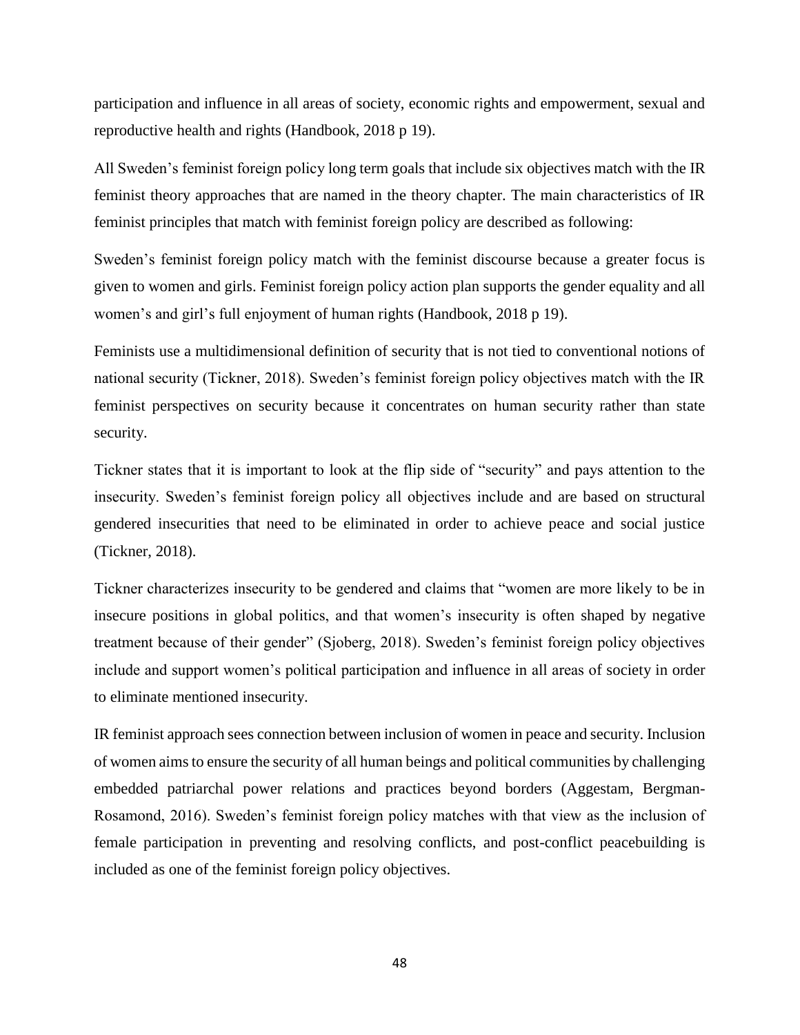participation and influence in all areas of society, economic rights and empowerment, sexual and reproductive health and rights (Handbook, 2018 p 19).

All Sweden's feminist foreign policy long term goals that include six objectives match with the IR feminist theory approaches that are named in the theory chapter. The main characteristics of IR feminist principles that match with feminist foreign policy are described as following:

Sweden's feminist foreign policy match with the feminist discourse because a greater focus is given to women and girls. Feminist foreign policy action plan supports the gender equality and all women's and girl's full enjoyment of human rights (Handbook, 2018 p 19).

Feminists use a multidimensional definition of security that is not tied to conventional notions of national security (Tickner, 2018). Sweden's feminist foreign policy objectives match with the IR feminist perspectives on security because it concentrates on human security rather than state security.

Tickner states that it is important to look at the flip side of "security" and pays attention to the insecurity. Sweden's feminist foreign policy all objectives include and are based on structural gendered insecurities that need to be eliminated in order to achieve peace and social justice (Tickner, 2018).

Tickner characterizes insecurity to be gendered and claims that "women are more likely to be in insecure positions in global politics, and that women's insecurity is often shaped by negative treatment because of their gender" (Sjoberg, 2018). Sweden's feminist foreign policy objectives include and support women's political participation and influence in all areas of society in order to eliminate mentioned insecurity.

IR feminist approach sees connection between inclusion of women in peace and security. Inclusion of women aims to ensure the security of all human beings and political communities by challenging embedded patriarchal power relations and practices beyond borders (Aggestam, Bergman-Rosamond, 2016). Sweden's feminist foreign policy matches with that view as the inclusion of female participation in preventing and resolving conflicts, and post-conflict peacebuilding is included as one of the feminist foreign policy objectives.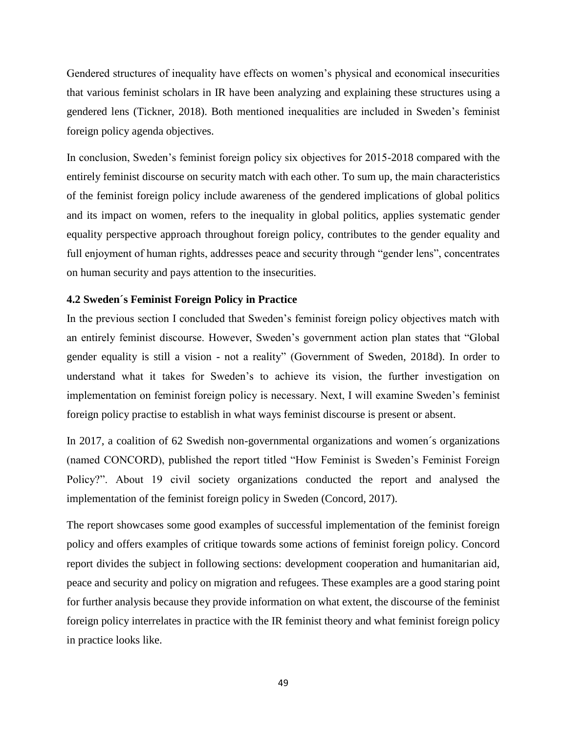Gendered structures of inequality have effects on women's physical and economical insecurities that various feminist scholars in IR have been analyzing and explaining these structures using a gendered lens (Tickner, 2018). Both mentioned inequalities are included in Sweden's feminist foreign policy agenda objectives.

In conclusion, Sweden's feminist foreign policy six objectives for 2015-2018 compared with the entirely feminist discourse on security match with each other. To sum up, the main characteristics of the feminist foreign policy include awareness of the gendered implications of global politics and its impact on women, refers to the inequality in global politics, applies systematic gender equality perspective approach throughout foreign policy, contributes to the gender equality and full enjoyment of human rights, addresses peace and security through "gender lens", concentrates on human security and pays attention to the insecurities.

### 4.2 Sweden´s Feminist Foreign Policy in Practice

In the previous section I concluded that Sweden's feminist foreign policy objectives match with an entirely feminist discourse. However, Sweden's government action plan states that "Global gender equality is still a vision - not a reality" (Government of Sweden, 2018d). In order to understand what it takes for Sweden's to achieve its vision, the further investigation on implementation on feminist foreign policy is necessary. Next, I will examine Sweden's feminist foreign policy practise to establish in what ways feminist discourse is present or absent.

In 2017, a coalition of 62 Swedish non-governmental organizations and women´s organizations (named CONCORD), published the report titled "How Feminist is Sweden's Feminist Foreign Policy?". About 19 civil society organizations conducted the report and analysed the implementation of the feminist foreign policy in Sweden (Concord, 2017).

The report showcases some good examples of successful implementation of the feminist foreign policy and offers examples of critique towards some actions of feminist foreign policy. Concord report divides the subject in following sections: development cooperation and humanitarian aid, peace and security and policy on migration and refugees. These examples are a good staring point for further analysis because they provide information on what extent, the discourse of the feminist foreign policy interrelates in practice with the IR feminist theory and what feminist foreign policy in practice looks like.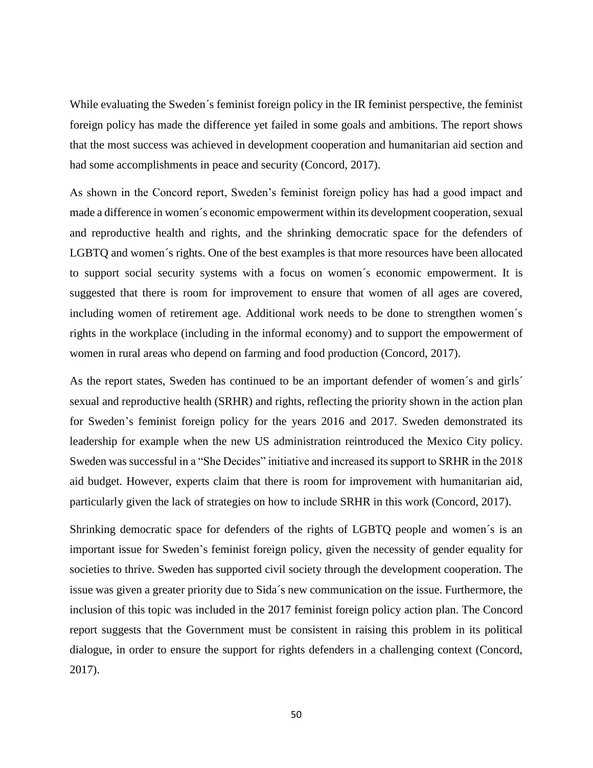While evaluating the Sweden´s feminist foreign policy in the IR feminist perspective, the feminist foreign policy has made the difference yet failed in some goals and ambitions. The report shows that the most success was achieved in development cooperation and humanitarian aid section and had some accomplishments in peace and security (Concord, 2017).

As shown in the Concord report, Sweden's feminist foreign policy has had a good impact and made a difference in women´s economic empowerment within its development cooperation, sexual and reproductive health and rights, and the shrinking democratic space for the defenders of LGBTQ and women´s rights. One of the best examples is that more resources have been allocated to support social security systems with a focus on women´s economic empowerment. It is suggested that there is room for improvement to ensure that women of all ages are covered, including women of retirement age. Additional work needs to be done to strengthen women´s rights in the workplace (including in the informal economy) and to support the empowerment of women in rural areas who depend on farming and food production (Concord, 2017).

As the report states, Sweden has continued to be an important defender of women´s and girls´ sexual and reproductive health (SRHR) and rights, reflecting the priority shown in the action plan for Sweden's feminist foreign policy for the years 2016 and 2017. Sweden demonstrated its leadership for example when the new US administration reintroduced the Mexico City policy. Sweden was successful in a "She Decides" initiative and increased its support to SRHR in the 2018 aid budget. However, experts claim that there is room for improvement with humanitarian aid, particularly given the lack of strategies on how to include SRHR in this work (Concord, 2017).

Shrinking democratic space for defenders of the rights of LGBTQ people and women´s is an important issue for Sweden's feminist foreign policy, given the necessity of gender equality for societies to thrive. Sweden has supported civil society through the development cooperation. The issue was given a greater priority due to Sida´s new communication on the issue. Furthermore, the inclusion of this topic was included in the 2017 feminist foreign policy action plan. The Concord report suggests that the Government must be consistent in raising this problem in its political dialogue, in order to ensure the support for rights defenders in a challenging context (Concord, 2017).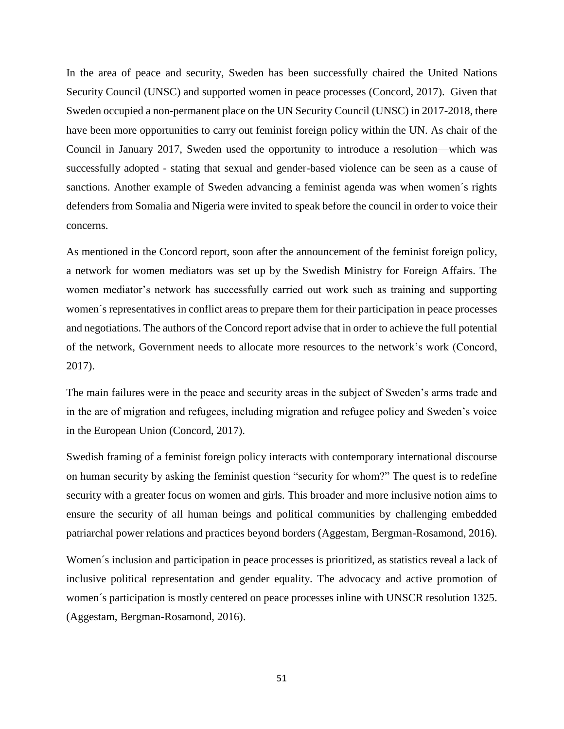In the area of peace and security, Sweden has been successfully chaired the United Nations Security Council (UNSC) and supported women in peace processes (Concord, 2017). Given that Sweden occupied a non-permanent place on the UN Security Council (UNSC) in 2017-2018, there have been more opportunities to carry out feminist foreign policy within the UN. As chair of the Council in January 2017, Sweden used the opportunity to introduce a resolution—which was successfully adopted - stating that sexual and gender-based violence can be seen as a cause of sanctions. Another example of Sweden advancing a feminist agenda was when women´s rights defenders from Somalia and Nigeria were invited to speak before the council in order to voice their concerns.

As mentioned in the Concord report, soon after the announcement of the feminist foreign policy, a network for women mediators was set up by the Swedish Ministry for Foreign Affairs. The women mediator's network has successfully carried out work such as training and supporting women´s representatives in conflict areas to prepare them for their participation in peace processes and negotiations. The authors of the Concord report advise that in order to achieve the full potential of the network, Government needs to allocate more resources to the network's work (Concord, 2017).

The main failures were in the peace and security areas in the subject of Sweden's arms trade and in the are of migration and refugees, including migration and refugee policy and Sweden's voice in the European Union (Concord, 2017).

Swedish framing of a feminist foreign policy interacts with contemporary international discourse on human security by asking the feminist question "security for whom?" The quest is to redefine security with a greater focus on women and girls. This broader and more inclusive notion aims to ensure the security of all human beings and political communities by challenging embedded patriarchal power relations and practices beyond borders (Aggestam, Bergman-Rosamond, 2016).

Women´s inclusion and participation in peace processes is prioritized, as statistics reveal a lack of inclusive political representation and gender equality. The advocacy and active promotion of women´s participation is mostly centered on peace processes inline with UNSCR resolution 1325. (Aggestam, Bergman-Rosamond, 2016).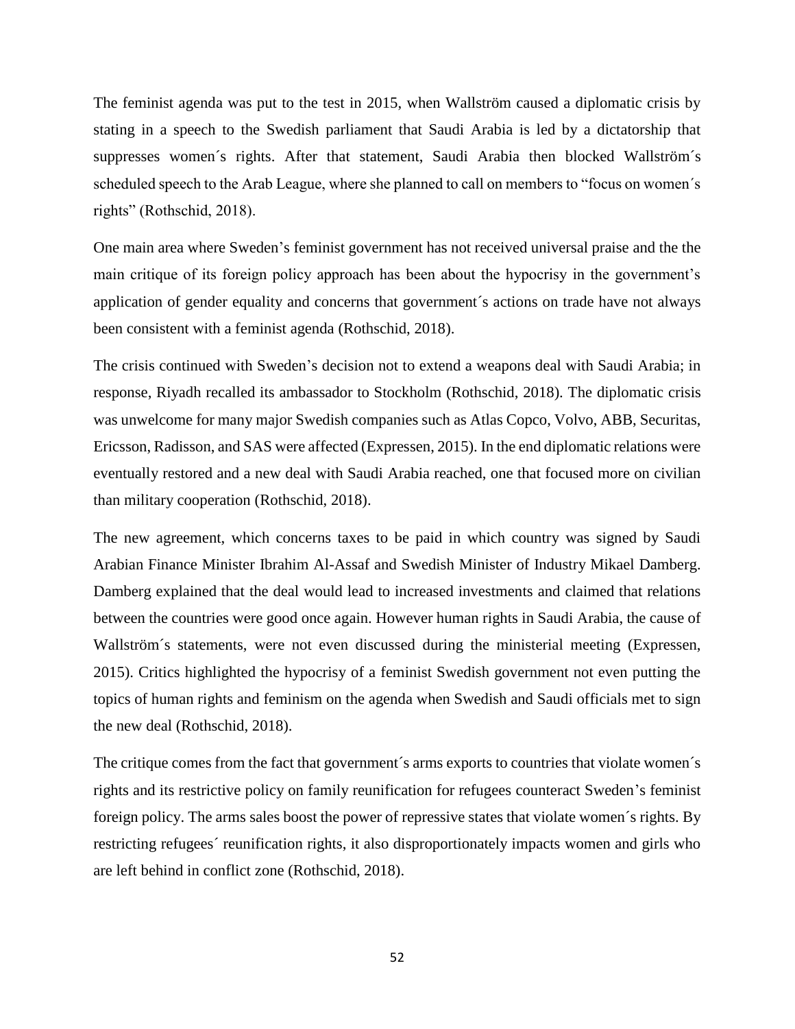The feminist agenda was put to the test in 2015, when Wallström caused a diplomatic crisis by stating in a speech to the Swedish parliament that Saudi Arabia is led by a dictatorship that suppresses women´s rights. After that statement, Saudi Arabia then blocked Wallström´s scheduled speech to the Arab League, where she planned to call on members to "focus on women´s rights" (Rothschid, 2018).

One main area where Sweden's feminist government has not received universal praise and the the main critique of its foreign policy approach has been about the hypocrisy in the government's application of gender equality and concerns that government´s actions on trade have not always been consistent with a feminist agenda (Rothschid, 2018).

The crisis continued with Sweden's decision not to extend a weapons deal with Saudi Arabia; in response, Riyadh recalled its ambassador to Stockholm (Rothschid, 2018). The diplomatic crisis was unwelcome for many major Swedish companies such as Atlas Copco, Volvo, ABB, Securitas, Ericsson, Radisson, and SAS were affected (Expressen, 2015). In the end diplomatic relations were eventually restored and a new deal with Saudi Arabia reached, one that focused more on civilian than military cooperation (Rothschid, 2018).

The new agreement, which concerns taxes to be paid in which country was signed by Saudi Arabian Finance Minister Ibrahim Al-Assaf and Swedish Minister of Industry Mikael Damberg. Damberg explained that the deal would lead to increased investments and claimed that relations between the countries were good once again. However human rights in Saudi Arabia, the cause of Wallström´s statements, were not even discussed during the ministerial meeting (Expressen, 2015). Critics highlighted the hypocrisy of a feminist Swedish government not even putting the topics of human rights and feminism on the agenda when Swedish and Saudi officials met to sign the new deal (Rothschid, 2018).

The critique comes from the fact that government´s arms exports to countries that violate women´s rights and its restrictive policy on family reunification for refugees counteract Sweden's feminist foreign policy. The arms sales boost the power of repressive states that violate women´s rights. By restricting refugees´ reunification rights, it also disproportionately impacts women and girls who are left behind in conflict zone (Rothschid, 2018).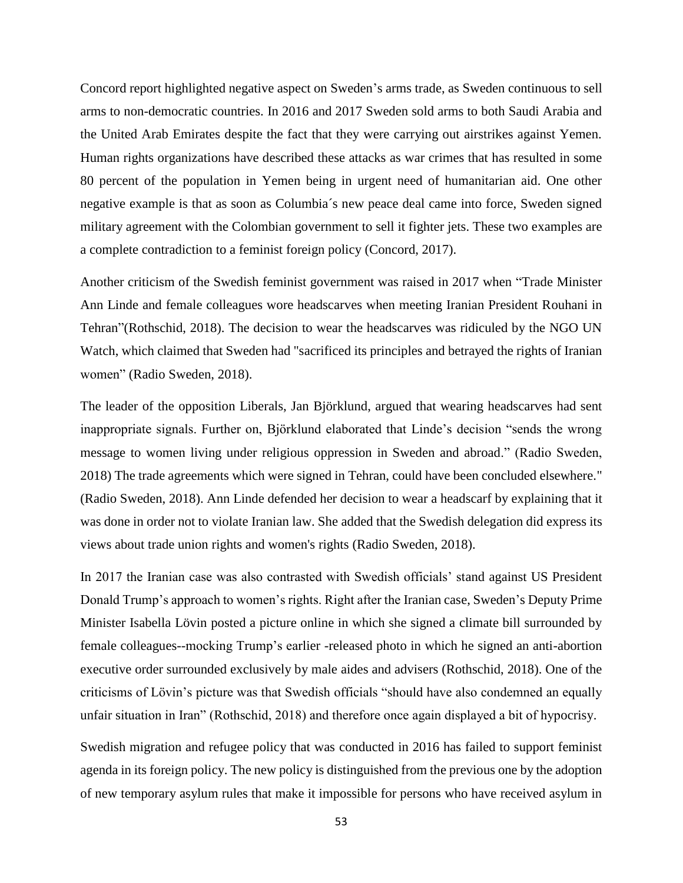Concord report highlighted negative aspect on Sweden's arms trade, as Sweden continuous to sell arms to non-democratic countries. In 2016 and 2017 Sweden sold arms to both Saudi Arabia and the United Arab Emirates despite the fact that they were carrying out airstrikes against Yemen. Human rights organizations have described these attacks as war crimes that has resulted in some 80 percent of the population in Yemen being in urgent need of humanitarian aid. One other negative example is that as soon as Columbia´s new peace deal came into force, Sweden signed military agreement with the Colombian government to sell it fighter jets. These two examples are a complete contradiction to a feminist foreign policy (Concord, 2017).

Another criticism of the Swedish feminist government was raised in 2017 when "Trade Minister Ann Linde and female colleagues wore headscarves when meeting Iranian President Rouhani in Tehran"(Rothschid, 2018). The decision to wear the headscarves was ridiculed by the NGO UN Watch, which claimed that Sweden had "sacrificed its principles and betrayed the rights of Iranian women" (Radio Sweden, 2018).

The leader of the opposition Liberals, Jan Björklund, argued that wearing headscarves had sent inappropriate signals. Further on, Björklund elaborated that Linde's decision "sends the wrong message to women living under religious oppression in Sweden and abroad." (Radio Sweden, 2018) The trade agreements which were signed in Tehran, could have been concluded elsewhere." (Radio Sweden, 2018). Ann Linde defended her decision to wear a headscarf by explaining that it was done in order not to violate Iranian law. She added that the Swedish delegation did express its views about trade union rights and women's rights (Radio Sweden, 2018).

In 2017 the Iranian case was also contrasted with Swedish officials' stand against US President Donald Trump's approach to women's rights. Right after the Iranian case, Sweden's Deputy Prime Minister Isabella Lövin posted a picture online in which she signed a climate bill surrounded by female colleagues--mocking Trump's earlier -released photo in which he signed an anti-abortion executive order surrounded exclusively by male aides and advisers (Rothschid, 2018). One of the criticisms of Lövin's picture was that Swedish officials "should have also condemned an equally unfair situation in Iran" (Rothschid, 2018) and therefore once again displayed a bit of hypocrisy.

Swedish migration and refugee policy that was conducted in 2016 has failed to support feminist agenda in its foreign policy. The new policy is distinguished from the previous one by the adoption of new temporary asylum rules that make it impossible for persons who have received asylum in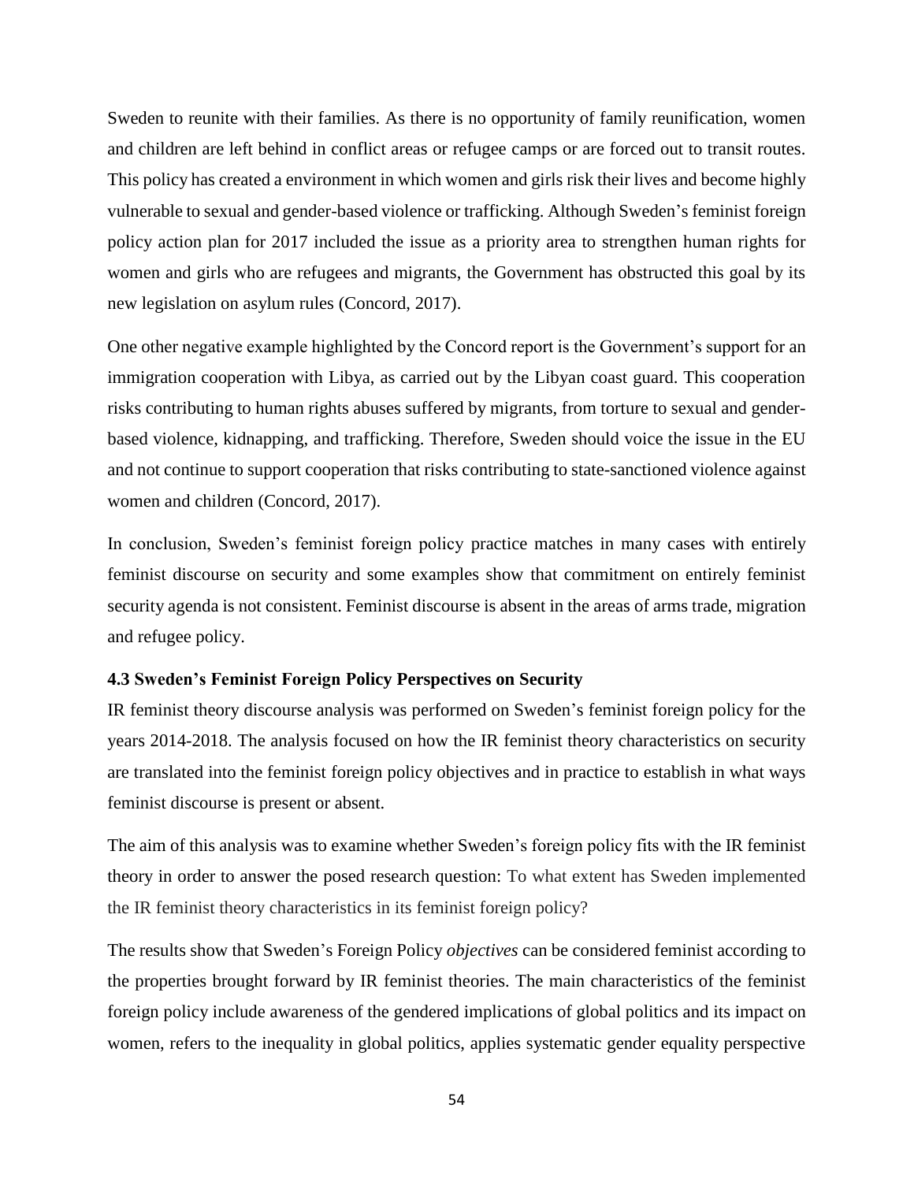Sweden to reunite with their families. As there is no opportunity of family reunification, women and children are left behind in conflict areas or refugee camps or are forced out to transit routes. This policy has created a environment in which women and girls risk their lives and become highly vulnerable to sexual and gender-based violence or trafficking. Although Sweden's feminist foreign policy action plan for 2017 included the issue as a priority area to strengthen human rights for women and girls who are refugees and migrants, the Government has obstructed this goal by its new legislation on asylum rules (Concord, 2017).

One other negative example highlighted by the Concord report is the Government's support for an immigration cooperation with Libya, as carried out by the Libyan coast guard. This cooperation risks contributing to human rights abuses suffered by migrants, from torture to sexual and gender-based violence, kidnapping, and trafficking. Therefore, Sweden should voice the issue in the EU and not continue to support cooperation that risks contributing to state-sanctioned violence against women and children (Concord, 2017).

In conclusion, Sweden's feminist foreign policy practice matches in many cases with entirely feminist discourse on security and some examples show that commitment on entirely feminist security agenda is not consistent. Feminist discourse is absent in the areas of arms trade, migration and refugee policy.

### 4.3 Sweden's Feminist Foreign Policy Perspectives on Security

IR feminist theory discourse analysis was performed on Sweden's feminist foreign policy for the years 2014-2018. The analysis focused on how the IR feminist theory characteristics on security are translated into the feminist foreign policy objectives and in practice to establish in what ways feminist discourse is present or absent.

The aim of this analysis was to examine whether Sweden's foreign policy fits with the IR feminist theory in order to answer the posed research question: To what extent has Sweden implemented the IR feminist theory characteristics in its feminist foreign policy?

The results show that Sweden's Foreign Policy *objectives* can be considered feminist according to the properties brought forward by IR feminist theories. The main characteristics of the feminist foreign policy include awareness of the gendered implications of global politics and its impact on women, refers to the inequality in global politics, applies systematic gender equality perspective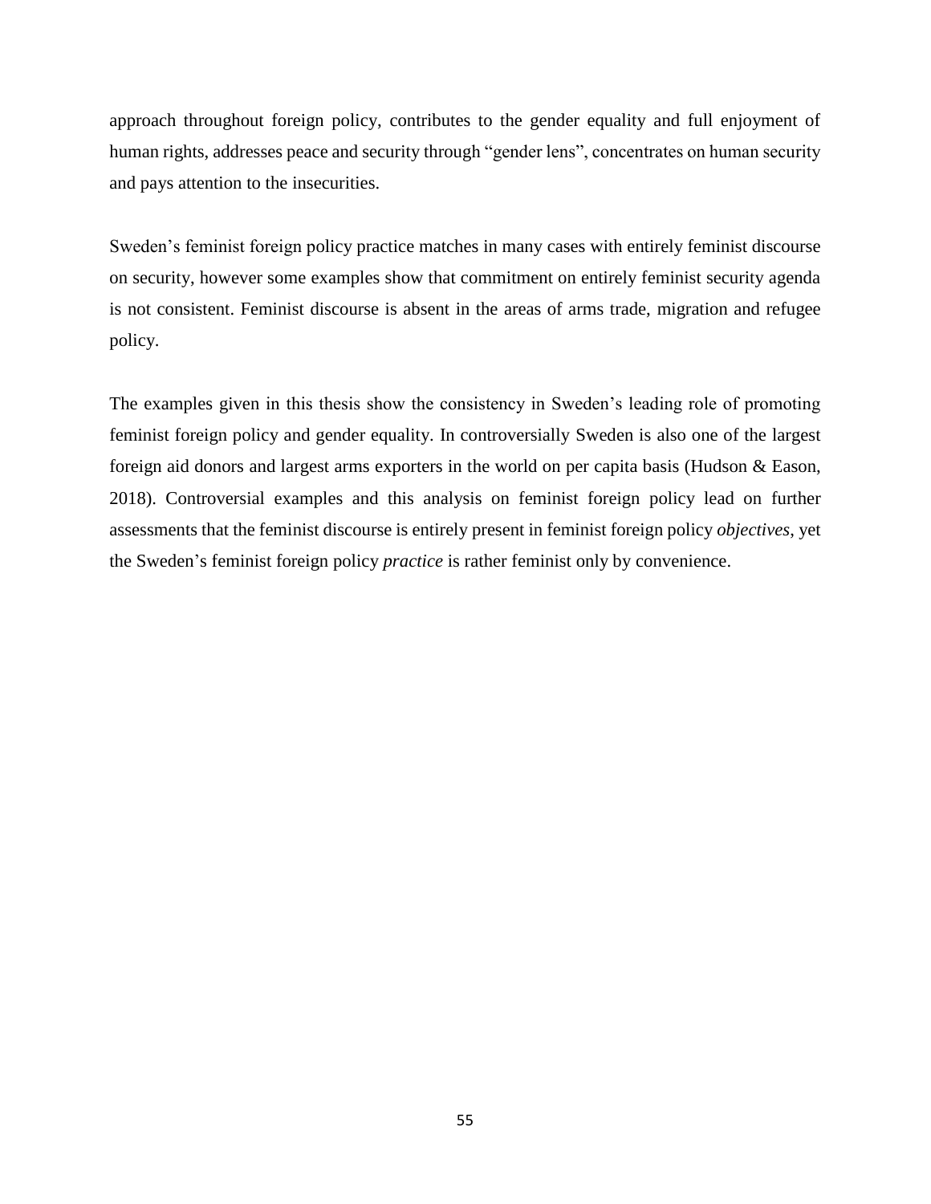approach throughout foreign policy, contributes to the gender equality and full enjoyment of human rights, addresses peace and security through "gender lens", concentrates on human security and pays attention to the insecurities.

Sweden's feminist foreign policy practice matches in many cases with entirely feminist discourse on security, however some examples show that commitment on entirely feminist security agenda is not consistent. Feminist discourse is absent in the areas of arms trade, migration and refugee policy.

The examples given in this thesis show the consistency in Sweden's leading role of promoting feminist foreign policy and gender equality. In controversially Sweden is also one of the largest foreign aid donors and largest arms exporters in the world on per capita basis (Hudson & Eason, 2018). Controversial examples and this analysis on feminist foreign policy lead on further assessments that the feminist discourse is entirely present in feminist foreign policy *objectives*, yet the Sweden's feminist foreign policy *practice* is rather feminist only by convenience.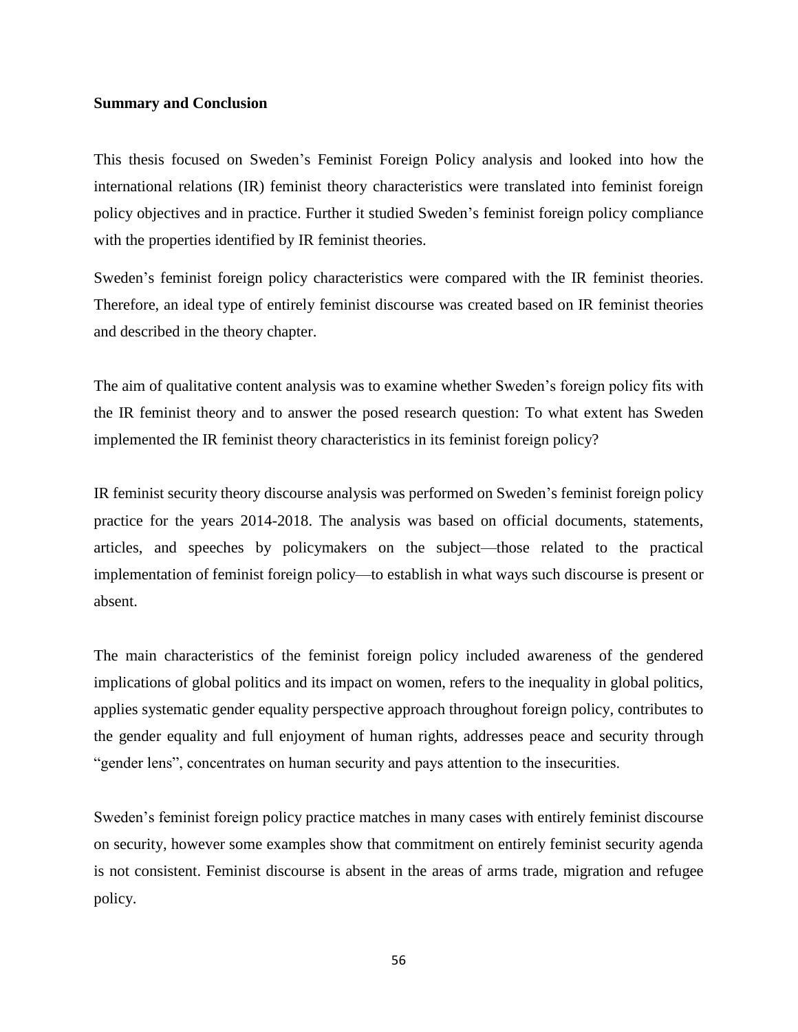**Summary and Conclusion**

This thesis focused on Sweden’s Feminist Foreign Policy analysis and looked into how the international relations (IR) feminist theory characteristics were translated into feminist foreign policy objectives and in practice. Further it studied Sweden’s feminist foreign policy compliance with the properties identified by IR feminist theories.

Sweden’s feminist foreign policy characteristics were compared with the IR feminist theories. Therefore, an ideal type of entirely feminist discourse was created based on IR feminist theories and described in the theory chapter.

The aim of qualitative content analysis was to examine whether Sweden’s foreign policy fits with the IR feminist theory and to answer the posed research question: To what extent has Sweden implemented the IR feminist theory characteristics in its feminist foreign policy?

IR feminist security theory discourse analysis was performed on Sweden’s feminist foreign policy practice for the years 2014-2018. The analysis was based on official documents, statements, articles, and speeches by policymakers on the subject—those related to the practical implementation of feminist foreign policy—to establish in what ways such discourse is present or absent.

The main characteristics of the feminist foreign policy included awareness of the gendered implications of global politics and its impact on women, refers to the inequality in global politics, applies systematic gender equality perspective approach throughout foreign policy, contributes to the gender equality and full enjoyment of human rights, addresses peace and security through “gender lens”, concentrates on human security and pays attention to the insecurities.

Sweden’s feminist foreign policy practice matches in many cases with entirely feminist discourse on security, however some examples show that commitment on entirely feminist security agenda is not consistent. Feminist discourse is absent in the areas of arms trade, migration and refugee policy.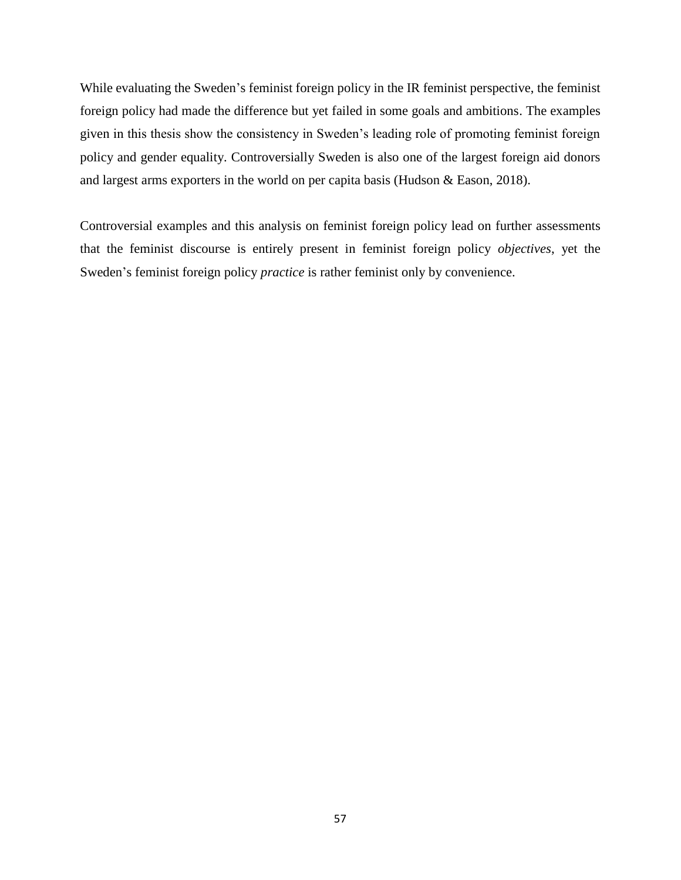While evaluating the Sweden's feminist foreign policy in the IR feminist perspective, the feminist foreign policy had made the difference but yet failed in some goals and ambitions. The examples given in this thesis show the consistency in Sweden's leading role of promoting feminist foreign policy and gender equality. Controversially Sweden is also one of the largest foreign aid donors and largest arms exporters in the world on per capita basis (Hudson & Eason, 2018).

Controversial examples and this analysis on feminist foreign policy lead on further assessments that the feminist discourse is entirely present in feminist foreign policy *objectives*, yet the Sweden's feminist foreign policy *practice* is rather feminist only by convenience.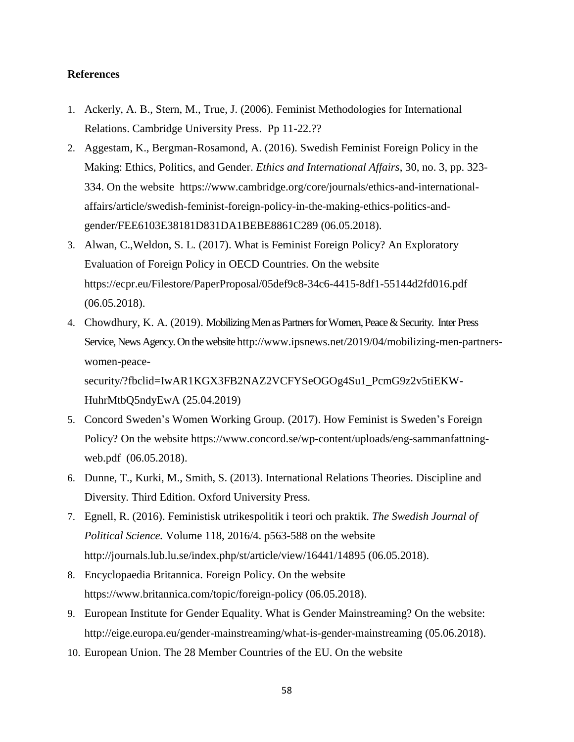**References**

1. Ackerly, A. B., Stern, M., True, J. (2006). Feminist Methodologies for International Relations. Cambridge University Press. Pp 11-22.??
2. Aggestam, K., Bergman-Rosamond, A. (2016). Swedish Feminist Foreign Policy in the Making: Ethics, Politics, and Gender. *Ethics and International Affairs*, 30, no. 3, pp. 323-334. On the website https://www.cambridge.org/core/journals/ethics-and-international-affairs/article/swedish-feminist-foreign-policy-in-the-making-ethics-politics-and-gender/FEE6103E38181D831DA1BEBE8861C289 (06.05.2018).
3. Alwan, C.,Weldon, S. L. (2017). What is Feminist Foreign Policy? An Exploratory Evaluation of Foreign Policy in OECD Countries. On the website https://ecpr.eu/Filestore/PaperProposal/05def9c8-34c6-4415-8df1-55144d2fd016.pdf (06.05.2018).
4. Chowdhury, K. A. (2019). Mobilizing Men as Partners for Women, Peace & Security. Inter Press Service, News Agency. On the website http://www.ipsnews.net/2019/04/mobilizing-men-partners-women-peace-security/?fbclid=IwAR1KGX3FB2NAZ2VCFYSeOGOg4Su1_PcmG9z2v5tiEKW-HuhrMtbQ5ndyEwA (25.04.2019)
5. Concord Sweden's Women Working Group. (2017). How Feminist is Sweden's Foreign Policy? On the website https://www.concord.se/wp-content/uploads/eng-sammanfattning-web.pdf (06.05.2018).
6. Dunne, T., Kurki, M., Smith, S. (2013). International Relations Theories. Discipline and Diversity. Third Edition. Oxford University Press.
7. Egnell, R. (2016). Feministisk utrikespolitik i teori och praktik. *The Swedish Journal of Political Science.* Volume 118, 2016/4. p563-588 on the website http://journals.lub.lu.se/index.php/st/article/view/16441/14895 (06.05.2018).
8. Encyclopaedia Britannica. Foreign Policy. On the website https://www.britannica.com/topic/foreign-policy (06.05.2018).
9. European Institute for Gender Equality. What is Gender Mainstreaming? On the website: http://eige.europa.eu/gender-mainstreaming/what-is-gender-mainstreaming (05.06.2018).
10. European Union. The 28 Member Countries of the EU. On the website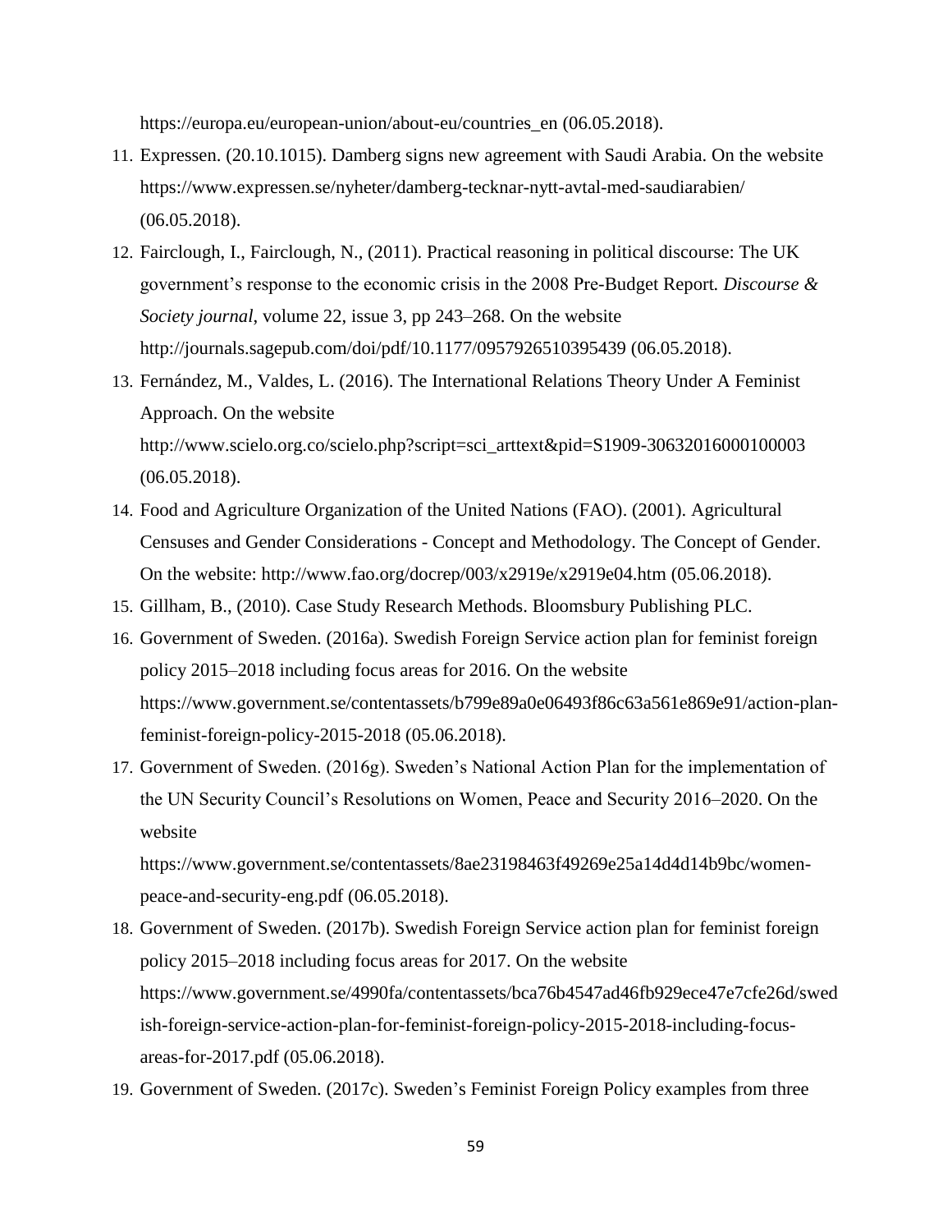https://europa.eu/european-union/about-eu/countries_en (06.05.2018).

11. Expressen. (20.10.1015). Damberg signs new agreement with Saudi Arabia. On the website https://www.expressen.se/nyheter/damberg-tecknar-nytt-avtal-med-saudiarabien/ (06.05.2018).
12. Fairclough, I., Fairclough, N., (2011). Practical reasoning in political discourse: The UK government's response to the economic crisis in the 2008 Pre-Budget Report. *Discourse & Society journal*, volume 22, issue 3, pp 243–268. On the website http://journals.sagepub.com/doi/pdf/10.1177/0957926510395439 (06.05.2018).
13. Fernández, M., Valdes, L. (2016). The International Relations Theory Under A Feminist Approach. On the website http://www.scielo.org.co/scielo.php?script=sci_arttext&pid=S1909-30632016000100003 (06.05.2018).
14. Food and Agriculture Organization of the United Nations (FAO). (2001). Agricultural Censuses and Gender Considerations - Concept and Methodology. The Concept of Gender. On the website: http://www.fao.org/docrep/003/x2919e/x2919e04.htm (05.06.2018).
15. Gillham, B., (2010). Case Study Research Methods. Bloomsbury Publishing PLC.
16. Government of Sweden. (2016a). Swedish Foreign Service action plan for feminist foreign policy 2015–2018 including focus areas for 2016. On the website https://www.government.se/contentassets/b799e89a0e06493f86c63a561e869e91/action-plan-feminist-foreign-policy-2015-2018 (05.06.2018).
17. Government of Sweden. (2016g). Sweden's National Action Plan for the implementation of the UN Security Council's Resolutions on Women, Peace and Security 2016–2020. On the website https://www.government.se/contentassets/8ae23198463f49269e25a14d4d14b9bc/women-peace-and-security-eng.pdf (06.05.2018).
18. Government of Sweden. (2017b). Swedish Foreign Service action plan for feminist foreign policy 2015–2018 including focus areas for 2017. On the website https://www.government.se/4990fa/contentassets/bca76b4547ad46fb929ece47e7cfe26d/swedish-foreign-service-action-plan-for-feminist-foreign-policy-2015-2018-including-focus-areas-for-2017.pdf (05.06.2018).
19. Government of Sweden. (2017c). Sweden's Feminist Foreign Policy examples from three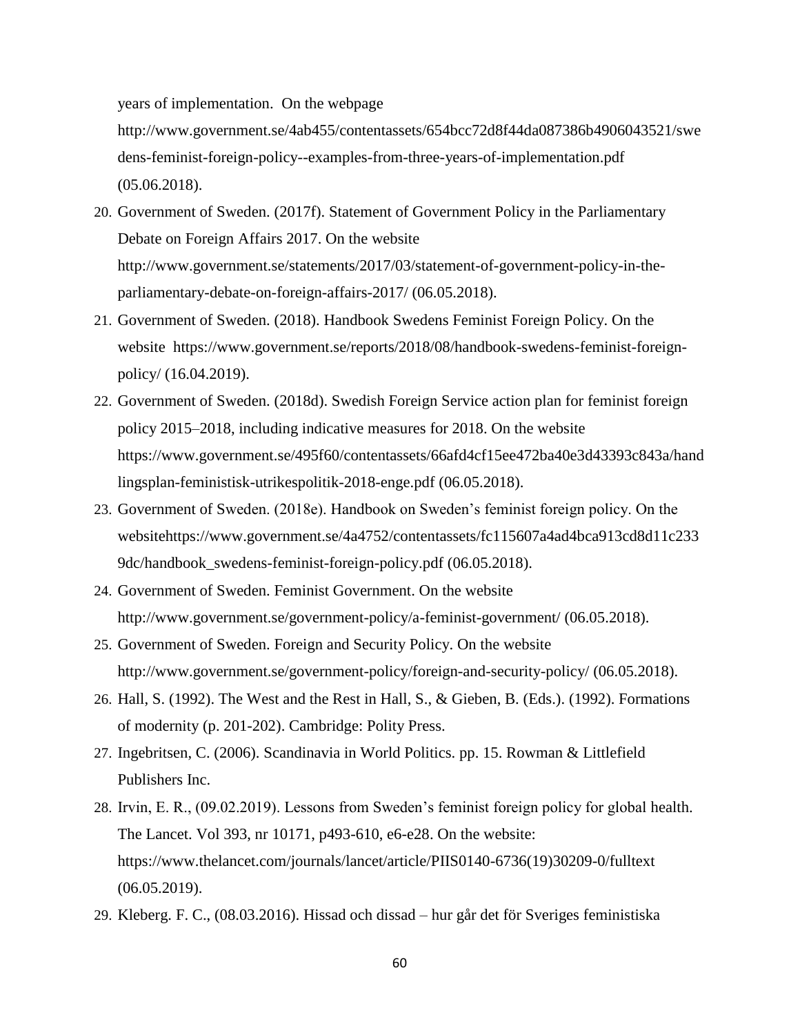years of implementation. On the webpage http://www.government.se/4ab455/contentassets/654bcc72d8f44da087386b4906043521/swedens-feminist-foreign-policy--examples-from-three-years-of-implementation.pdf (05.06.2018).

20. Government of Sweden. (2017f). Statement of Government Policy in the Parliamentary Debate on Foreign Affairs 2017. On the website http://www.government.se/statements/2017/03/statement-of-government-policy-in-the-parliamentary-debate-on-foreign-affairs-2017/ (06.05.2018).
21. Government of Sweden. (2018). Handbook Swedens Feminist Foreign Policy. On the website https://www.government.se/reports/2018/08/handbook-swedens-feminist-foreign-policy/ (16.04.2019).
22. Government of Sweden. (2018d). Swedish Foreign Service action plan for feminist foreign policy 2015–2018, including indicative measures for 2018. On the website https://www.government.se/495f60/contentassets/66afd4cf15ee472ba40e3d43393c843a/handlingsplan-feministisk-utrikespolitik-2018-enge.pdf (06.05.2018).
23. Government of Sweden. (2018e). Handbook on Sweden's feminist foreign policy. On the websitehttps://www.government.se/4a4752/contentassets/fc115607a4ad4bca913cd8d11c2339dc/handbook_swedens-feminist-foreign-policy.pdf (06.05.2018).
24. Government of Sweden. Feminist Government. On the website http://www.government.se/government-policy/a-feminist-government/ (06.05.2018).
25. Government of Sweden. Foreign and Security Policy. On the website http://www.government.se/government-policy/foreign-and-security-policy/ (06.05.2018).
26. Hall, S. (1992). The West and the Rest in Hall, S., & Gieben, B. (Eds.). (1992). Formations of modernity (p. 201-202). Cambridge: Polity Press.
27. Ingebritsen, C. (2006). Scandinavia in World Politics. pp. 15. Rowman & Littlefield Publishers Inc.
28. Irvin, E. R., (09.02.2019). Lessons from Sweden's feminist foreign policy for global health. The Lancet. Vol 393, nr 10171, p493-610, e6-e28. On the website: https://www.thelancet.com/journals/lancet/article/PIIS0140-6736(19)30209-0/fulltext (06.05.2019).
29. Kleberg. F. C., (08.03.2016). Hissad och dissad – hur går det för Sveriges feministiska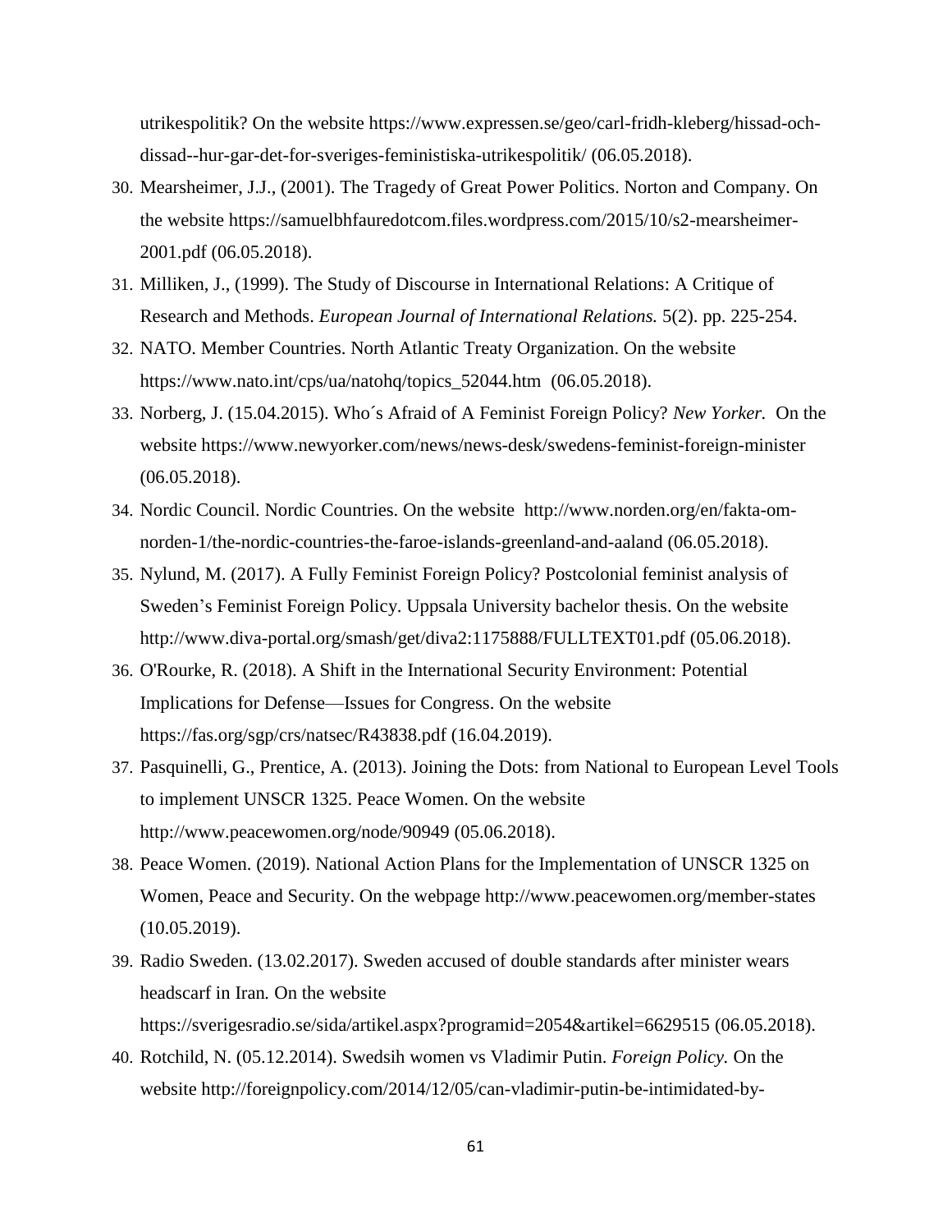utrikespolitik? On the website https://www.expressen.se/geo/carl-fridh-kleberg/hissad-och-dissad--hur-gar-det-for-sveriges-feministiska-utrikespolitik/ (06.05.2018).

30. Mearsheimer, J.J., (2001). The Tragedy of Great Power Politics. Norton and Company. On the website https://samuelbhfauredotcom.files.wordpress.com/2015/10/s2-mearsheimer-2001.pdf (06.05.2018).
31. Milliken, J., (1999). The Study of Discourse in International Relations: A Critique of Research and Methods. *European Journal of International Relations.* 5(2). pp. 225-254.
32. NATO. Member Countries. North Atlantic Treaty Organization. On the website https://www.nato.int/cps/ua/natohq/topics_52044.htm (06.05.2018).
33. Norberg, J. (15.04.2015). Who´s Afraid of A Feminist Foreign Policy? *New Yorker.* On the website https://www.newyorker.com/news/news-desk/swedens-feminist-foreign-minister (06.05.2018).
34. Nordic Council. Nordic Countries. On the website http://www.norden.org/en/fakta-om-norden-1/the-nordic-countries-the-faroe-islands-greenland-and-aaland (06.05.2018).
35. Nylund, M. (2017). A Fully Feminist Foreign Policy? Postcolonial feminist analysis of Sweden's Feminist Foreign Policy. Uppsala University bachelor thesis. On the website http://www.diva-portal.org/smash/get/diva2:1175888/FULLTEXT01.pdf (05.06.2018).
36. O'Rourke, R. (2018). A Shift in the International Security Environment: Potential Implications for Defense—Issues for Congress. On the website https://fas.org/sgp/crs/natsec/R43838.pdf (16.04.2019).
37. Pasquinelli, G., Prentice, A. (2013). Joining the Dots: from National to European Level Tools to implement UNSCR 1325. Peace Women. On the website http://www.peacewomen.org/node/90949 (05.06.2018).
38. Peace Women. (2019). National Action Plans for the Implementation of UNSCR 1325 on Women, Peace and Security. On the webpage http://www.peacewomen.org/member-states (10.05.2019).
39. Radio Sweden. (13.02.2017). Sweden accused of double standards after minister wears headscarf in Iran*.* On the website https://sverigesradio.se/sida/artikel.aspx?programid=2054&artikel=6629515 (06.05.2018).
40. Rotchild, N. (05.12.2014). Swedsih women vs Vladimir Putin. *Foreign Policy.* On the website http://foreignpolicy.com/2014/12/05/can-vladimir-putin-be-intimidated-by-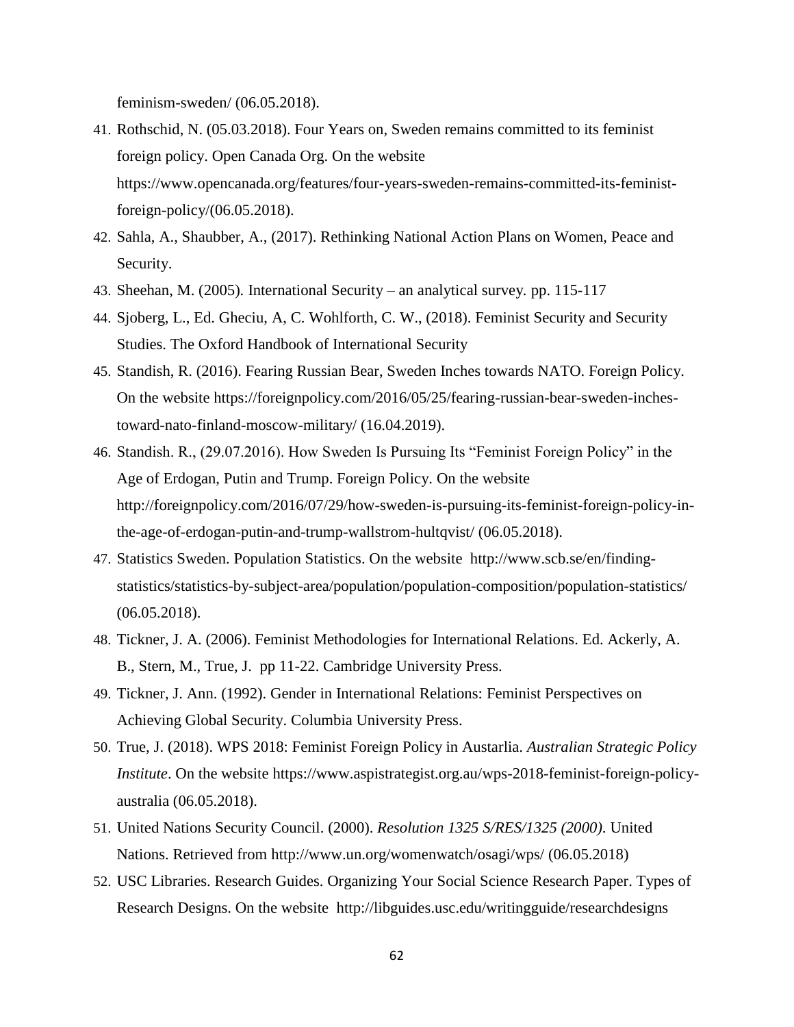feminism-sweden/ (06.05.2018).

41. Rothschid, N. (05.03.2018). Four Years on, Sweden remains committed to its feminist foreign policy. Open Canada Org. On the website https://www.opencanada.org/features/four-years-sweden-remains-committed-its-feminist-foreign-policy/(06.05.2018).
42. Sahla, A., Shaubber, A., (2017). Rethinking National Action Plans on Women, Peace and Security.
43. Sheehan, M. (2005). International Security – an analytical survey. pp. 115-117
44. Sjoberg, L., Ed. Gheciu, A, C. Wohlforth, C. W., (2018). Feminist Security and Security Studies. The Oxford Handbook of International Security
45. Standish, R. (2016). Fearing Russian Bear, Sweden Inches towards NATO. Foreign Policy. On the website https://foreignpolicy.com/2016/05/25/fearing-russian-bear-sweden-inches-toward-nato-finland-moscow-military/ (16.04.2019).
46. Standish. R., (29.07.2016). How Sweden Is Pursuing Its "Feminist Foreign Policy" in the Age of Erdogan, Putin and Trump. Foreign Policy. On the website http://foreignpolicy.com/2016/07/29/how-sweden-is-pursuing-its-feminist-foreign-policy-in-the-age-of-erdogan-putin-and-trump-wallstrom-hultqvist/ (06.05.2018).
47. Statistics Sweden. Population Statistics. On the website http://www.scb.se/en/finding-statistics/statistics-by-subject-area/population/population-composition/population-statistics/ (06.05.2018).
48. Tickner, J. A. (2006). Feminist Methodologies for International Relations. Ed. Ackerly, A. B., Stern, M., True, J. pp 11-22. Cambridge University Press.
49. Tickner, J. Ann. (1992). Gender in International Relations: Feminist Perspectives on Achieving Global Security. Columbia University Press.
50. True, J. (2018). WPS 2018: Feminist Foreign Policy in Austarlia. *Australian Strategic Policy Institute*. On the website https://www.aspistrategist.org.au/wps-2018-feminist-foreign-policy-australia (06.05.2018).
51. United Nations Security Council. (2000). *Resolution 1325 S/RES/1325 (2000)*. United Nations. Retrieved from http://www.un.org/womenwatch/osagi/wps/ (06.05.2018)
52. USC Libraries. Research Guides. Organizing Your Social Science Research Paper. Types of Research Designs. On the website http://libguides.usc.edu/writingguide/researchdesigns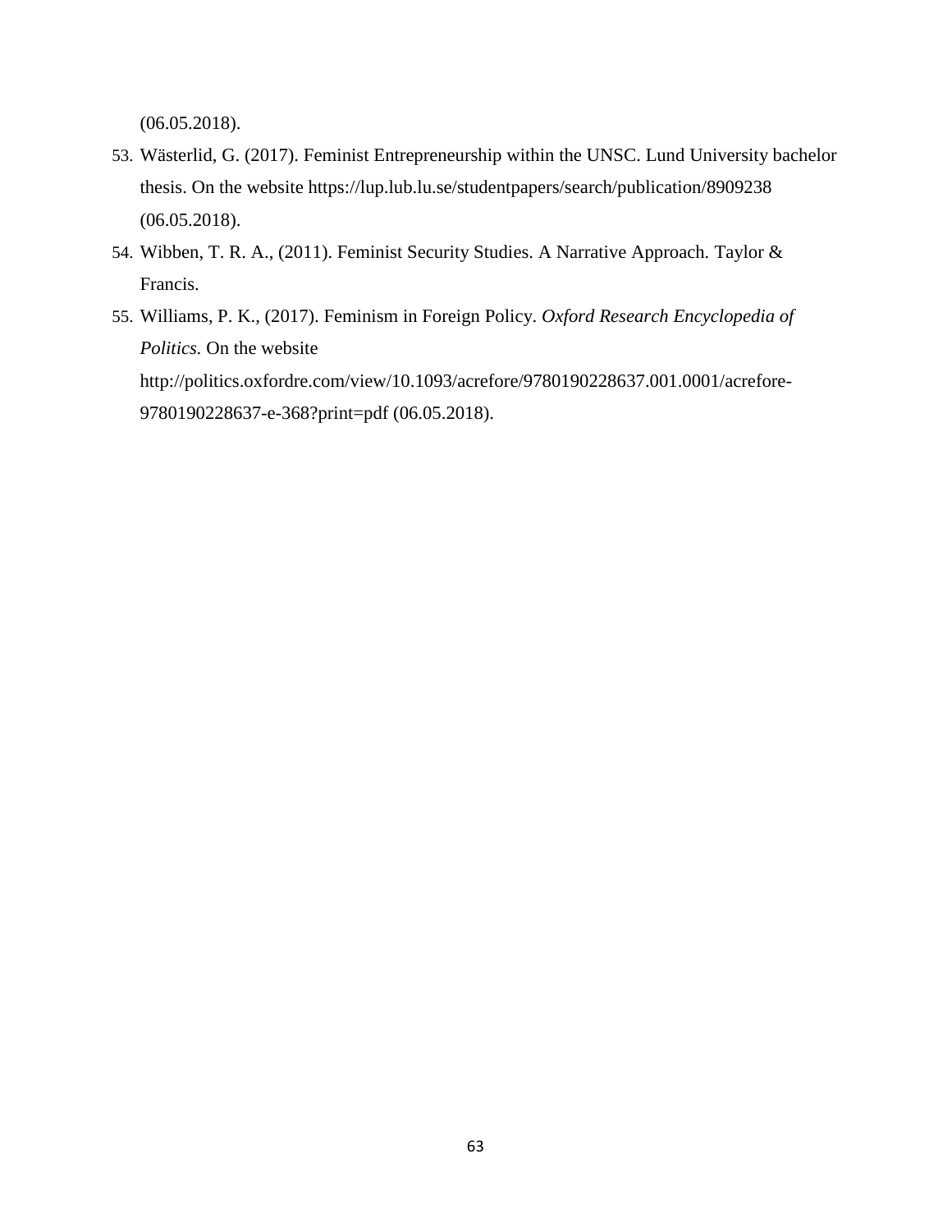(06.05.2018).

53. Wästerlid, G. (2017). Feminist Entrepreneurship within the UNSC. Lund University bachelor thesis. On the website https://lup.lub.lu.se/studentpapers/search/publication/8909238 (06.05.2018).
54. Wibben, T. R. A., (2011). Feminist Security Studies. A Narrative Approach. Taylor & Francis.
55. Williams, P. K., (2017). Feminism in Foreign Policy. *Oxford Research Encyclopedia of Politics.* On the website http://politics.oxfordre.com/view/10.1093/acrefore/9780190228637.001.0001/acrefore-9780190228637-e-368?print=pdf (06.05.2018).